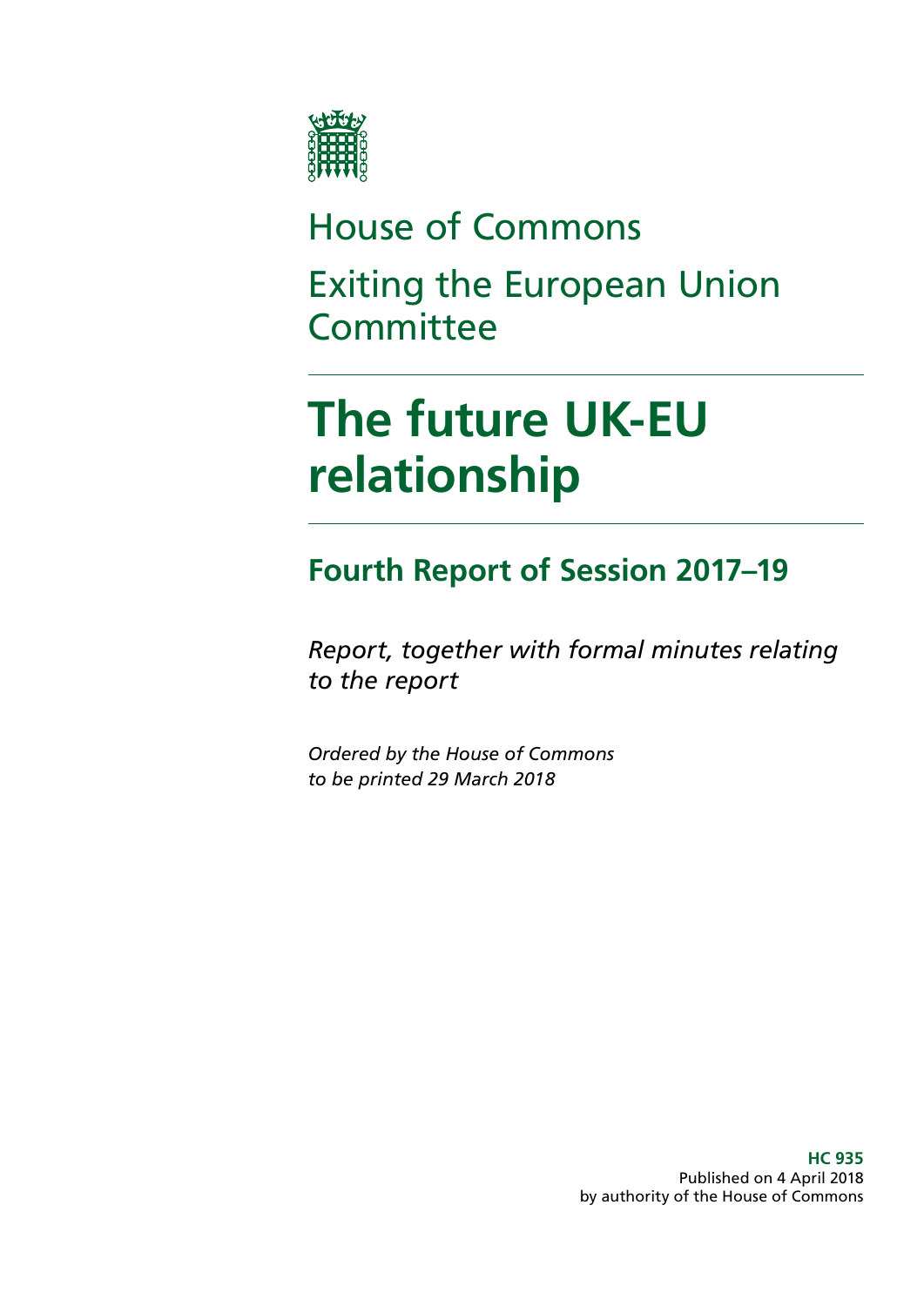House of Commons

Exiting the European Union Committee

# The future UK-EU relationship

## Fourth Report of Session 2017–19

*Report, together with formal minutes relating to the report*

*Ordered by the House of Commons to be printed 29 March 2018*

**HC 935**
Published on 4 April 2018
by authority of the House of Commons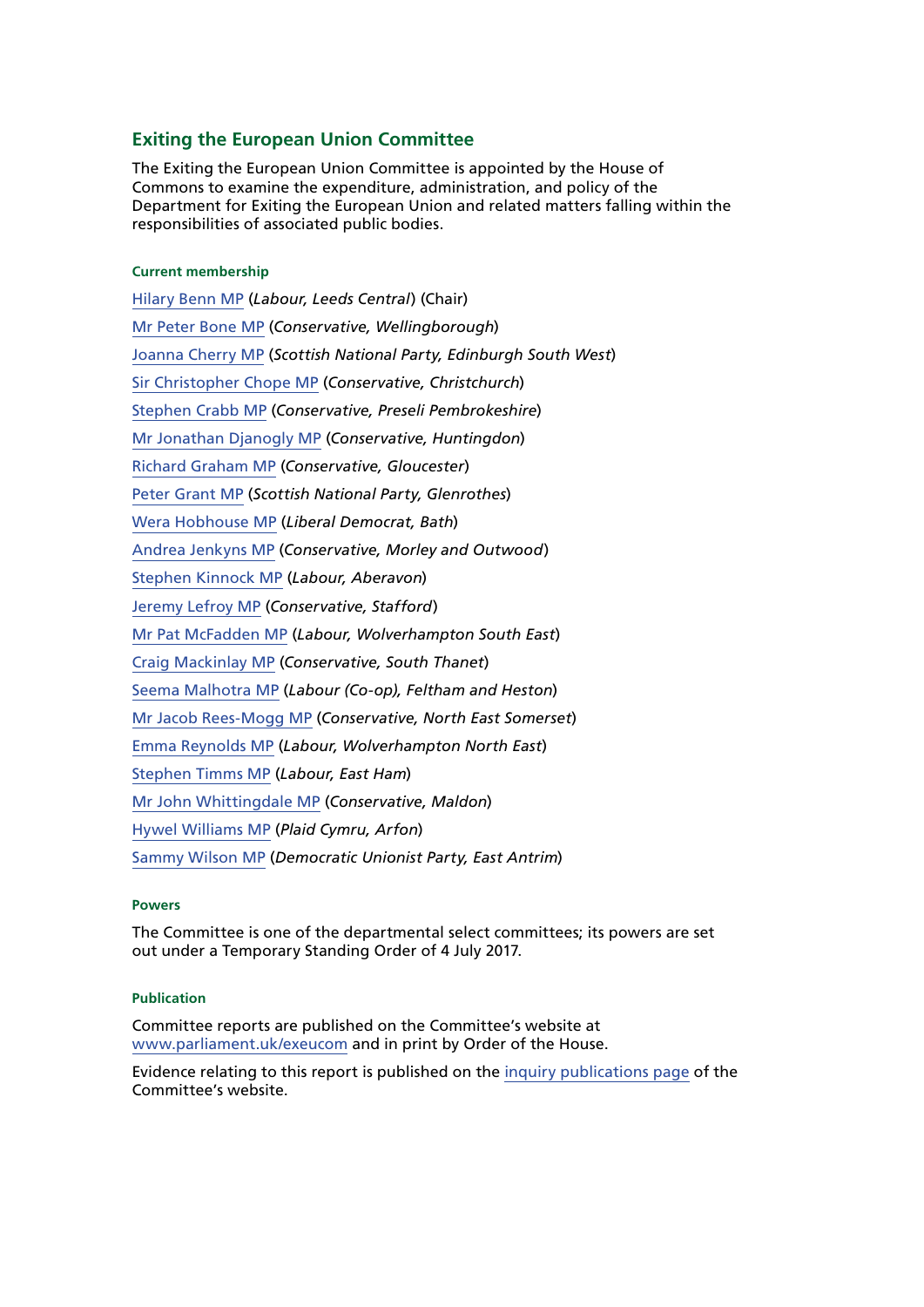## Exiting the European Union Committee

The Exiting the European Union Committee is appointed by the House of Commons to examine the expenditure, administration, and policy of the Department for Exiting the European Union and related matters falling within the responsibilities of associated public bodies.

### Current membership

Hilary Benn MP (*Labour, Leeds Central*) (Chair)

Mr Peter Bone MP (*Conservative, Wellingborough*)

Joanna Cherry MP (*Scottish National Party, Edinburgh South West*)

Sir Christopher Chope MP (*Conservative, Christchurch*)

Stephen Crabb MP (*Conservative, Preseli Pembrokeshire*)

Mr Jonathan Djanogly MP (*Conservative, Huntingdon*)

Richard Graham MP (*Conservative, Gloucester*)

Peter Grant MP (*Scottish National Party, Glenrothes*)

Wera Hobhouse MP (*Liberal Democrat, Bath*)

Andrea Jenkyns MP (*Conservative, Morley and Outwood*)

Stephen Kinnock MP (*Labour, Aberavon*)

Jeremy Lefroy MP (*Conservative, Stafford*)

Mr Pat McFadden MP (*Labour, Wolverhampton South East*)

Craig Mackinlay MP (*Conservative, South Thanet*)

Seema Malhotra MP (*Labour (Co-op), Feltham and Heston*)

Mr Jacob Rees-Mogg MP (*Conservative, North East Somerset*)

Emma Reynolds MP (*Labour, Wolverhampton North East*)

Stephen Timms MP (*Labour, East Ham*)

Mr John Whittingdale MP (*Conservative, Maldon*)

Hywel Williams MP (*Plaid Cymru, Arfon*)

Sammy Wilson MP (*Democratic Unionist Party, East Antrim*)

### Powers

The Committee is one of the departmental select committees; its powers are set out under a Temporary Standing Order of 4 July 2017.

### Publication

Committee reports are published on the Committee's website at www.parliament.uk/exeucom and in print by Order of the House.

Evidence relating to this report is published on the inquiry publications page of the Committee's website.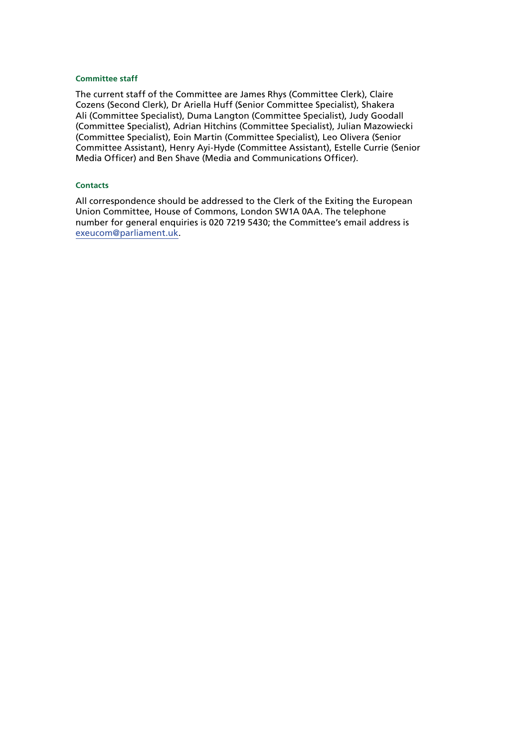### Committee staff

The current staff of the Committee are James Rhys (Committee Clerk), Claire Cozens (Second Clerk), Dr Ariella Huff (Senior Committee Specialist), Shakera Ali (Committee Specialist), Duma Langton (Committee Specialist), Judy Goodall (Committee Specialist), Adrian Hitchins (Committee Specialist), Julian Mazowiecki (Committee Specialist), Eoin Martin (Committee Specialist), Leo Olivera (Senior Committee Assistant), Henry Ayi-Hyde (Committee Assistant), Estelle Currie (Senior Media Officer) and Ben Shave (Media and Communications Officer).

### Contacts

All correspondence should be addressed to the Clerk of the Exiting the European Union Committee, House of Commons, London SW1A 0AA. The telephone number for general enquiries is 020 7219 5430; the Committee's email address is exeucom@parliament.uk.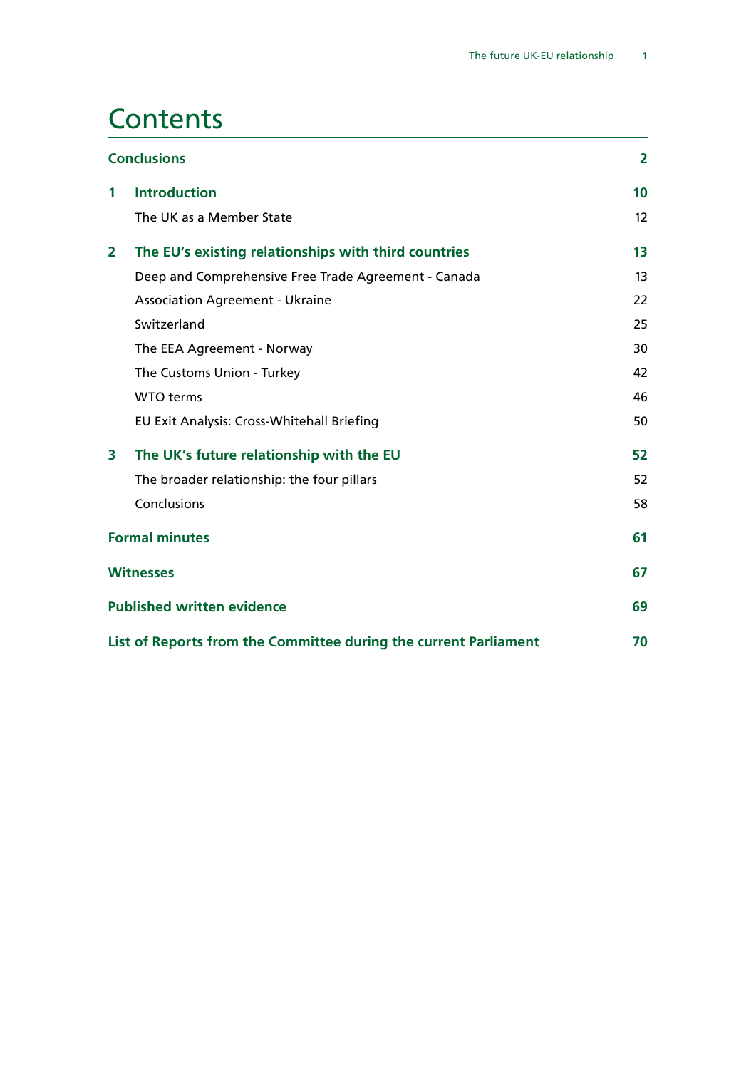# Contents

| | | |
|---|---|---|
| **Conclusions** | | **2** |
| **1** | **Introduction** | **10** |
| | The UK as a Member State | 12 |
| **2** | **The EU's existing relationships with third countries** | **13** |
| | Deep and Comprehensive Free Trade Agreement - Canada | 13 |
| | Association Agreement - Ukraine | 22 |
| | Switzerland | 25 |
| | The EEA Agreement - Norway | 30 |
| | The Customs Union - Turkey | 42 |
| | WTO terms | 46 |
| | EU Exit Analysis: Cross-Whitehall Briefing | 50 |
| **3** | **The UK's future relationship with the EU** | **52** |
| | The broader relationship: the four pillars | 52 |
| | Conclusions | 58 |
| **Formal minutes** | | **61** |
| **Witnesses** | | **67** |
| **Published written evidence** | | **69** |
| **List of Reports from the Committee during the current Parliament** | | **70** |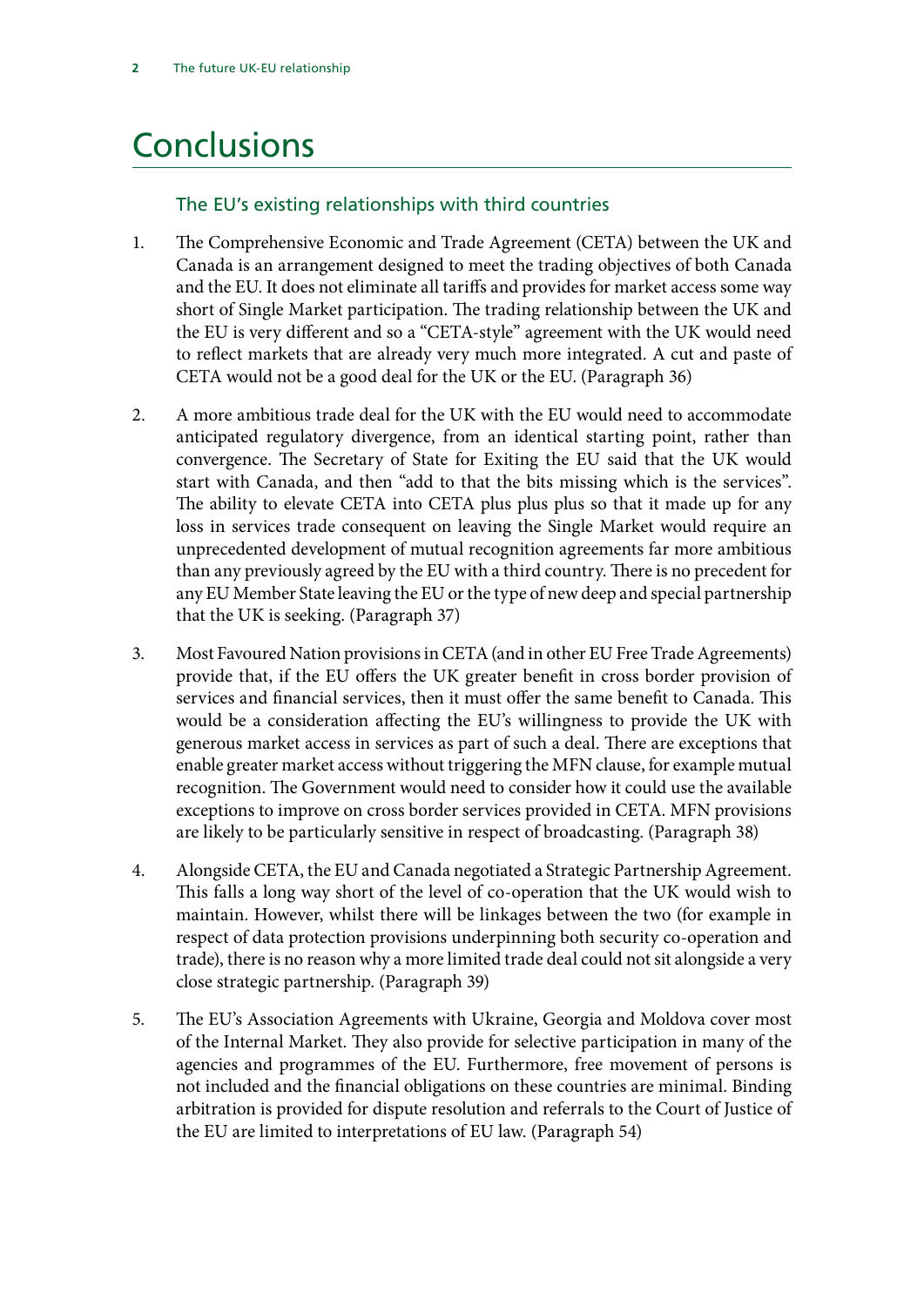# Conclusions

## The EU's existing relationships with third countries

1. The Comprehensive Economic and Trade Agreement (CETA) between the UK and Canada is an arrangement designed to meet the trading objectives of both Canada and the EU. It does not eliminate all tariffs and provides for market access some way short of Single Market participation. The trading relationship between the UK and the EU is very different and so a "CETA-style" agreement with the UK would need to reflect markets that are already very much more integrated. A cut and paste of CETA would not be a good deal for the UK or the EU. (Paragraph 36)

2. A more ambitious trade deal for the UK with the EU would need to accommodate anticipated regulatory divergence, from an identical starting point, rather than convergence. The Secretary of State for Exiting the EU said that the UK would start with Canada, and then "add to that the bits missing which is the services". The ability to elevate CETA into CETA plus plus plus so that it made up for any loss in services trade consequent on leaving the Single Market would require an unprecedented development of mutual recognition agreements far more ambitious than any previously agreed by the EU with a third country. There is no precedent for any EU Member State leaving the EU or the type of new deep and special partnership that the UK is seeking. (Paragraph 37)

3. Most Favoured Nation provisions in CETA (and in other EU Free Trade Agreements) provide that, if the EU offers the UK greater benefit in cross border provision of services and financial services, then it must offer the same benefit to Canada. This would be a consideration affecting the EU's willingness to provide the UK with generous market access in services as part of such a deal. There are exceptions that enable greater market access without triggering the MFN clause, for example mutual recognition. The Government would need to consider how it could use the available exceptions to improve on cross border services provided in CETA. MFN provisions are likely to be particularly sensitive in respect of broadcasting. (Paragraph 38)

4. Alongside CETA, the EU and Canada negotiated a Strategic Partnership Agreement. This falls a long way short of the level of co-operation that the UK would wish to maintain. However, whilst there will be linkages between the two (for example in respect of data protection provisions underpinning both security co-operation and trade), there is no reason why a more limited trade deal could not sit alongside a very close strategic partnership. (Paragraph 39)

5. The EU's Association Agreements with Ukraine, Georgia and Moldova cover most of the Internal Market. They also provide for selective participation in many of the agencies and programmes of the EU. Furthermore, free movement of persons is not included and the financial obligations on these countries are minimal. Binding arbitration is provided for dispute resolution and referrals to the Court of Justice of the EU are limited to interpretations of EU law. (Paragraph 54)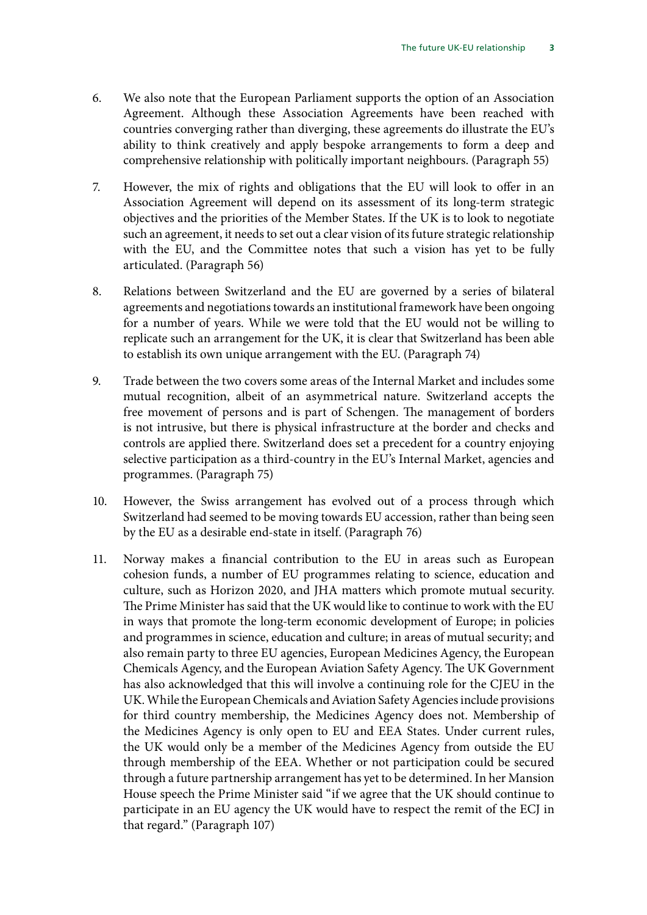6. We also note that the European Parliament supports the option of an Association Agreement. Although these Association Agreements have been reached with countries converging rather than diverging, these agreements do illustrate the EU's ability to think creatively and apply bespoke arrangements to form a deep and comprehensive relationship with politically important neighbours. (Paragraph 55)

7. However, the mix of rights and obligations that the EU will look to offer in an Association Agreement will depend on its assessment of its long-term strategic objectives and the priorities of the Member States. If the UK is to look to negotiate such an agreement, it needs to set out a clear vision of its future strategic relationship with the EU, and the Committee notes that such a vision has yet to be fully articulated. (Paragraph 56)

8. Relations between Switzerland and the EU are governed by a series of bilateral agreements and negotiations towards an institutional framework have been ongoing for a number of years. While we were told that the EU would not be willing to replicate such an arrangement for the UK, it is clear that Switzerland has been able to establish its own unique arrangement with the EU. (Paragraph 74)

9. Trade between the two covers some areas of the Internal Market and includes some mutual recognition, albeit of an asymmetrical nature. Switzerland accepts the free movement of persons and is part of Schengen. The management of borders is not intrusive, but there is physical infrastructure at the border and checks and controls are applied there. Switzerland does set a precedent for a country enjoying selective participation as a third-country in the EU's Internal Market, agencies and programmes. (Paragraph 75)

10. However, the Swiss arrangement has evolved out of a process through which Switzerland had seemed to be moving towards EU accession, rather than being seen by the EU as a desirable end-state in itself. (Paragraph 76)

11. Norway makes a financial contribution to the EU in areas such as European cohesion funds, a number of EU programmes relating to science, education and culture, such as Horizon 2020, and JHA matters which promote mutual security. The Prime Minister has said that the UK would like to continue to work with the EU in ways that promote the long-term economic development of Europe; in policies and programmes in science, education and culture; in areas of mutual security; and also remain party to three EU agencies, European Medicines Agency, the European Chemicals Agency, and the European Aviation Safety Agency. The UK Government has also acknowledged that this will involve a continuing role for the CJEU in the UK. While the European Chemicals and Aviation Safety Agencies include provisions for third country membership, the Medicines Agency does not. Membership of the Medicines Agency is only open to EU and EEA States. Under current rules, the UK would only be a member of the Medicines Agency from outside the EU through membership of the EEA. Whether or not participation could be secured through a future partnership arrangement has yet to be determined. In her Mansion House speech the Prime Minister said "if we agree that the UK should continue to participate in an EU agency the UK would have to respect the remit of the ECJ in that regard." (Paragraph 107)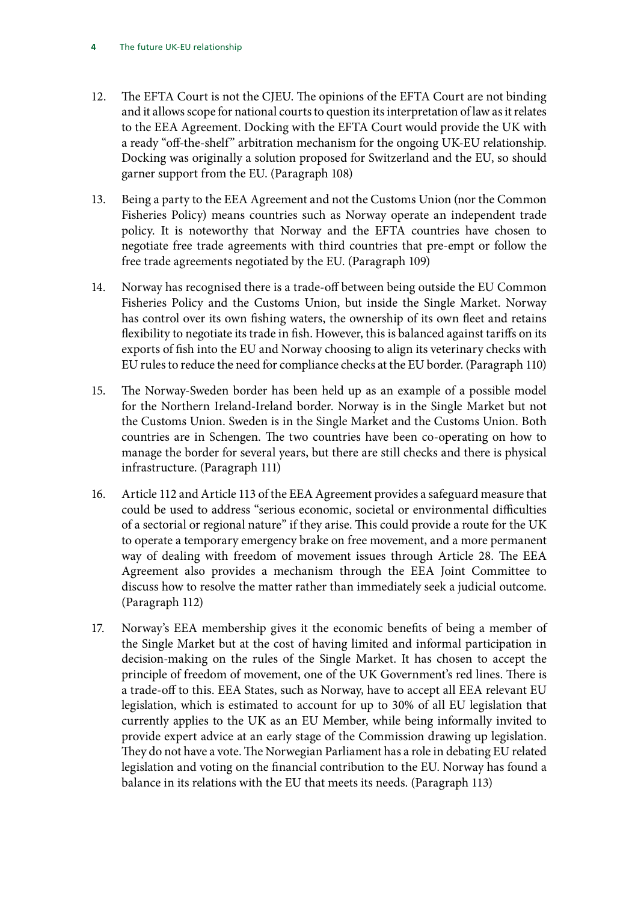12. The EFTA Court is not the CJEU. The opinions of the EFTA Court are not binding and it allows scope for national courts to question its interpretation of law as it relates to the EEA Agreement. Docking with the EFTA Court would provide the UK with a ready "off-the-shelf" arbitration mechanism for the ongoing UK-EU relationship. Docking was originally a solution proposed for Switzerland and the EU, so should garner support from the EU. (Paragraph 108)

13. Being a party to the EEA Agreement and not the Customs Union (nor the Common Fisheries Policy) means countries such as Norway operate an independent trade policy. It is noteworthy that Norway and the EFTA countries have chosen to negotiate free trade agreements with third countries that pre-empt or follow the free trade agreements negotiated by the EU. (Paragraph 109)

14. Norway has recognised there is a trade-off between being outside the EU Common Fisheries Policy and the Customs Union, but inside the Single Market. Norway has control over its own fishing waters, the ownership of its own fleet and retains flexibility to negotiate its trade in fish. However, this is balanced against tariffs on its exports of fish into the EU and Norway choosing to align its veterinary checks with EU rules to reduce the need for compliance checks at the EU border. (Paragraph 110)

15. The Norway-Sweden border has been held up as an example of a possible model for the Northern Ireland-Ireland border. Norway is in the Single Market but not the Customs Union. Sweden is in the Single Market and the Customs Union. Both countries are in Schengen. The two countries have been co-operating on how to manage the border for several years, but there are still checks and there is physical infrastructure. (Paragraph 111)

16. Article 112 and Article 113 of the EEA Agreement provides a safeguard measure that could be used to address "serious economic, societal or environmental difficulties of a sectorial or regional nature" if they arise. This could provide a route for the UK to operate a temporary emergency brake on free movement, and a more permanent way of dealing with freedom of movement issues through Article 28. The EEA Agreement also provides a mechanism through the EEA Joint Committee to discuss how to resolve the matter rather than immediately seek a judicial outcome. (Paragraph 112)

17. Norway's EEA membership gives it the economic benefits of being a member of the Single Market but at the cost of having limited and informal participation in decision-making on the rules of the Single Market. It has chosen to accept the principle of freedom of movement, one of the UK Government's red lines. There is a trade-off to this. EEA States, such as Norway, have to accept all EEA relevant EU legislation, which is estimated to account for up to 30% of all EU legislation that currently applies to the UK as an EU Member, while being informally invited to provide expert advice at an early stage of the Commission drawing up legislation. They do not have a vote. The Norwegian Parliament has a role in debating EU related legislation and voting on the financial contribution to the EU. Norway has found a balance in its relations with the EU that meets its needs. (Paragraph 113)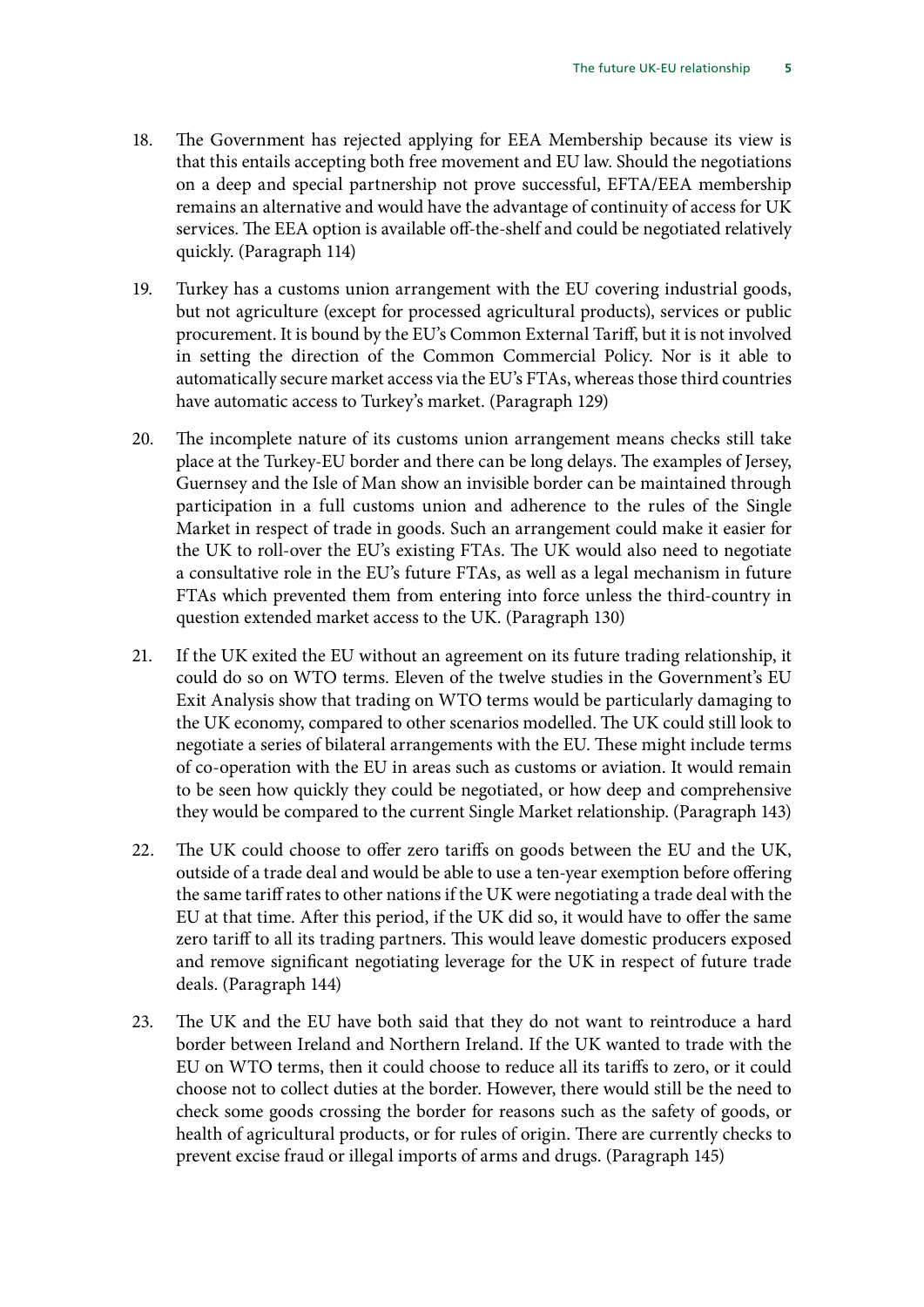18. The Government has rejected applying for EEA Membership because its view is that this entails accepting both free movement and EU law. Should the negotiations on a deep and special partnership not prove successful, EFTA/EEA membership remains an alternative and would have the advantage of continuity of access for UK services. The EEA option is available off-the-shelf and could be negotiated relatively quickly. (Paragraph 114)

19. Turkey has a customs union arrangement with the EU covering industrial goods, but not agriculture (except for processed agricultural products), services or public procurement. It is bound by the EU's Common External Tariff, but it is not involved in setting the direction of the Common Commercial Policy. Nor is it able to automatically secure market access via the EU's FTAs, whereas those third countries have automatic access to Turkey's market. (Paragraph 129)

20. The incomplete nature of its customs union arrangement means checks still take place at the Turkey-EU border and there can be long delays. The examples of Jersey, Guernsey and the Isle of Man show an invisible border can be maintained through participation in a full customs union and adherence to the rules of the Single Market in respect of trade in goods. Such an arrangement could make it easier for the UK to roll-over the EU's existing FTAs. The UK would also need to negotiate a consultative role in the EU's future FTAs, as well as a legal mechanism in future FTAs which prevented them from entering into force unless the third-country in question extended market access to the UK. (Paragraph 130)

21. If the UK exited the EU without an agreement on its future trading relationship, it could do so on WTO terms. Eleven of the twelve studies in the Government's EU Exit Analysis show that trading on WTO terms would be particularly damaging to the UK economy, compared to other scenarios modelled. The UK could still look to negotiate a series of bilateral arrangements with the EU. These might include terms of co-operation with the EU in areas such as customs or aviation. It would remain to be seen how quickly they could be negotiated, or how deep and comprehensive they would be compared to the current Single Market relationship. (Paragraph 143)

22. The UK could choose to offer zero tariffs on goods between the EU and the UK, outside of a trade deal and would be able to use a ten-year exemption before offering the same tariff rates to other nations if the UK were negotiating a trade deal with the EU at that time. After this period, if the UK did so, it would have to offer the same zero tariff to all its trading partners. This would leave domestic producers exposed and remove significant negotiating leverage for the UK in respect of future trade deals. (Paragraph 144)

23. The UK and the EU have both said that they do not want to reintroduce a hard border between Ireland and Northern Ireland. If the UK wanted to trade with the EU on WTO terms, then it could choose to reduce all its tariffs to zero, or it could choose not to collect duties at the border. However, there would still be the need to check some goods crossing the border for reasons such as the safety of goods, or health of agricultural products, or for rules of origin. There are currently checks to prevent excise fraud or illegal imports of arms and drugs. (Paragraph 145)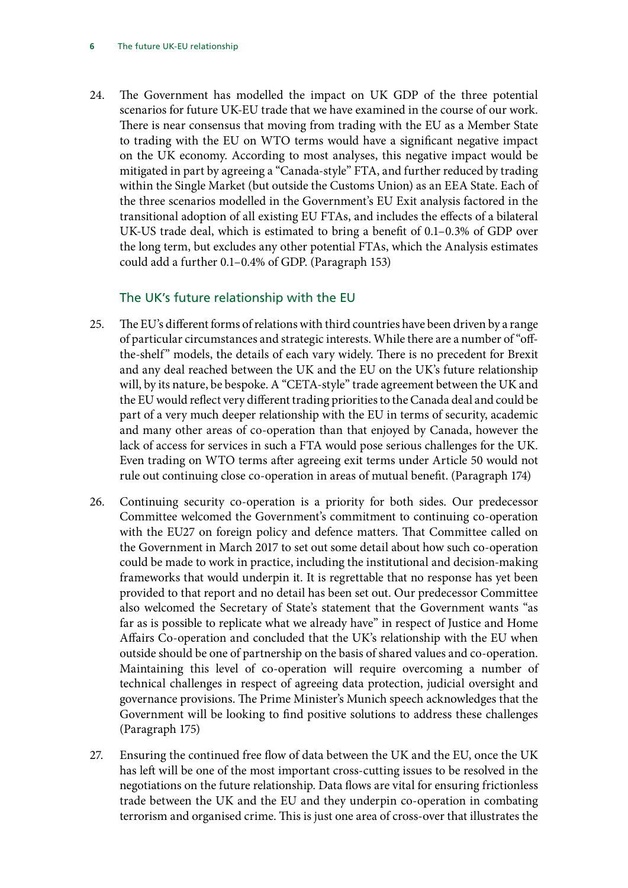24. The Government has modelled the impact on UK GDP of the three potential scenarios for future UK-EU trade that we have examined in the course of our work. There is near consensus that moving from trading with the EU as a Member State to trading with the EU on WTO terms would have a significant negative impact on the UK economy. According to most analyses, this negative impact would be mitigated in part by agreeing a "Canada-style" FTA, and further reduced by trading within the Single Market (but outside the Customs Union) as an EEA State. Each of the three scenarios modelled in the Government's EU Exit analysis factored in the transitional adoption of all existing EU FTAs, and includes the effects of a bilateral UK-US trade deal, which is estimated to bring a benefit of 0.1–0.3% of GDP over the long term, but excludes any other potential FTAs, which the Analysis estimates could add a further 0.1–0.4% of GDP. (Paragraph 153)

## The UK's future relationship with the EU

25. The EU's different forms of relations with third countries have been driven by a range of particular circumstances and strategic interests. While there are a number of "off-the-shelf" models, the details of each vary widely. There is no precedent for Brexit and any deal reached between the UK and the EU on the UK's future relationship will, by its nature, be bespoke. A "CETA-style" trade agreement between the UK and the EU would reflect very different trading priorities to the Canada deal and could be part of a very much deeper relationship with the EU in terms of security, academic and many other areas of co-operation than that enjoyed by Canada, however the lack of access for services in such a FTA would pose serious challenges for the UK. Even trading on WTO terms after agreeing exit terms under Article 50 would not rule out continuing close co-operation in areas of mutual benefit. (Paragraph 174)

26. Continuing security co-operation is a priority for both sides. Our predecessor Committee welcomed the Government's commitment to continuing co-operation with the EU27 on foreign policy and defence matters. That Committee called on the Government in March 2017 to set out some detail about how such co-operation could be made to work in practice, including the institutional and decision-making frameworks that would underpin it. It is regrettable that no response has yet been provided to that report and no detail has been set out. Our predecessor Committee also welcomed the Secretary of State's statement that the Government wants "as far as is possible to replicate what we already have" in respect of Justice and Home Affairs Co-operation and concluded that the UK's relationship with the EU when outside should be one of partnership on the basis of shared values and co-operation. Maintaining this level of co-operation will require overcoming a number of technical challenges in respect of agreeing data protection, judicial oversight and governance provisions. The Prime Minister's Munich speech acknowledges that the Government will be looking to find positive solutions to address these challenges (Paragraph 175)

27. Ensuring the continued free flow of data between the UK and the EU, once the UK has left will be one of the most important cross-cutting issues to be resolved in the negotiations on the future relationship. Data flows are vital for ensuring frictionless trade between the UK and the EU and they underpin co-operation in combating terrorism and organised crime. This is just one area of cross-over that illustrates the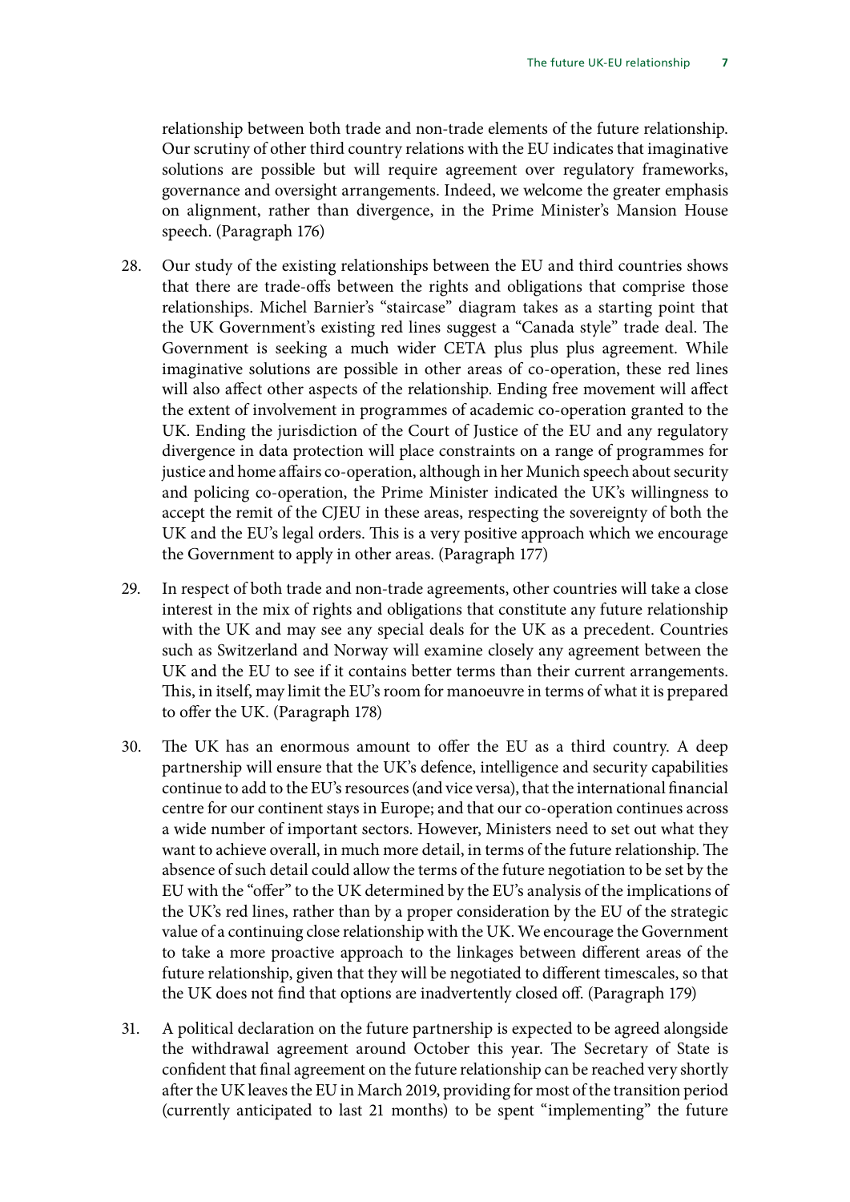relationship between both trade and non-trade elements of the future relationship. Our scrutiny of other third country relations with the EU indicates that imaginative solutions are possible but will require agreement over regulatory frameworks, governance and oversight arrangements. Indeed, we welcome the greater emphasis on alignment, rather than divergence, in the Prime Minister's Mansion House speech. (Paragraph 176)

28. Our study of the existing relationships between the EU and third countries shows that there are trade-offs between the rights and obligations that comprise those relationships. Michel Barnier's "staircase" diagram takes as a starting point that the UK Government's existing red lines suggest a "Canada style" trade deal. The Government is seeking a much wider CETA plus plus plus agreement. While imaginative solutions are possible in other areas of co-operation, these red lines will also affect other aspects of the relationship. Ending free movement will affect the extent of involvement in programmes of academic co-operation granted to the UK. Ending the jurisdiction of the Court of Justice of the EU and any regulatory divergence in data protection will place constraints on a range of programmes for justice and home affairs co-operation, although in her Munich speech about security and policing co-operation, the Prime Minister indicated the UK's willingness to accept the remit of the CJEU in these areas, respecting the sovereignty of both the UK and the EU's legal orders. This is a very positive approach which we encourage the Government to apply in other areas. (Paragraph 177)

29. In respect of both trade and non-trade agreements, other countries will take a close interest in the mix of rights and obligations that constitute any future relationship with the UK and may see any special deals for the UK as a precedent. Countries such as Switzerland and Norway will examine closely any agreement between the UK and the EU to see if it contains better terms than their current arrangements. This, in itself, may limit the EU's room for manoeuvre in terms of what it is prepared to offer the UK. (Paragraph 178)

30. The UK has an enormous amount to offer the EU as a third country. A deep partnership will ensure that the UK's defence, intelligence and security capabilities continue to add to the EU's resources (and vice versa), that the international financial centre for our continent stays in Europe; and that our co-operation continues across a wide number of important sectors. However, Ministers need to set out what they want to achieve overall, in much more detail, in terms of the future relationship. The absence of such detail could allow the terms of the future negotiation to be set by the EU with the "offer" to the UK determined by the EU's analysis of the implications of the UK's red lines, rather than by a proper consideration by the EU of the strategic value of a continuing close relationship with the UK. We encourage the Government to take a more proactive approach to the linkages between different areas of the future relationship, given that they will be negotiated to different timescales, so that the UK does not find that options are inadvertently closed off. (Paragraph 179)

31. A political declaration on the future partnership is expected to be agreed alongside the withdrawal agreement around October this year. The Secretary of State is confident that final agreement on the future relationship can be reached very shortly after the UK leaves the EU in March 2019, providing for most of the transition period (currently anticipated to last 21 months) to be spent "implementing" the future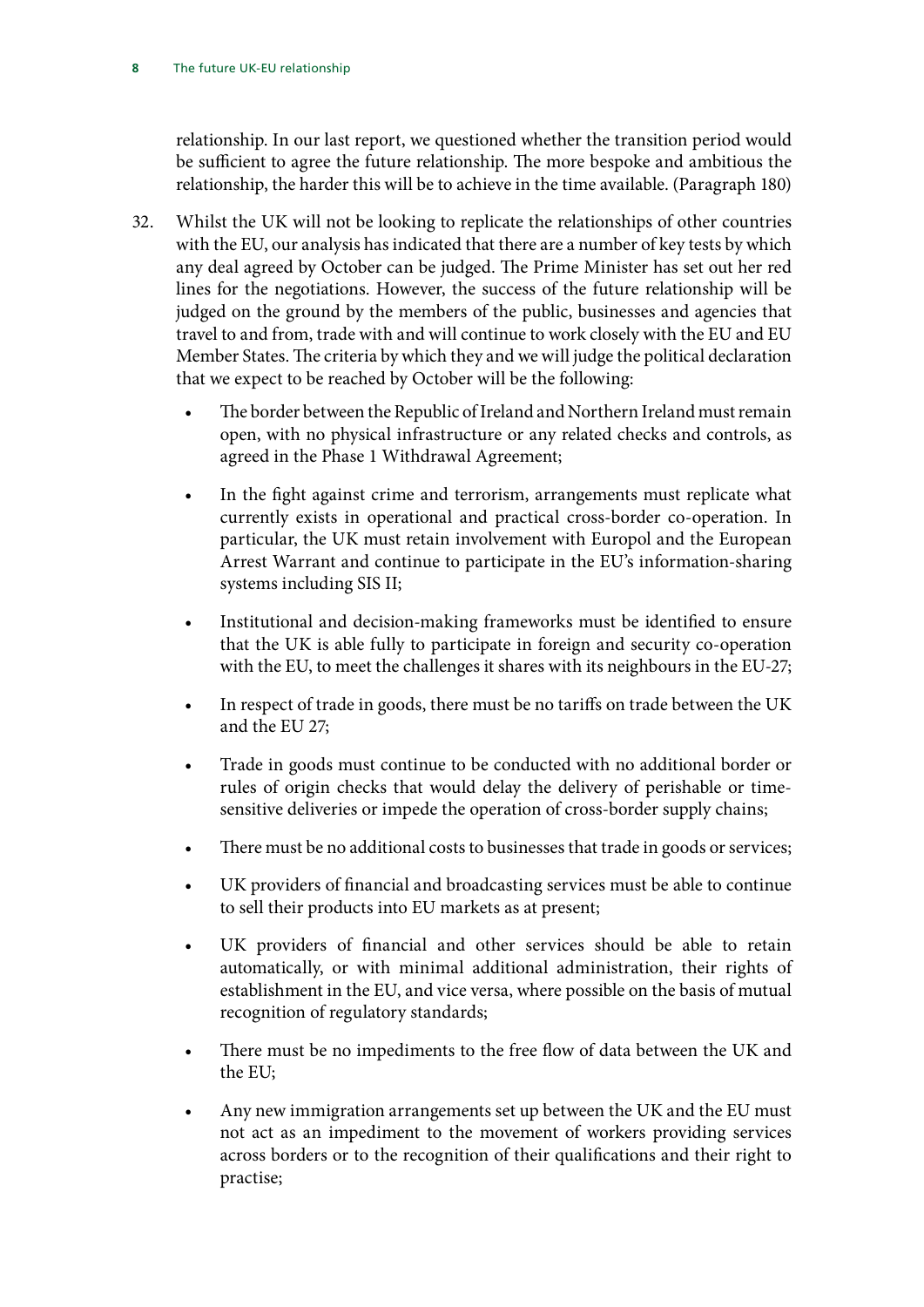relationship. In our last report, we questioned whether the transition period would be sufficient to agree the future relationship. The more bespoke and ambitious the relationship, the harder this will be to achieve in the time available. (Paragraph 180)

32. Whilst the UK will not be looking to replicate the relationships of other countries with the EU, our analysis has indicated that there are a number of key tests by which any deal agreed by October can be judged. The Prime Minister has set out her red lines for the negotiations. However, the success of the future relationship will be judged on the ground by the members of the public, businesses and agencies that travel to and from, trade with and will continue to work closely with the EU and EU Member States. The criteria by which they and we will judge the political declaration that we expect to be reached by October will be the following:

    - The border between the Republic of Ireland and Northern Ireland must remain open, with no physical infrastructure or any related checks and controls, as agreed in the Phase 1 Withdrawal Agreement;
    - In the fight against crime and terrorism, arrangements must replicate what currently exists in operational and practical cross-border co-operation. In particular, the UK must retain involvement with Europol and the European Arrest Warrant and continue to participate in the EU's information-sharing systems including SIS II;
    - Institutional and decision-making frameworks must be identified to ensure that the UK is able fully to participate in foreign and security co-operation with the EU, to meet the challenges it shares with its neighbours in the EU-27;
    - In respect of trade in goods, there must be no tariffs on trade between the UK and the EU 27;
    - Trade in goods must continue to be conducted with no additional border or rules of origin checks that would delay the delivery of perishable or time-sensitive deliveries or impede the operation of cross-border supply chains;
    - There must be no additional costs to businesses that trade in goods or services;
    - UK providers of financial and broadcasting services must be able to continue to sell their products into EU markets as at present;
    - UK providers of financial and other services should be able to retain automatically, or with minimal additional administration, their rights of establishment in the EU, and vice versa, where possible on the basis of mutual recognition of regulatory standards;
    - There must be no impediments to the free flow of data between the UK and the EU;
    - Any new immigration arrangements set up between the UK and the EU must not act as an impediment to the movement of workers providing services across borders or to the recognition of their qualifications and their right to practise;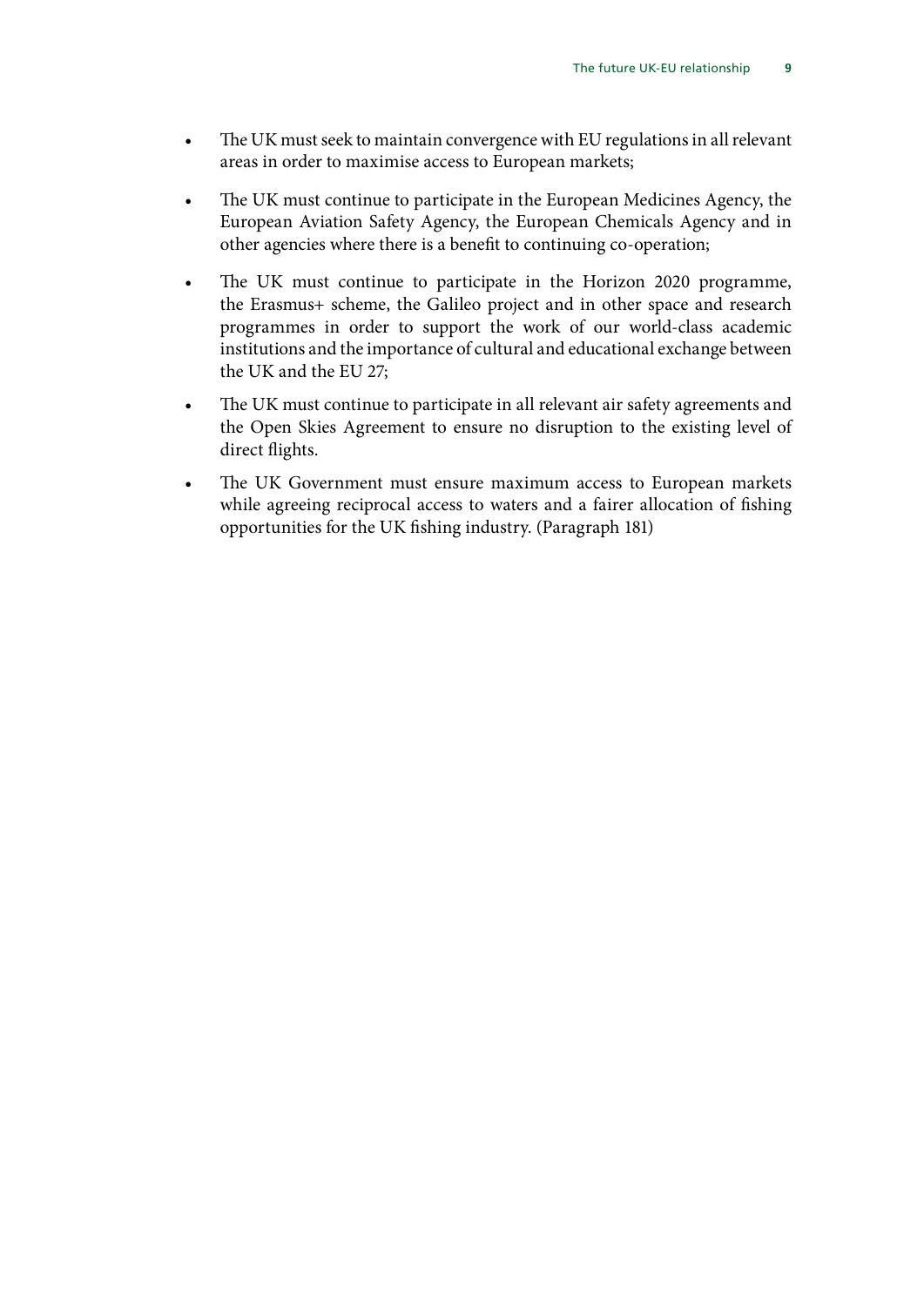- The UK must seek to maintain convergence with EU regulations in all relevant areas in order to maximise access to European markets;
- The UK must continue to participate in the European Medicines Agency, the European Aviation Safety Agency, the European Chemicals Agency and in other agencies where there is a benefit to continuing co-operation;
- The UK must continue to participate in the Horizon 2020 programme, the Erasmus+ scheme, the Galileo project and in other space and research programmes in order to support the work of our world-class academic institutions and the importance of cultural and educational exchange between the UK and the EU 27;
- The UK must continue to participate in all relevant air safety agreements and the Open Skies Agreement to ensure no disruption to the existing level of direct flights.
- The UK Government must ensure maximum access to European markets while agreeing reciprocal access to waters and a fairer allocation of fishing opportunities for the UK fishing industry. (Paragraph 181)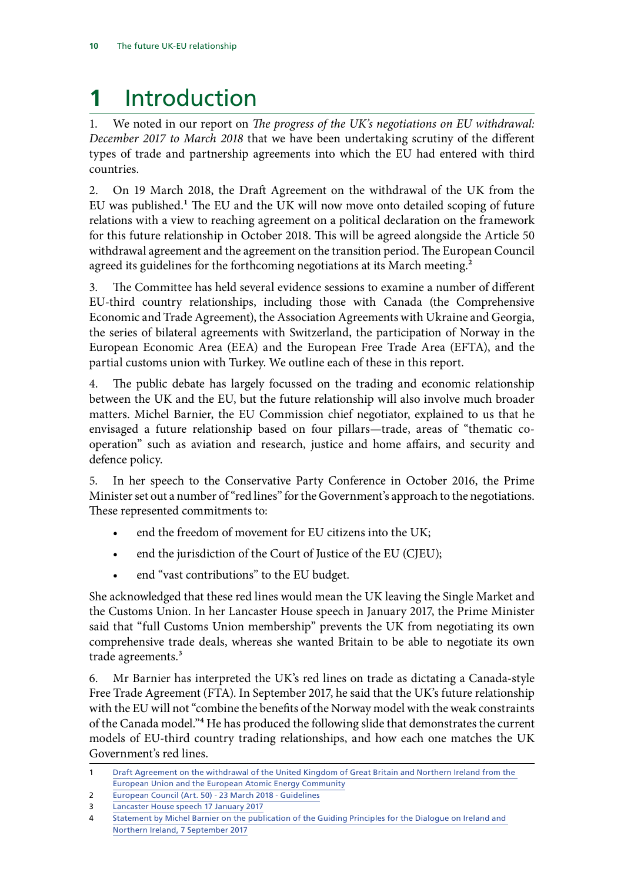# 1 Introduction

1. We noted in our report on *The progress of the UK's negotiations on EU withdrawal: December 2017 to March 2018* that we have been undertaking scrutiny of the different types of trade and partnership agreements into which the EU had entered with third countries.

2. On 19 March 2018, the Draft Agreement on the withdrawal of the UK from the EU was published.[1] The EU and the UK will now move onto detailed scoping of future relations with a view to reaching agreement on a political declaration on the framework for this future relationship in October 2018. This will be agreed alongside the Article 50 withdrawal agreement and the agreement on the transition period. The European Council agreed its guidelines for the forthcoming negotiations at its March meeting.[2]

3. The Committee has held several evidence sessions to examine a number of different EU-third country relationships, including those with Canada (the Comprehensive Economic and Trade Agreement), the Association Agreements with Ukraine and Georgia, the series of bilateral agreements with Switzerland, the participation of Norway in the European Economic Area (EEA) and the European Free Trade Area (EFTA), and the partial customs union with Turkey. We outline each of these in this report.

4. The public debate has largely focussed on the trading and economic relationship between the UK and the EU, but the future relationship will also involve much broader matters. Michel Barnier, the EU Commission chief negotiator, explained to us that he envisaged a future relationship based on four pillars—trade, areas of "thematic co-operation" such as aviation and research, justice and home affairs, and security and defence policy.

5. In her speech to the Conservative Party Conference in October 2016, the Prime Minister set out a number of "red lines" for the Government's approach to the negotiations. These represented commitments to:

- end the freedom of movement for EU citizens into the UK;
- end the jurisdiction of the Court of Justice of the EU (CJEU);
- end "vast contributions" to the EU budget.

She acknowledged that these red lines would mean the UK leaving the Single Market and the Customs Union. In her Lancaster House speech in January 2017, the Prime Minister said that "full Customs Union membership" prevents the UK from negotiating its own comprehensive trade deals, whereas she wanted Britain to be able to negotiate its own trade agreements.[3]

6. Mr Barnier has interpreted the UK's red lines on trade as dictating a Canada-style Free Trade Agreement (FTA). In September 2017, he said that the UK's future relationship with the EU will not "combine the benefits of the Norway model with the weak constraints of the Canada model."[4] He has produced the following slide that demonstrates the current models of EU-third country trading relationships, and how each one matches the UK Government's red lines.

---

1 Draft Agreement on the withdrawal of the United Kingdom of Great Britain and Northern Ireland from the European Union and the European Atomic Energy Community

2 European Council (Art. 50) - 23 March 2018 - Guidelines

3 Lancaster House speech 17 January 2017

4 Statement by Michel Barnier on the publication of the Guiding Principles for the Dialogue on Ireland and Northern Ireland, 7 September 2017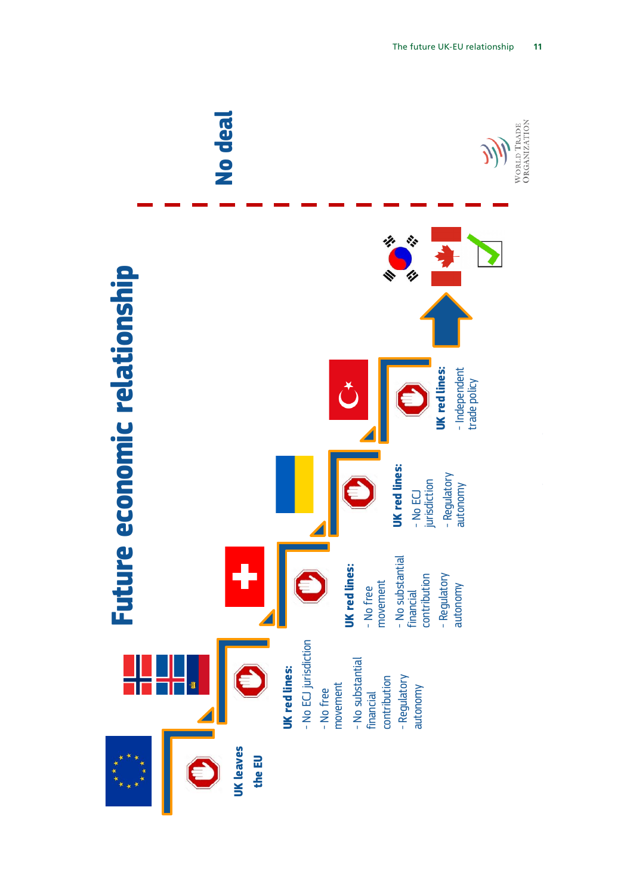# Future economic relationship

UK leaves the EU

**UK red lines:**
- No ECJ jurisdiction
- No free movement
- No substantial financial contribution
- Regulatory autonomy

**UK red lines:**
- No free movement
- No substantial financial contribution
- Regulatory autonomy

**UK red lines:**
- No ECJ jurisdiction
- Regulatory autonomy

**UK red lines:**
- Independent trade policy

**No deal**

World Trade Organization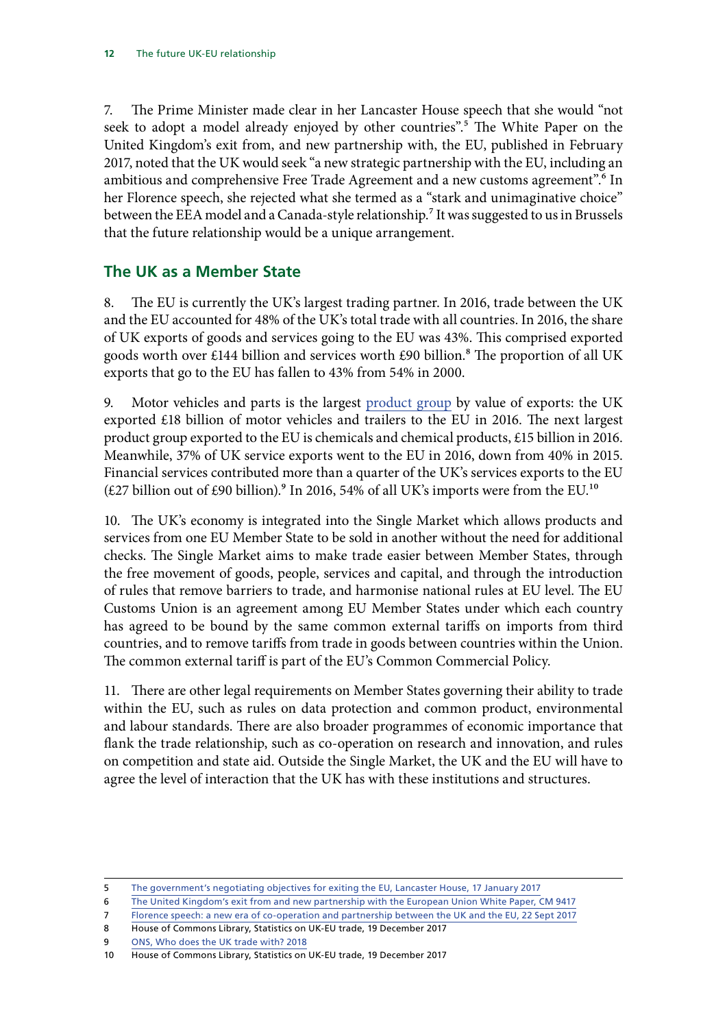7. The Prime Minister made clear in her Lancaster House speech that she would "not seek to adopt a model already enjoyed by other countries".[5] The White Paper on the United Kingdom's exit from, and new partnership with, the EU, published in February 2017, noted that the UK would seek "a new strategic partnership with the EU, including an ambitious and comprehensive Free Trade Agreement and a new customs agreement".[6] In her Florence speech, she rejected what she termed as a "stark and unimaginative choice" between the EEA model and a Canada-style relationship.[7] It was suggested to us in Brussels that the future relationship would be a unique arrangement.

## The UK as a Member State

8. The EU is currently the UK's largest trading partner. In 2016, trade between the UK and the EU accounted for 48% of the UK's total trade with all countries. In 2016, the share of UK exports of goods and services going to the EU was 43%. This comprised exported goods worth over £144 billion and services worth £90 billion.[8] The proportion of all UK exports that go to the EU has fallen to 43% from 54% in 2000.

9. Motor vehicles and parts is the largest product group by value of exports: the UK exported £18 billion of motor vehicles and trailers to the EU in 2016. The next largest product group exported to the EU is chemicals and chemical products, £15 billion in 2016. Meanwhile, 37% of UK service exports went to the EU in 2016, down from 40% in 2015. Financial services contributed more than a quarter of the UK's services exports to the EU (£27 billion out of £90 billion).[9] In 2016, 54% of all UK's imports were from the EU.[10]

10. The UK's economy is integrated into the Single Market which allows products and services from one EU Member State to be sold in another without the need for additional checks. The Single Market aims to make trade easier between Member States, through the free movement of goods, people, services and capital, and through the introduction of rules that remove barriers to trade, and harmonise national rules at EU level. The EU Customs Union is an agreement among EU Member States under which each country has agreed to be bound by the same common external tariffs on imports from third countries, and to remove tariffs from trade in goods between countries within the Union. The common external tariff is part of the EU's Common Commercial Policy.

11. There are other legal requirements on Member States governing their ability to trade within the EU, such as rules on data protection and common product, environmental and labour standards. There are also broader programmes of economic importance that flank the trade relationship, such as co-operation on research and innovation, and rules on competition and state aid. Outside the Single Market, the UK and the EU will have to agree the level of interaction that the UK has with these institutions and structures.

---

5 The government's negotiating objectives for exiting the EU, Lancaster House, 17 January 2017

6 The United Kingdom's exit from and new partnership with the European Union White Paper, CM 9417

7 Florence speech: a new era of co-operation and partnership between the UK and the EU, 22 Sept 2017

8 House of Commons Library, Statistics on UK-EU trade, 19 December 2017

9 ONS, Who does the UK trade with? 2018

10 House of Commons Library, Statistics on UK-EU trade, 19 December 2017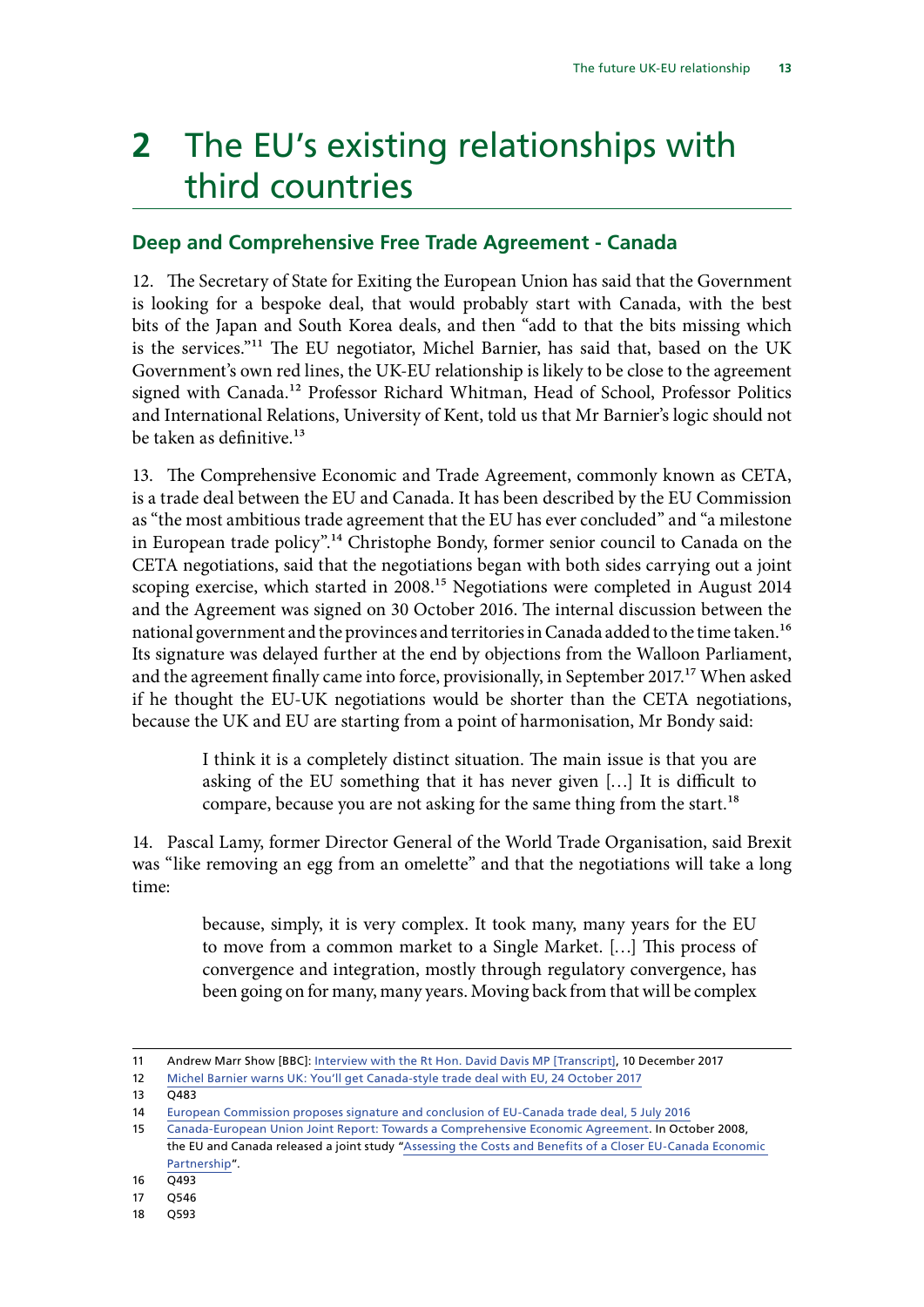# 2 The EU's existing relationships with third countries

## Deep and Comprehensive Free Trade Agreement - Canada

12. The Secretary of State for Exiting the European Union has said that the Government is looking for a bespoke deal, that would probably start with Canada, with the best bits of the Japan and South Korea deals, and then "add to that the bits missing which is the services."[11] The EU negotiator, Michel Barnier, has said that, based on the UK Government's own red lines, the UK-EU relationship is likely to be close to the agreement signed with Canada.[12] Professor Richard Whitman, Head of School, Professor Politics and International Relations, University of Kent, told us that Mr Barnier's logic should not be taken as definitive.[13]

13. The Comprehensive Economic and Trade Agreement, commonly known as CETA, is a trade deal between the EU and Canada. It has been described by the EU Commission as "the most ambitious trade agreement that the EU has ever concluded" and "a milestone in European trade policy".[14] Christophe Bondy, former senior council to Canada on the CETA negotiations, said that the negotiations began with both sides carrying out a joint scoping exercise, which started in 2008.[15] Negotiations were completed in August 2014 and the Agreement was signed on 30 October 2016. The internal discussion between the national government and the provinces and territories in Canada added to the time taken.[16] Its signature was delayed further at the end by objections from the Walloon Parliament, and the agreement finally came into force, provisionally, in September 2017.[17] When asked if he thought the EU-UK negotiations would be shorter than the CETA negotiations, because the UK and EU are starting from a point of harmonisation, Mr Bondy said:

> I think it is a completely distinct situation. The main issue is that you are asking of the EU something that it has never given […] It is difficult to compare, because you are not asking for the same thing from the start.[18]

14. Pascal Lamy, former Director General of the World Trade Organisation, said Brexit was "like removing an egg from an omelette" and that the negotiations will take a long time:

> because, simply, it is very complex. It took many, many years for the EU to move from a common market to a Single Market. […] This process of convergence and integration, mostly through regulatory convergence, has been going on for many, many years. Moving back from that will be complex

---

11 Andrew Marr Show [BBC]: Interview with the Rt Hon. David Davis MP [Transcript], 10 December 2017

12 Michel Barnier warns UK: You'll get Canada-style trade deal with EU, 24 October 2017

13 Q483

14 European Commission proposes signature and conclusion of EU-Canada trade deal, 5 July 2016

15 Canada-European Union Joint Report: Towards a Comprehensive Economic Agreement. In October 2008, the EU and Canada released a joint study "Assessing the Costs and Benefits of a Closer EU-Canada Economic Partnership".

16 Q493

17 Q546

18 Q593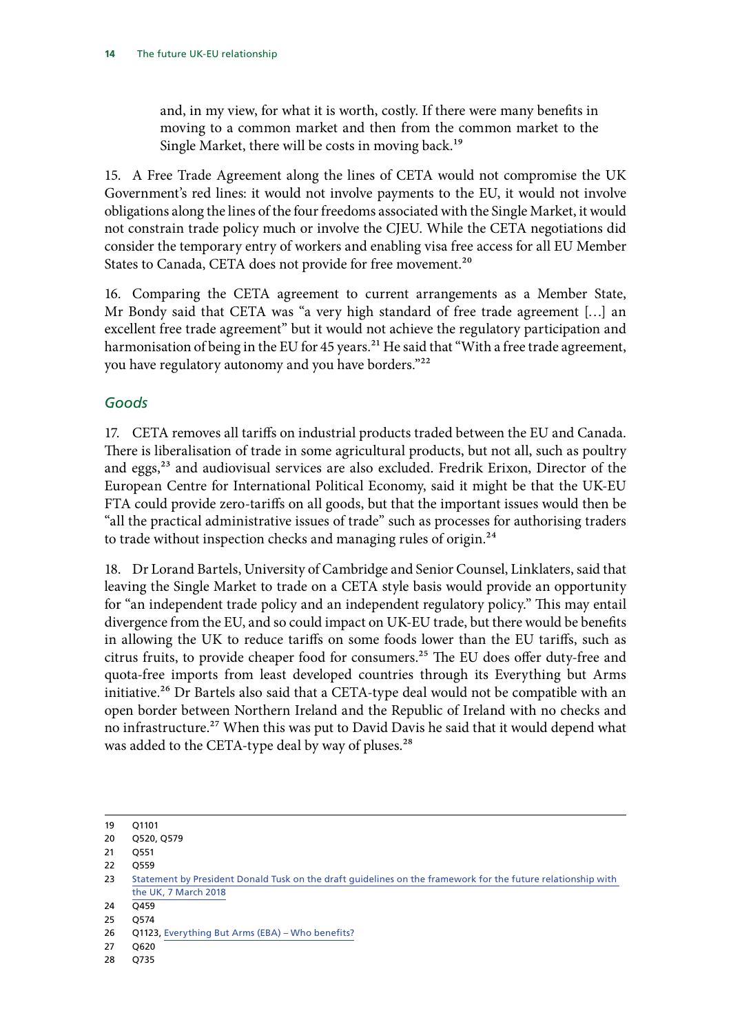and, in my view, for what it is worth, costly. If there were many benefits in moving to a common market and then from the common market to the Single Market, there will be costs in moving back.[19]

15. A Free Trade Agreement along the lines of CETA would not compromise the UK Government's red lines: it would not involve payments to the EU, it would not involve obligations along the lines of the four freedoms associated with the Single Market, it would not constrain trade policy much or involve the CJEU. While the CETA negotiations did consider the temporary entry of workers and enabling visa free access for all EU Member States to Canada, CETA does not provide for free movement.[20]

16. Comparing the CETA agreement to current arrangements as a Member State, Mr Bondy said that CETA was "a very high standard of free trade agreement […] an excellent free trade agreement" but it would not achieve the regulatory participation and harmonisation of being in the EU for 45 years.[21] He said that "With a free trade agreement, you have regulatory autonomy and you have borders."[22]

## *Goods*

17. CETA removes all tariffs on industrial products traded between the EU and Canada. There is liberalisation of trade in some agricultural products, but not all, such as poultry and eggs,[23] and audiovisual services are also excluded. Fredrik Erixon, Director of the European Centre for International Political Economy, said it might be that the UK-EU FTA could provide zero-tariffs on all goods, but that the important issues would then be "all the practical administrative issues of trade" such as processes for authorising traders to trade without inspection checks and managing rules of origin.[24]

18. Dr Lorand Bartels, University of Cambridge and Senior Counsel, Linklaters, said that leaving the Single Market to trade on a CETA style basis would provide an opportunity for "an independent trade policy and an independent regulatory policy." This may entail divergence from the EU, and so could impact on UK-EU trade, but there would be benefits in allowing the UK to reduce tariffs on some foods lower than the EU tariffs, such as citrus fruits, to provide cheaper food for consumers.[25] The EU does offer duty-free and quota-free imports from least developed countries through its Everything but Arms initiative.[26] Dr Bartels also said that a CETA-type deal would not be compatible with an open border between Northern Ireland and the Republic of Ireland with no checks and no infrastructure.[27] When this was put to David Davis he said that it would depend what was added to the CETA-type deal by way of pluses.[28]

---

19 Q1101
20 Q520, Q579
21 Q551
22 Q559
23 Statement by President Donald Tusk on the draft guidelines on the framework for the future relationship with the UK, 7 March 2018
24 Q459
25 Q574
26 Q1123, Everything But Arms (EBA) – Who benefits?
27 Q620
28 Q735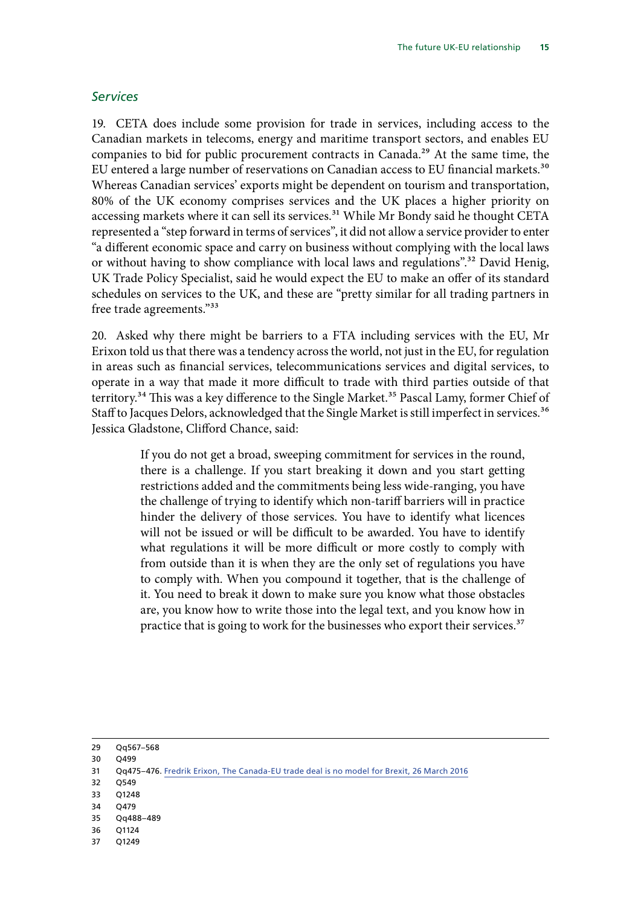### *Services*

19. CETA does include some provision for trade in services, including access to the Canadian markets in telecoms, energy and maritime transport sectors, and enables EU companies to bid for public procurement contracts in Canada.[29] At the same time, the EU entered a large number of reservations on Canadian access to EU financial markets.[30] Whereas Canadian services' exports might be dependent on tourism and transportation, 80% of the UK economy comprises services and the UK places a higher priority on accessing markets where it can sell its services.[31] While Mr Bondy said he thought CETA represented a "step forward in terms of services", it did not allow a service provider to enter "a different economic space and carry on business without complying with the local laws or without having to show compliance with local laws and regulations".[32] David Henig, UK Trade Policy Specialist, said he would expect the EU to make an offer of its standard schedules on services to the UK, and these are "pretty similar for all trading partners in free trade agreements."[33]

20. Asked why there might be barriers to a FTA including services with the EU, Mr Erixon told us that there was a tendency across the world, not just in the EU, for regulation in areas such as financial services, telecommunications services and digital services, to operate in a way that made it more difficult to trade with third parties outside of that territory.[34] This was a key difference to the Single Market.[35] Pascal Lamy, former Chief of Staff to Jacques Delors, acknowledged that the Single Market is still imperfect in services.[36] Jessica Gladstone, Clifford Chance, said:

> If you do not get a broad, sweeping commitment for services in the round, there is a challenge. If you start breaking it down and you start getting restrictions added and the commitments being less wide-ranging, you have the challenge of trying to identify which non-tariff barriers will in practice hinder the delivery of those services. You have to identify what licences will not be issued or will be difficult to be awarded. You have to identify what regulations it will be more difficult or more costly to comply with from outside than it is when they are the only set of regulations you have to comply with. When you compound it together, that is the challenge of it. You need to break it down to make sure you know what those obstacles are, you know how to write those into the legal text, and you know how in practice that is going to work for the businesses who export their services.[37]

---

29 Qq567–568
30 Q499
31 Qq475–476. Fredrik Erixon, The Canada-EU trade deal is no model for Brexit, 26 March 2016
32 Q549
33 Q1248
34 Q479
35 Qq488–489
36 Q1124
37 Q1249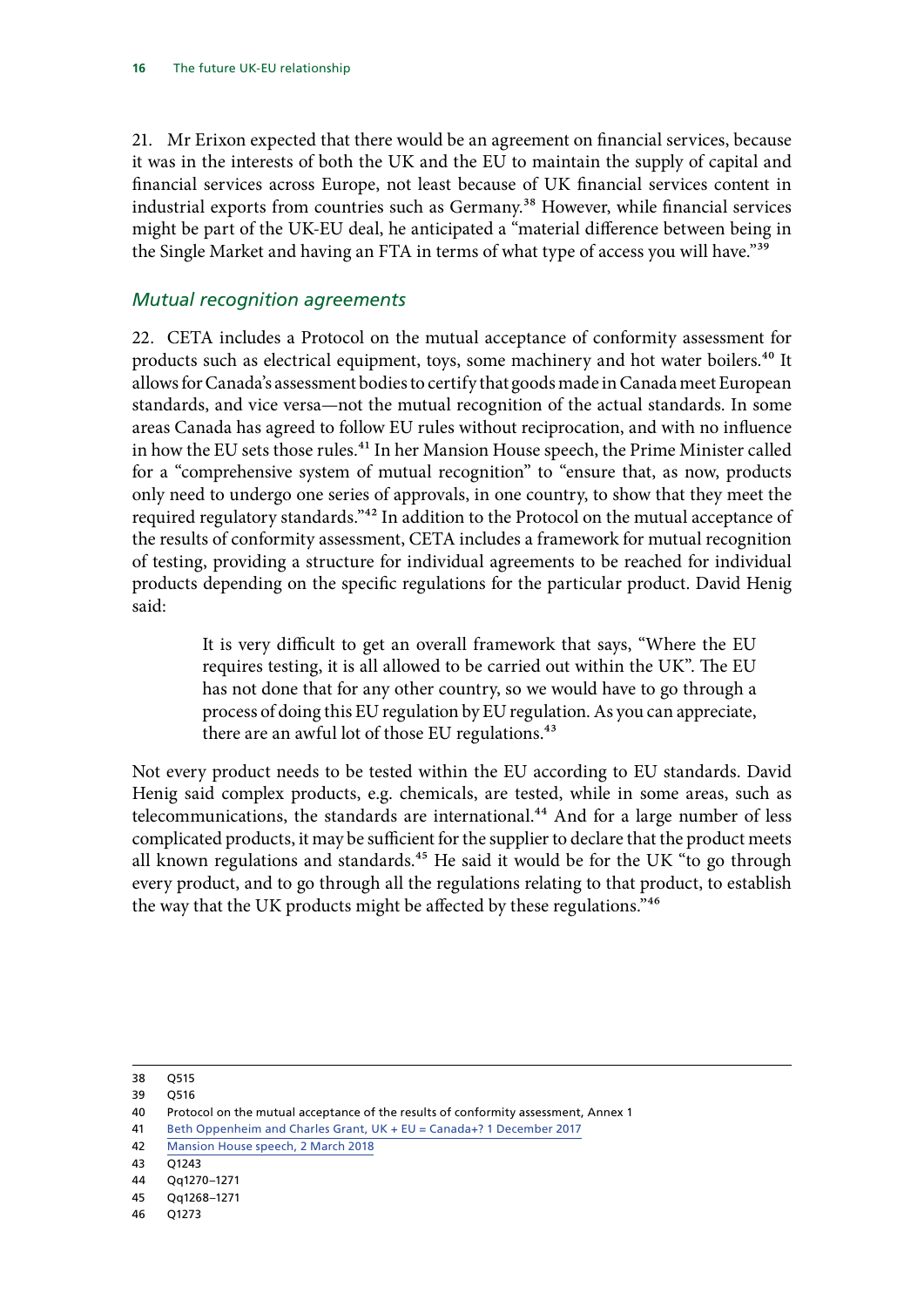21. Mr Erixon expected that there would be an agreement on financial services, because it was in the interests of both the UK and the EU to maintain the supply of capital and financial services across Europe, not least because of UK financial services content in industrial exports from countries such as Germany.[38] However, while financial services might be part of the UK-EU deal, he anticipated a "material difference between being in the Single Market and having an FTA in terms of what type of access you will have."[39]

### *Mutual recognition agreements*

22. CETA includes a Protocol on the mutual acceptance of conformity assessment for products such as electrical equipment, toys, some machinery and hot water boilers.[40] It allows for Canada's assessment bodies to certify that goods made in Canada meet European standards, and vice versa—not the mutual recognition of the actual standards. In some areas Canada has agreed to follow EU rules without reciprocation, and with no influence in how the EU sets those rules.[41] In her Mansion House speech, the Prime Minister called for a "comprehensive system of mutual recognition" to "ensure that, as now, products only need to undergo one series of approvals, in one country, to show that they meet the required regulatory standards."[42] In addition to the Protocol on the mutual acceptance of the results of conformity assessment, CETA includes a framework for mutual recognition of testing, providing a structure for individual agreements to be reached for individual products depending on the specific regulations for the particular product. David Henig said:

> It is very difficult to get an overall framework that says, "Where the EU requires testing, it is all allowed to be carried out within the UK". The EU has not done that for any other country, so we would have to go through a process of doing this EU regulation by EU regulation. As you can appreciate, there are an awful lot of those EU regulations.[43]

Not every product needs to be tested within the EU according to EU standards. David Henig said complex products, e.g. chemicals, are tested, while in some areas, such as telecommunications, the standards are international.[44] And for a large number of less complicated products, it may be sufficient for the supplier to declare that the product meets all known regulations and standards.[45] He said it would be for the UK "to go through every product, and to go through all the regulations relating to that product, to establish the way that the UK products might be affected by these regulations."[46]

---

38 Q515

39 Q516

40 Protocol on the mutual acceptance of the results of conformity assessment, Annex 1

41 Beth Oppenheim and Charles Grant, UK + EU = Canada+? 1 December 2017

42 Mansion House speech, 2 March 2018

43 Q1243

44 Qq1270–1271

45 Qq1268–1271

46 Q1273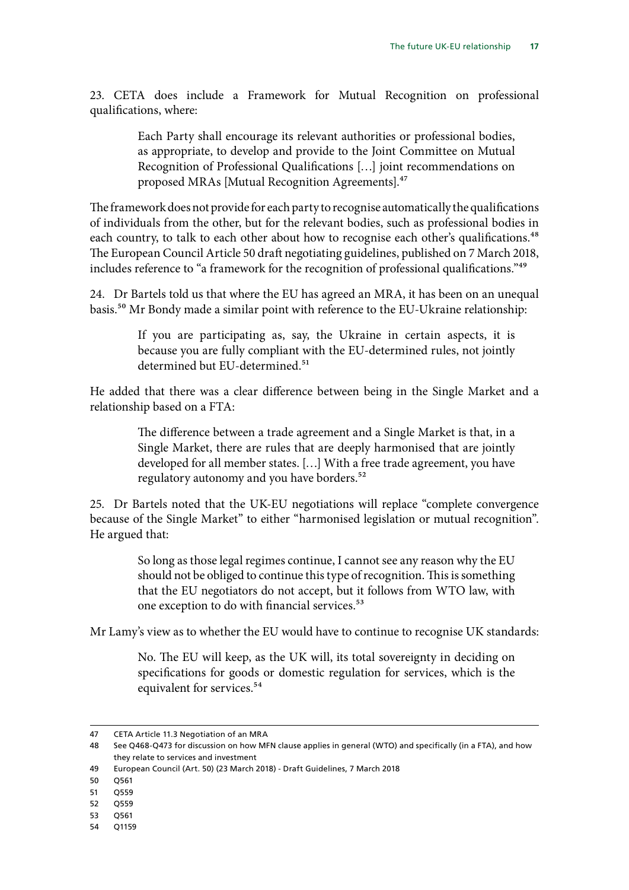23. CETA does include a Framework for Mutual Recognition on professional qualifications, where:

> Each Party shall encourage its relevant authorities or professional bodies, as appropriate, to develop and provide to the Joint Committee on Mutual Recognition of Professional Qualifications […] joint recommendations on proposed MRAs [Mutual Recognition Agreements].[47]

The framework does not provide for each party to recognise automatically the qualifications of individuals from the other, but for the relevant bodies, such as professional bodies in each country, to talk to each other about how to recognise each other's qualifications.[48] The European Council Article 50 draft negotiating guidelines, published on 7 March 2018, includes reference to "a framework for the recognition of professional qualifications."[49]

24. Dr Bartels told us that where the EU has agreed an MRA, it has been on an unequal basis.[50] Mr Bondy made a similar point with reference to the EU-Ukraine relationship:

> If you are participating as, say, the Ukraine in certain aspects, it is because you are fully compliant with the EU-determined rules, not jointly determined but EU-determined.[51]

He added that there was a clear difference between being in the Single Market and a relationship based on a FTA:

> The difference between a trade agreement and a Single Market is that, in a Single Market, there are rules that are deeply harmonised that are jointly developed for all member states. […] With a free trade agreement, you have regulatory autonomy and you have borders.[52]

25. Dr Bartels noted that the UK-EU negotiations will replace "complete convergence because of the Single Market" to either "harmonised legislation or mutual recognition". He argued that:

> So long as those legal regimes continue, I cannot see any reason why the EU should not be obliged to continue this type of recognition. This is something that the EU negotiators do not accept, but it follows from WTO law, with one exception to do with financial services.[53]

Mr Lamy's view as to whether the EU would have to continue to recognise UK standards:

> No. The EU will keep, as the UK will, its total sovereignty in deciding on specifications for goods or domestic regulation for services, which is the equivalent for services.[54]

---

47 CETA Article 11.3 Negotiation of an MRA

48 See Q468-Q473 for discussion on how MFN clause applies in general (WTO) and specifically (in a FTA), and how they relate to services and investment

49 European Council (Art. 50) (23 March 2018) - Draft Guidelines, 7 March 2018

50 Q561

51 Q559

52 Q559

53 Q561

54 Q1159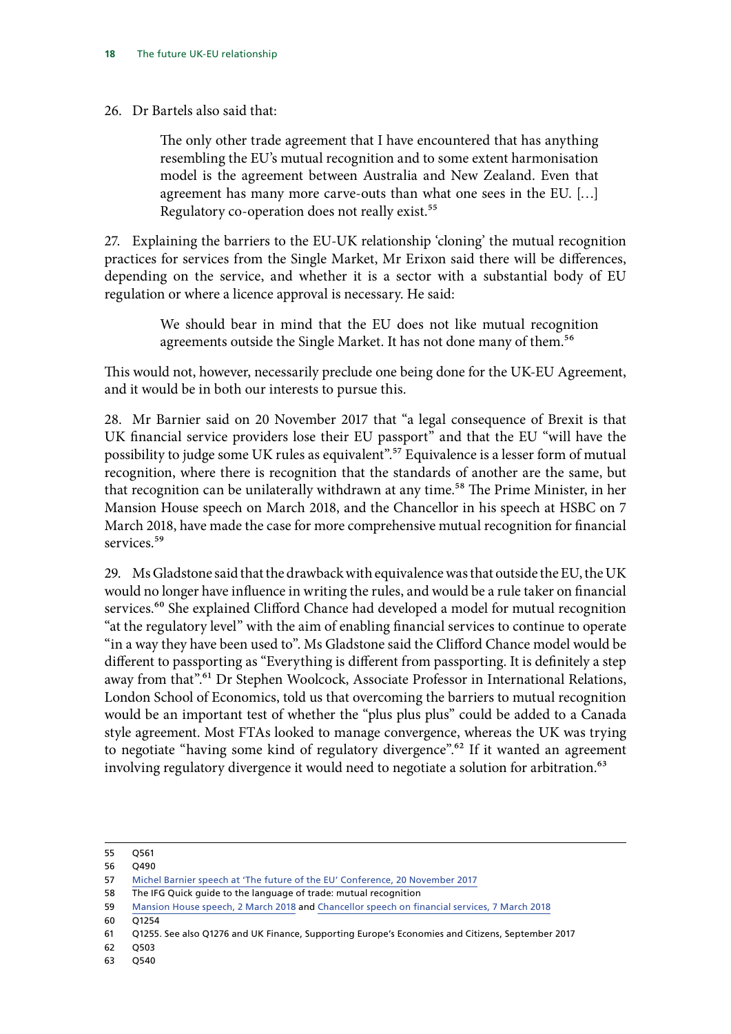26. Dr Bartels also said that:

> The only other trade agreement that I have encountered that has anything resembling the EU's mutual recognition and to some extent harmonisation model is the agreement between Australia and New Zealand. Even that agreement has many more carve-outs than what one sees in the EU. […] Regulatory co-operation does not really exist.[55]

27. Explaining the barriers to the EU-UK relationship 'cloning' the mutual recognition practices for services from the Single Market, Mr Erixon said there will be differences, depending on the service, and whether it is a sector with a substantial body of EU regulation or where a licence approval is necessary. He said:

> We should bear in mind that the EU does not like mutual recognition agreements outside the Single Market. It has not done many of them.[56]

This would not, however, necessarily preclude one being done for the UK-EU Agreement, and it would be in both our interests to pursue this.

28. Mr Barnier said on 20 November 2017 that "a legal consequence of Brexit is that UK financial service providers lose their EU passport" and that the EU "will have the possibility to judge some UK rules as equivalent".[57] Equivalence is a lesser form of mutual recognition, where there is recognition that the standards of another are the same, but that recognition can be unilaterally withdrawn at any time.[58] The Prime Minister, in her Mansion House speech on March 2018, and the Chancellor in his speech at HSBC on 7 March 2018, have made the case for more comprehensive mutual recognition for financial services.[59]

29. Ms Gladstone said that the drawback with equivalence was that outside the EU, the UK would no longer have influence in writing the rules, and would be a rule taker on financial services.[60] She explained Clifford Chance had developed a model for mutual recognition "at the regulatory level" with the aim of enabling financial services to continue to operate "in a way they have been used to". Ms Gladstone said the Clifford Chance model would be different to passporting as "Everything is different from passporting. It is definitely a step away from that".[61] Dr Stephen Woolcock, Associate Professor in International Relations, London School of Economics, told us that overcoming the barriers to mutual recognition would be an important test of whether the "plus plus plus" could be added to a Canada style agreement. Most FTAs looked to manage convergence, whereas the UK was trying to negotiate "having some kind of regulatory divergence".[62] If it wanted an agreement involving regulatory divergence it would need to negotiate a solution for arbitration.[63]

---

55 Q561

56 Q490

57 Michel Barnier speech at 'The future of the EU' Conference, 20 November 2017

58 The IFG Quick guide to the language of trade: mutual recognition

59 Mansion House speech, 2 March 2018 and Chancellor speech on financial services, 7 March 2018

60 Q1254

61 Q1255. See also Q1276 and UK Finance, Supporting Europe's Economies and Citizens, September 2017

62 Q503

63 Q540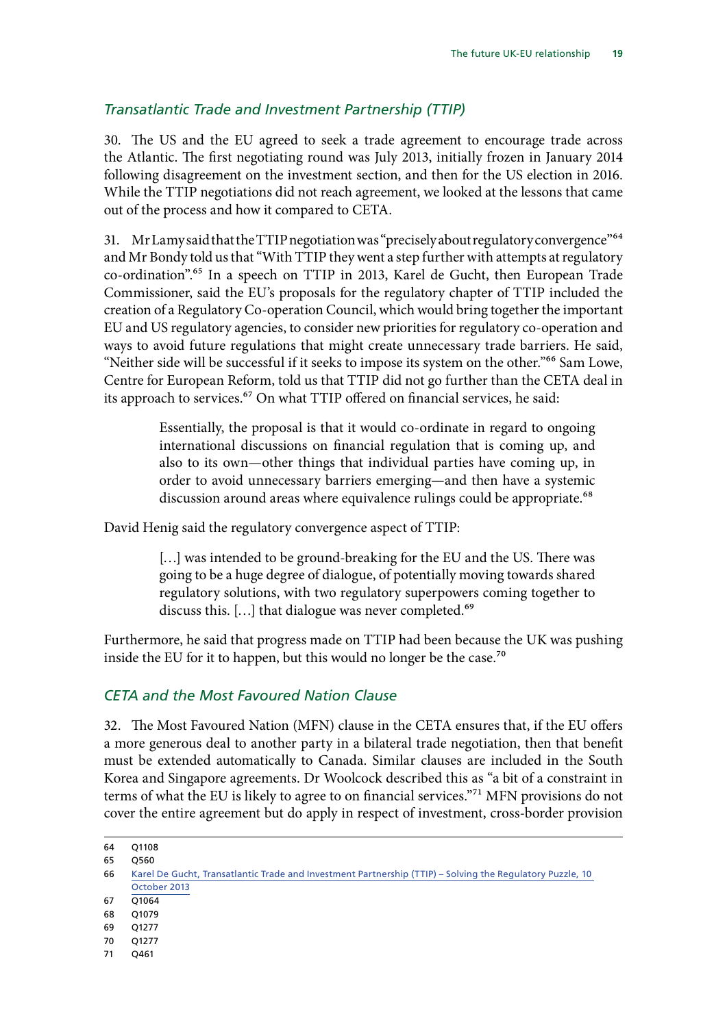### *Transatlantic Trade and Investment Partnership (TTIP)*

30. The US and the EU agreed to seek a trade agreement to encourage trade across the Atlantic. The first negotiating round was July 2013, initially frozen in January 2014 following disagreement on the investment section, and then for the US election in 2016. While the TTIP negotiations did not reach agreement, we looked at the lessons that came out of the process and how it compared to CETA.

31. Mr Lamy said that the TTIP negotiation was "precisely about regulatory convergence"[64] and Mr Bondy told us that "With TTIP they went a step further with attempts at regulatory co-ordination".[65] In a speech on TTIP in 2013, Karel de Gucht, then European Trade Commissioner, said the EU's proposals for the regulatory chapter of TTIP included the creation of a Regulatory Co-operation Council, which would bring together the important EU and US regulatory agencies, to consider new priorities for regulatory co-operation and ways to avoid future regulations that might create unnecessary trade barriers. He said, "Neither side will be successful if it seeks to impose its system on the other."[66] Sam Lowe, Centre for European Reform, told us that TTIP did not go further than the CETA deal in its approach to services.[67] On what TTIP offered on financial services, he said:

> Essentially, the proposal is that it would co-ordinate in regard to ongoing international discussions on financial regulation that is coming up, and also to its own—other things that individual parties have coming up, in order to avoid unnecessary barriers emerging—and then have a systemic discussion around areas where equivalence rulings could be appropriate.[68]

David Henig said the regulatory convergence aspect of TTIP:

> […] was intended to be ground-breaking for the EU and the US. There was going to be a huge degree of dialogue, of potentially moving towards shared regulatory solutions, with two regulatory superpowers coming together to discuss this. […] that dialogue was never completed.[69]

Furthermore, he said that progress made on TTIP had been because the UK was pushing inside the EU for it to happen, but this would no longer be the case.[70]

### *CETA and the Most Favoured Nation Clause*

32. The Most Favoured Nation (MFN) clause in the CETA ensures that, if the EU offers a more generous deal to another party in a bilateral trade negotiation, then that benefit must be extended automatically to Canada. Similar clauses are included in the South Korea and Singapore agreements. Dr Woolcock described this as "a bit of a constraint in terms of what the EU is likely to agree to on financial services."[71] MFN provisions do not cover the entire agreement but do apply in respect of investment, cross-border provision

---

64 Q1108

65 Q560

66 Karel De Gucht, Transatlantic Trade and Investment Partnership (TTIP) – Solving the Regulatory Puzzle, 10 October 2013

67 Q1064

68 Q1079

69 Q1277

70 Q1277

71 Q461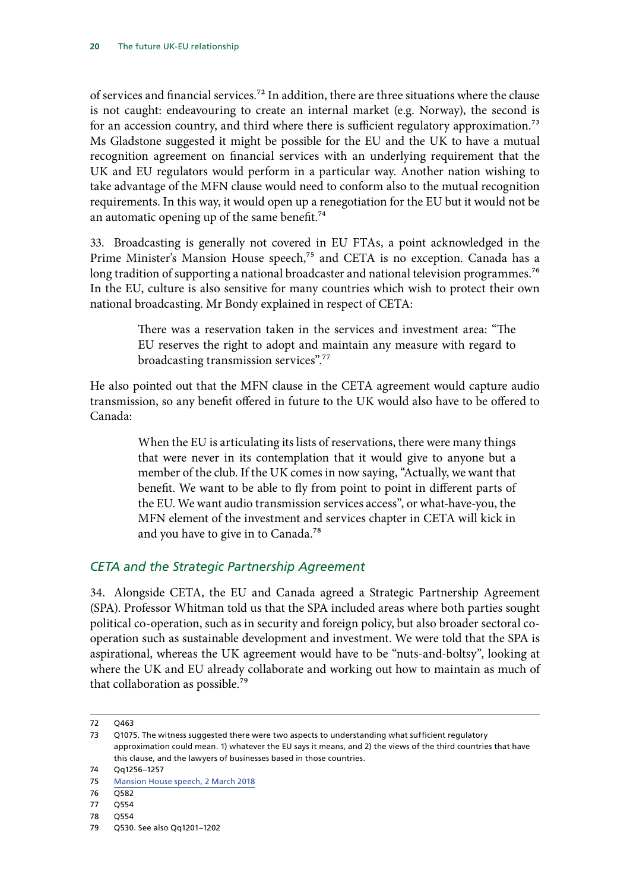of services and financial services.[72] In addition, there are three situations where the clause is not caught: endeavouring to create an internal market (e.g. Norway), the second is for an accession country, and third where there is sufficient regulatory approximation.[73] Ms Gladstone suggested it might be possible for the EU and the UK to have a mutual recognition agreement on financial services with an underlying requirement that the UK and EU regulators would perform in a particular way. Another nation wishing to take advantage of the MFN clause would need to conform also to the mutual recognition requirements. In this way, it would open up a renegotiation for the EU but it would not be an automatic opening up of the same benefit.[74]

33. Broadcasting is generally not covered in EU FTAs, a point acknowledged in the Prime Minister's Mansion House speech,[75] and CETA is no exception. Canada has a long tradition of supporting a national broadcaster and national television programmes.[76] In the EU, culture is also sensitive for many countries which wish to protect their own national broadcasting. Mr Bondy explained in respect of CETA:

> There was a reservation taken in the services and investment area: "The EU reserves the right to adopt and maintain any measure with regard to broadcasting transmission services".[77]

He also pointed out that the MFN clause in the CETA agreement would capture audio transmission, so any benefit offered in future to the UK would also have to be offered to Canada:

> When the EU is articulating its lists of reservations, there were many things that were never in its contemplation that it would give to anyone but a member of the club. If the UK comes in now saying, "Actually, we want that benefit. We want to be able to fly from point to point in different parts of the EU. We want audio transmission services access", or what-have-you, the MFN element of the investment and services chapter in CETA will kick in and you have to give in to Canada.[78]

### *CETA and the Strategic Partnership Agreement*

34. Alongside CETA, the EU and Canada agreed a Strategic Partnership Agreement (SPA). Professor Whitman told us that the SPA included areas where both parties sought political co-operation, such as in security and foreign policy, but also broader sectoral co-operation such as sustainable development and investment. We were told that the SPA is aspirational, whereas the UK agreement would have to be "nuts-and-boltsy", looking at where the UK and EU already collaborate and working out how to maintain as much of that collaboration as possible.[79]

---

72 Q463

73 Q1075. The witness suggested there were two aspects to understanding what sufficient regulatory approximation could mean. 1) whatever the EU says it means, and 2) the views of the third countries that have this clause, and the lawyers of businesses based in those countries.

74 Qq1256–1257

75 Mansion House speech, 2 March 2018

76 Q582

77 Q554

78 Q554

79 Q530. See also Qq1201–1202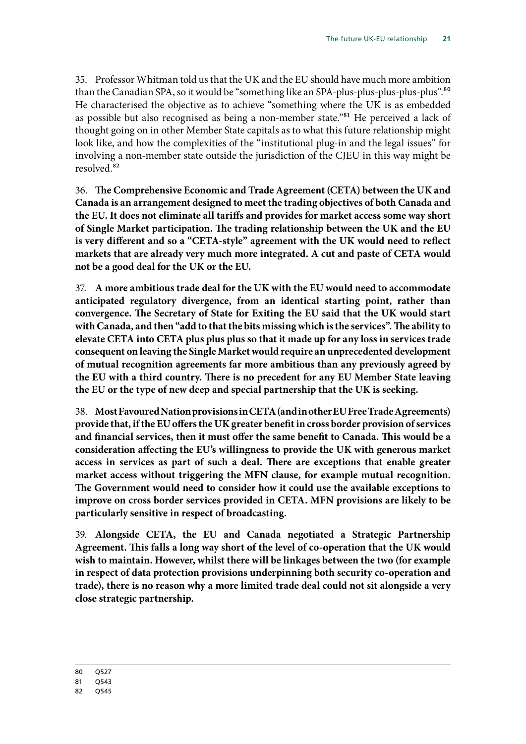35. Professor Whitman told us that the UK and the EU should have much more ambition than the Canadian SPA, so it would be "something like an SPA-plus-plus-plus-plus-plus".[80] He characterised the objective as to achieve "something where the UK is as embedded as possible but also recognised as being a non-member state."[81] He perceived a lack of thought going on in other Member State capitals as to what this future relationship might look like, and how the complexities of the "institutional plug-in and the legal issues" for involving a non-member state outside the jurisdiction of the CJEU in this way might be resolved.[82]

36. **The Comprehensive Economic and Trade Agreement (CETA) between the UK and Canada is an arrangement designed to meet the trading objectives of both Canada and the EU. It does not eliminate all tariffs and provides for market access some way short of Single Market participation. The trading relationship between the UK and the EU is very different and so a "CETA-style" agreement with the UK would need to reflect markets that are already very much more integrated. A cut and paste of CETA would not be a good deal for the UK or the EU.**

37. **A more ambitious trade deal for the UK with the EU would need to accommodate anticipated regulatory divergence, from an identical starting point, rather than convergence. The Secretary of State for Exiting the EU said that the UK would start with Canada, and then "add to that the bits missing which is the services". The ability to elevate CETA into CETA plus plus plus so that it made up for any loss in services trade consequent on leaving the Single Market would require an unprecedented development of mutual recognition agreements far more ambitious than any previously agreed by the EU with a third country. There is no precedent for any EU Member State leaving the EU or the type of new deep and special partnership that the UK is seeking.**

38. **Most Favoured Nation provisions in CETA (and in other EU Free Trade Agreements) provide that, if the EU offers the UK greater benefit in cross border provision of services and financial services, then it must offer the same benefit to Canada. This would be a consideration affecting the EU's willingness to provide the UK with generous market access in services as part of such a deal. There are exceptions that enable greater market access without triggering the MFN clause, for example mutual recognition. The Government would need to consider how it could use the available exceptions to improve on cross border services provided in CETA. MFN provisions are likely to be particularly sensitive in respect of broadcasting.**

39. **Alongside CETA, the EU and Canada negotiated a Strategic Partnership Agreement. This falls a long way short of the level of co-operation that the UK would wish to maintain. However, whilst there will be linkages between the two (for example in respect of data protection provisions underpinning both security co-operation and trade), there is no reason why a more limited trade deal could not sit alongside a very close strategic partnership.**

---

80 Q527

81 Q543

82 Q545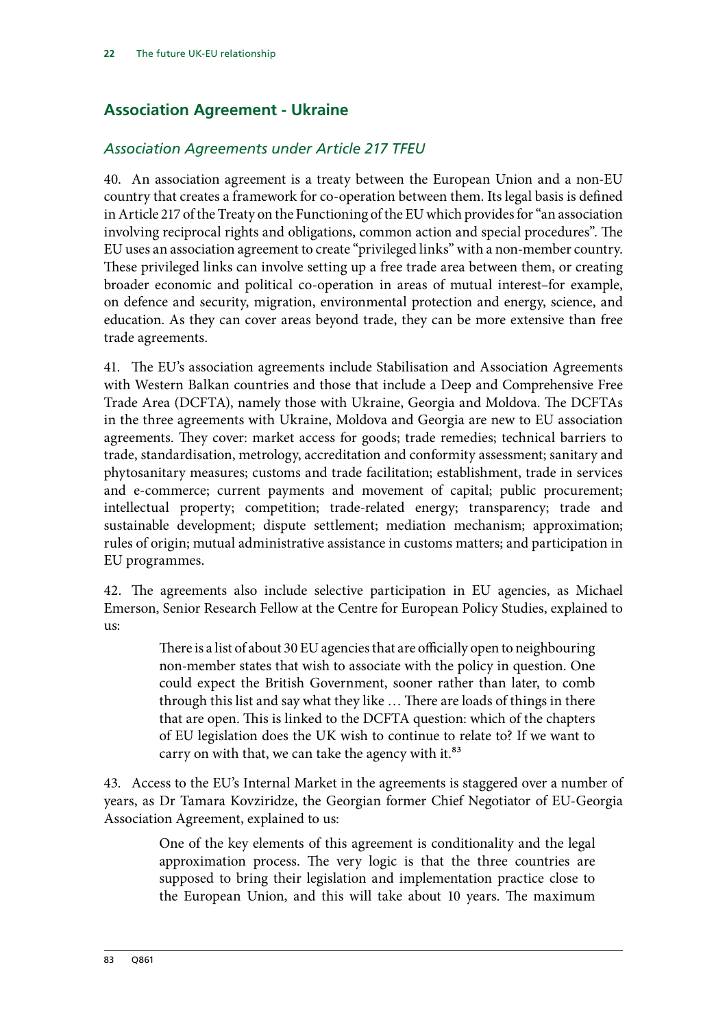## Association Agreement - Ukraine

### *Association Agreements under Article 217 TFEU*

40. An association agreement is a treaty between the European Union and a non-EU country that creates a framework for co-operation between them. Its legal basis is defined in Article 217 of the Treaty on the Functioning of the EU which provides for "an association involving reciprocal rights and obligations, common action and special procedures". The EU uses an association agreement to create "privileged links" with a non-member country. These privileged links can involve setting up a free trade area between them, or creating broader economic and political co-operation in areas of mutual interest–for example, on defence and security, migration, environmental protection and energy, science, and education. As they can cover areas beyond trade, they can be more extensive than free trade agreements.

41. The EU's association agreements include Stabilisation and Association Agreements with Western Balkan countries and those that include a Deep and Comprehensive Free Trade Area (DCFTA), namely those with Ukraine, Georgia and Moldova. The DCFTAs in the three agreements with Ukraine, Moldova and Georgia are new to EU association agreements. They cover: market access for goods; trade remedies; technical barriers to trade, standardisation, metrology, accreditation and conformity assessment; sanitary and phytosanitary measures; customs and trade facilitation; establishment, trade in services and e-commerce; current payments and movement of capital; public procurement; intellectual property; competition; trade-related energy; transparency; trade and sustainable development; dispute settlement; mediation mechanism; approximation; rules of origin; mutual administrative assistance in customs matters; and participation in EU programmes.

42. The agreements also include selective participation in EU agencies, as Michael Emerson, Senior Research Fellow at the Centre for European Policy Studies, explained to us:

> There is a list of about 30 EU agencies that are officially open to neighbouring non-member states that wish to associate with the policy in question. One could expect the British Government, sooner rather than later, to comb through this list and say what they like … There are loads of things in there that are open. This is linked to the DCFTA question: which of the chapters of EU legislation does the UK wish to continue to relate to? If we want to carry on with that, we can take the agency with it.[83]

43. Access to the EU's Internal Market in the agreements is staggered over a number of years, as Dr Tamara Kovziridze, the Georgian former Chief Negotiator of EU-Georgia Association Agreement, explained to us:

> One of the key elements of this agreement is conditionality and the legal approximation process. The very logic is that the three countries are supposed to bring their legislation and implementation practice close to the European Union, and this will take about 10 years. The maximum

83 Q861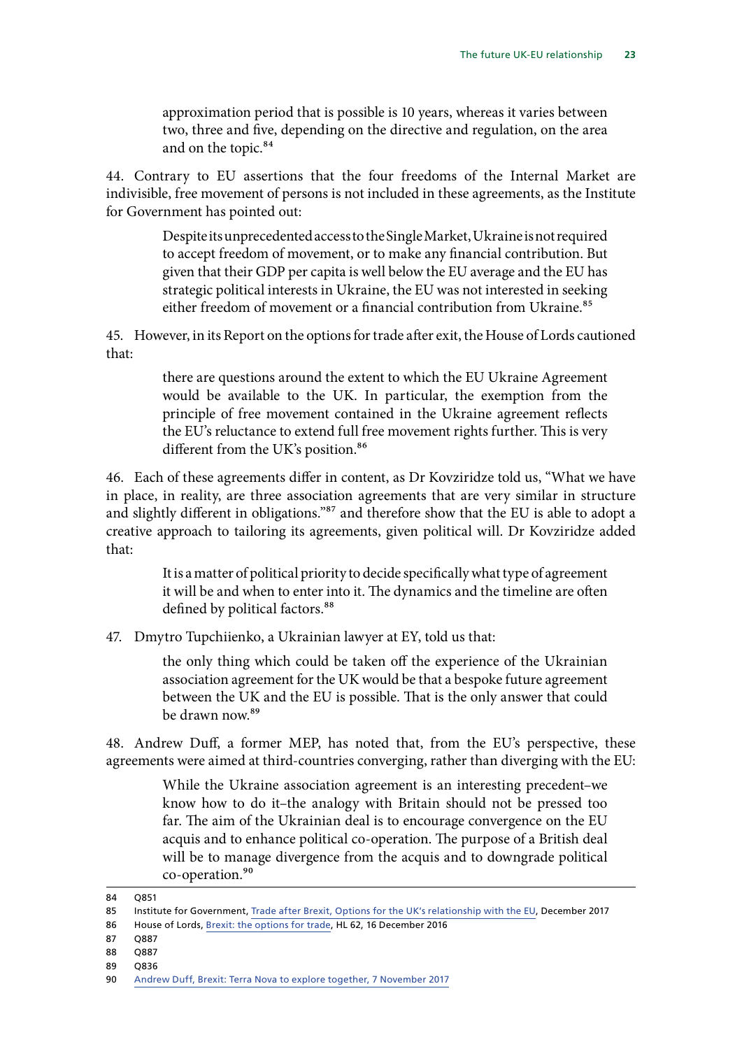approximation period that is possible is 10 years, whereas it varies between two, three and five, depending on the directive and regulation, on the area and on the topic.[84]

44. Contrary to EU assertions that the four freedoms of the Internal Market are indivisible, free movement of persons is not included in these agreements, as the Institute for Government has pointed out:

> Despite its unprecedented access to the Single Market, Ukraine is not required to accept freedom of movement, or to make any financial contribution. But given that their GDP per capita is well below the EU average and the EU has strategic political interests in Ukraine, the EU was not interested in seeking either freedom of movement or a financial contribution from Ukraine.[85]

45. However, in its Report on the options for trade after exit, the House of Lords cautioned that:

> there are questions around the extent to which the EU Ukraine Agreement would be available to the UK. In particular, the exemption from the principle of free movement contained in the Ukraine agreement reflects the EU's reluctance to extend full free movement rights further. This is very different from the UK's position.[86]

46. Each of these agreements differ in content, as Dr Kovziridze told us, "What we have in place, in reality, are three association agreements that are very similar in structure and slightly different in obligations."[87] and therefore show that the EU is able to adopt a creative approach to tailoring its agreements, given political will. Dr Kovziridze added that:

> It is a matter of political priority to decide specifically what type of agreement it will be and when to enter into it. The dynamics and the timeline are often defined by political factors.[88]

47. Dmytro Tupchiienko, a Ukrainian lawyer at EY, told us that:

> the only thing which could be taken off the experience of the Ukrainian association agreement for the UK would be that a bespoke future agreement between the UK and the EU is possible. That is the only answer that could be drawn now.[89]

48. Andrew Duff, a former MEP, has noted that, from the EU's perspective, these agreements were aimed at third-countries converging, rather than diverging with the EU:

> While the Ukraine association agreement is an interesting precedent–we know how to do it–the analogy with Britain should not be pressed too far. The aim of the Ukrainian deal is to encourage convergence on the EU acquis and to enhance political co-operation. The purpose of a British deal will be to manage divergence from the acquis and to downgrade political co-operation.[90]

---

84 Q851

85 Institute for Government, Trade after Brexit, Options for the UK's relationship with the EU, December 2017

86 House of Lords, Brexit: the options for trade, HL 62, 16 December 2016

87 Q887

88 Q887

89 Q836

90 Andrew Duff, Brexit: Terra Nova to explore together, 7 November 2017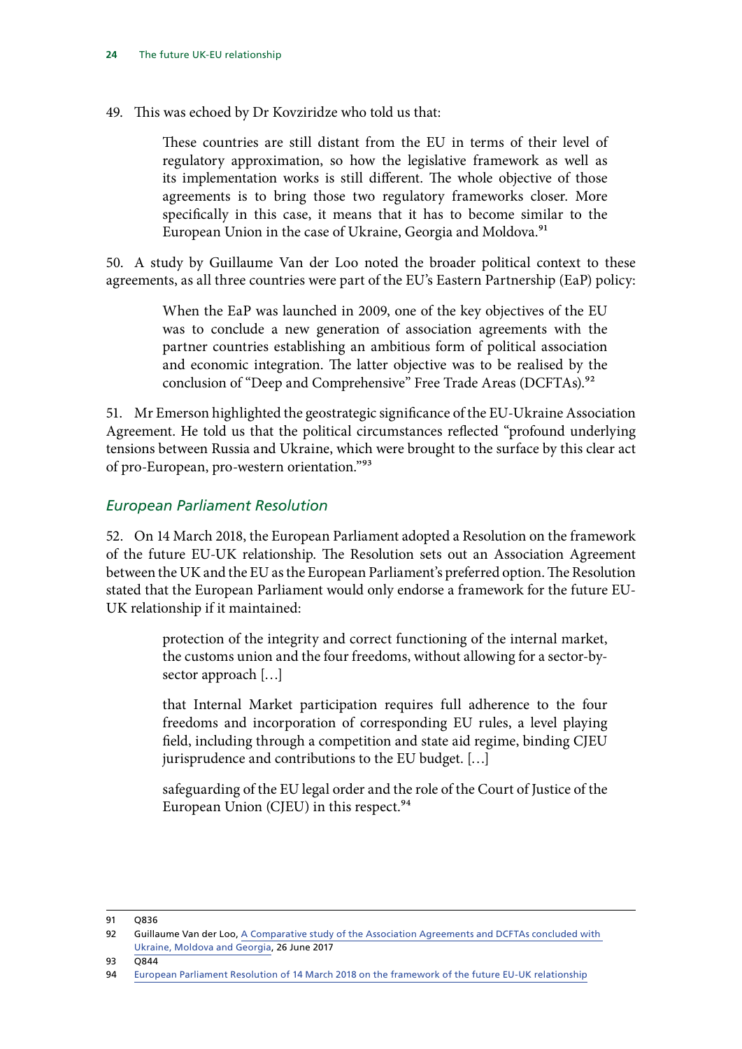49. This was echoed by Dr Kovziridze who told us that:

> These countries are still distant from the EU in terms of their level of regulatory approximation, so how the legislative framework as well as its implementation works is still different. The whole objective of those agreements is to bring those two regulatory frameworks closer. More specifically in this case, it means that it has to become similar to the European Union in the case of Ukraine, Georgia and Moldova.[91]

50. A study by Guillaume Van der Loo noted the broader political context to these agreements, as all three countries were part of the EU's Eastern Partnership (EaP) policy:

> When the EaP was launched in 2009, one of the key objectives of the EU was to conclude a new generation of association agreements with the partner countries establishing an ambitious form of political association and economic integration. The latter objective was to be realised by the conclusion of "Deep and Comprehensive" Free Trade Areas (DCFTAs).[92]

51. Mr Emerson highlighted the geostrategic significance of the EU-Ukraine Association Agreement. He told us that the political circumstances reflected "profound underlying tensions between Russia and Ukraine, which were brought to the surface by this clear act of pro-European, pro-western orientation."[93]

### *European Parliament Resolution*

52. On 14 March 2018, the European Parliament adopted a Resolution on the framework of the future EU-UK relationship. The Resolution sets out an Association Agreement between the UK and the EU as the European Parliament's preferred option. The Resolution stated that the European Parliament would only endorse a framework for the future EU-UK relationship if it maintained:

> protection of the integrity and correct functioning of the internal market, the customs union and the four freedoms, without allowing for a sector-by-sector approach […]
>
> that Internal Market participation requires full adherence to the four freedoms and incorporation of corresponding EU rules, a level playing field, including through a competition and state aid regime, binding CJEU jurisprudence and contributions to the EU budget. […]
>
> safeguarding of the EU legal order and the role of the Court of Justice of the European Union (CJEU) in this respect.[94]

---

91 Q836

92 Guillaume Van der Loo, A Comparative study of the Association Agreements and DCFTAs concluded with Ukraine, Moldova and Georgia, 26 June 2017

93 Q844

94 European Parliament Resolution of 14 March 2018 on the framework of the future EU-UK relationship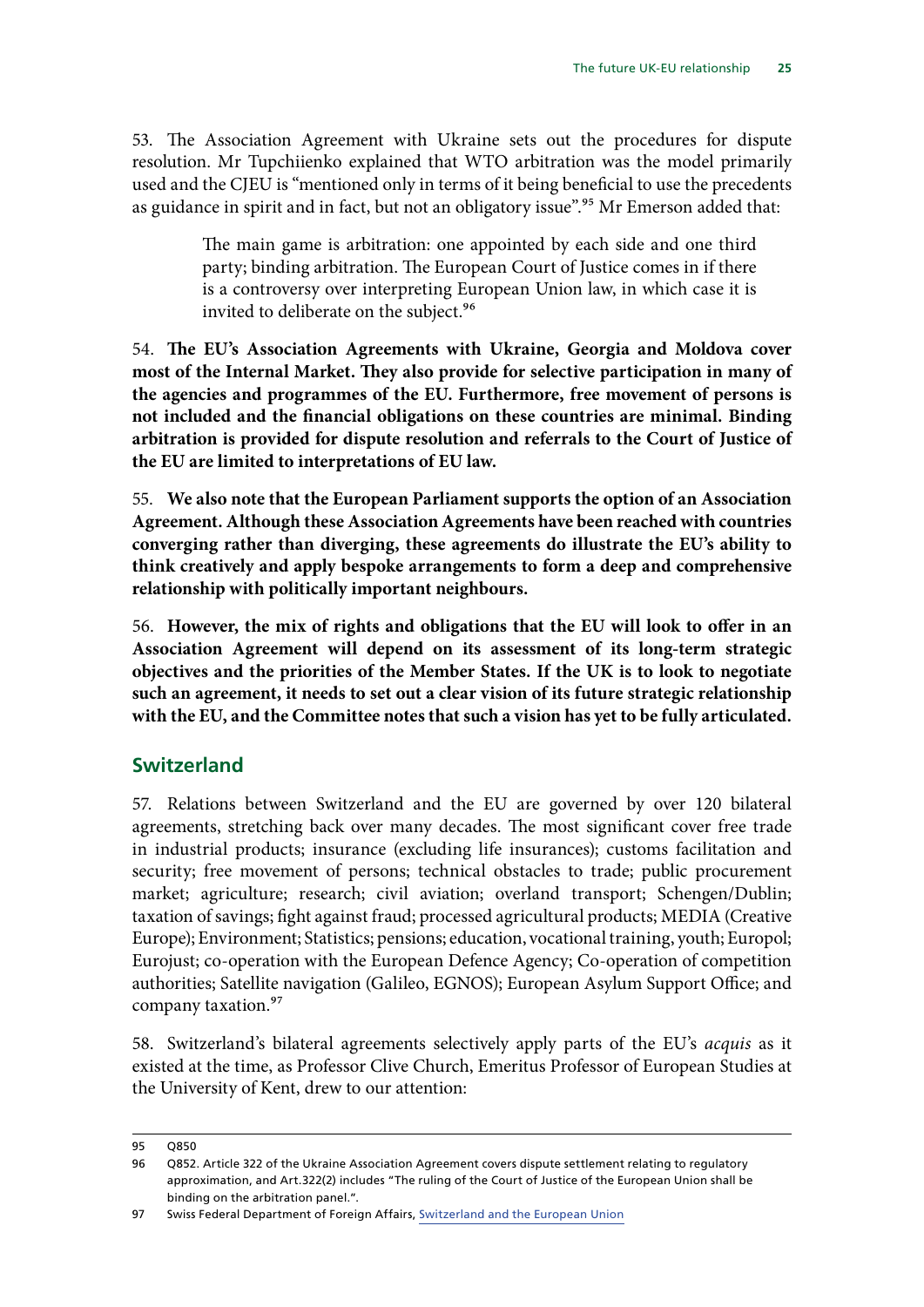53. The Association Agreement with Ukraine sets out the procedures for dispute resolution. Mr Tupchiienko explained that WTO arbitration was the model primarily used and the CJEU is "mentioned only in terms of it being beneficial to use the precedents as guidance in spirit and in fact, but not an obligatory issue".[95] Mr Emerson added that:

> The main game is arbitration: one appointed by each side and one third party; binding arbitration. The European Court of Justice comes in if there is a controversy over interpreting European Union law, in which case it is invited to deliberate on the subject.[96]

54. **The EU's Association Agreements with Ukraine, Georgia and Moldova cover most of the Internal Market. They also provide for selective participation in many of the agencies and programmes of the EU. Furthermore, free movement of persons is not included and the financial obligations on these countries are minimal. Binding arbitration is provided for dispute resolution and referrals to the Court of Justice of the EU are limited to interpretations of EU law.**

55. **We also note that the European Parliament supports the option of an Association Agreement. Although these Association Agreements have been reached with countries converging rather than diverging, these agreements do illustrate the EU's ability to think creatively and apply bespoke arrangements to form a deep and comprehensive relationship with politically important neighbours.**

56. **However, the mix of rights and obligations that the EU will look to offer in an Association Agreement will depend on its assessment of its long-term strategic objectives and the priorities of the Member States. If the UK is to look to negotiate such an agreement, it needs to set out a clear vision of its future strategic relationship with the EU, and the Committee notes that such a vision has yet to be fully articulated.**

## Switzerland

57. Relations between Switzerland and the EU are governed by over 120 bilateral agreements, stretching back over many decades. The most significant cover free trade in industrial products; insurance (excluding life insurances); customs facilitation and security; free movement of persons; technical obstacles to trade; public procurement market; agriculture; research; civil aviation; overland transport; Schengen/Dublin; taxation of savings; fight against fraud; processed agricultural products; MEDIA (Creative Europe); Environment; Statistics; pensions; education, vocational training, youth; Europol; Eurojust; co-operation with the European Defence Agency; Co-operation of competition authorities; Satellite navigation (Galileo, EGNOS); European Asylum Support Office; and company taxation.[97]

58. Switzerland's bilateral agreements selectively apply parts of the EU's *acquis* as it existed at the time, as Professor Clive Church, Emeritus Professor of European Studies at the University of Kent, drew to our attention:

---

95 Q850

96 Q852. Article 322 of the Ukraine Association Agreement covers dispute settlement relating to regulatory approximation, and Art.322(2) includes "The ruling of the Court of Justice of the European Union shall be binding on the arbitration panel.".

97 Swiss Federal Department of Foreign Affairs, Switzerland and the European Union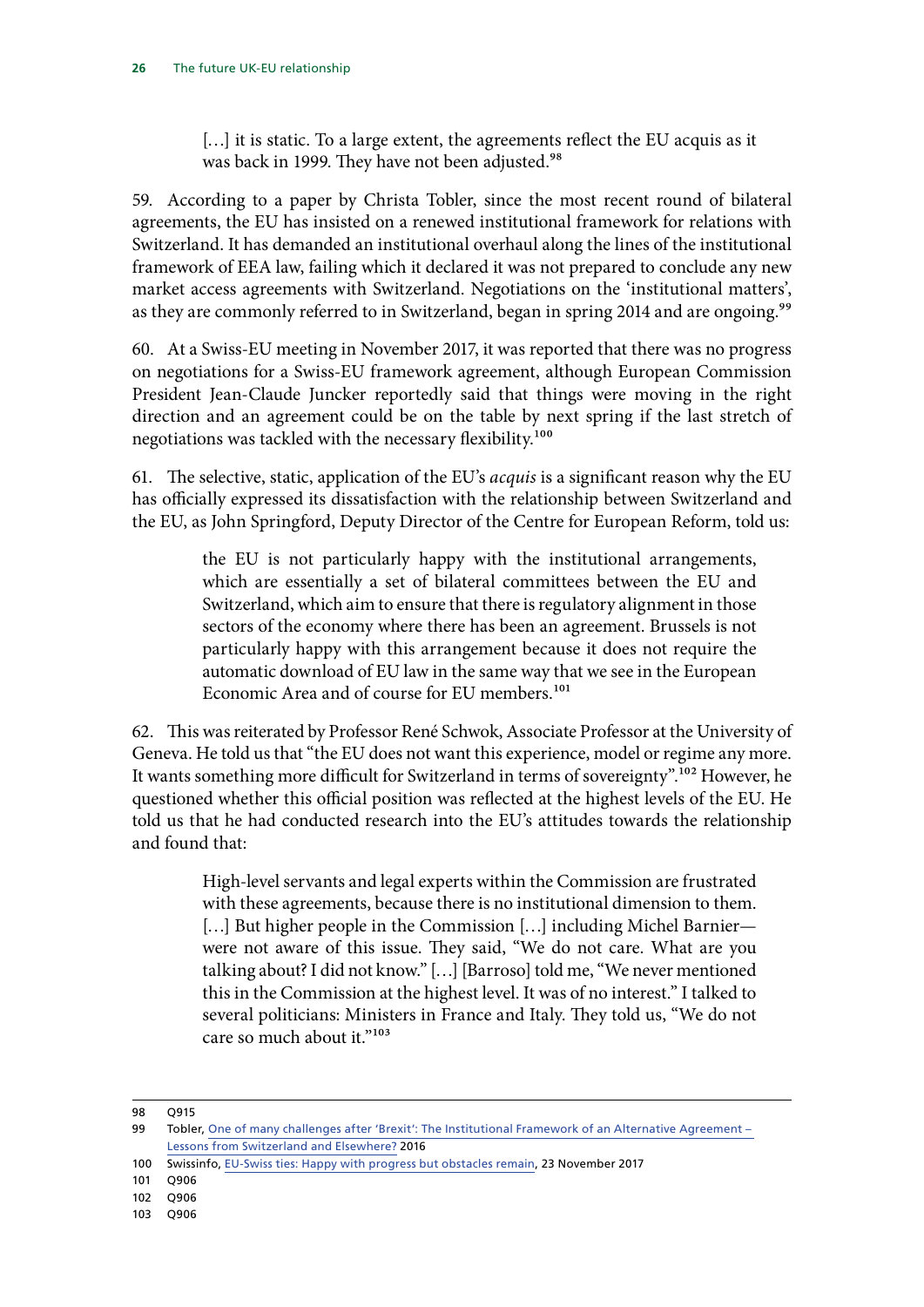> […] it is static. To a large extent, the agreements reflect the EU acquis as it was back in 1999. They have not been adjusted.[98]

59. According to a paper by Christa Tobler, since the most recent round of bilateral agreements, the EU has insisted on a renewed institutional framework for relations with Switzerland. It has demanded an institutional overhaul along the lines of the institutional framework of EEA law, failing which it declared it was not prepared to conclude any new market access agreements with Switzerland. Negotiations on the 'institutional matters', as they are commonly referred to in Switzerland, began in spring 2014 and are ongoing.[99]

60. At a Swiss-EU meeting in November 2017, it was reported that there was no progress on negotiations for a Swiss-EU framework agreement, although European Commission President Jean-Claude Juncker reportedly said that things were moving in the right direction and an agreement could be on the table by next spring if the last stretch of negotiations was tackled with the necessary flexibility.[100]

61. The selective, static, application of the EU's *acquis* is a significant reason why the EU has officially expressed its dissatisfaction with the relationship between Switzerland and the EU, as John Springford, Deputy Director of the Centre for European Reform, told us:

> the EU is not particularly happy with the institutional arrangements, which are essentially a set of bilateral committees between the EU and Switzerland, which aim to ensure that there is regulatory alignment in those sectors of the economy where there has been an agreement. Brussels is not particularly happy with this arrangement because it does not require the automatic download of EU law in the same way that we see in the European Economic Area and of course for EU members.[101]

62. This was reiterated by Professor René Schwok, Associate Professor at the University of Geneva. He told us that "the EU does not want this experience, model or regime any more. It wants something more difficult for Switzerland in terms of sovereignty".[102] However, he questioned whether this official position was reflected at the highest levels of the EU. He told us that he had conducted research into the EU's attitudes towards the relationship and found that:

> High-level servants and legal experts within the Commission are frustrated with these agreements, because there is no institutional dimension to them. […] But higher people in the Commission […] including Michel Barnier—were not aware of this issue. They said, "We do not care. What are you talking about? I did not know." […] [Barroso] told me, "We never mentioned this in the Commission at the highest level. It was of no interest." I talked to several politicians: Ministers in France and Italy. They told us, "We do not care so much about it."[103]

---

98 Q915

99 Tobler, One of many challenges after 'Brexit': The Institutional Framework of an Alternative Agreement – Lessons from Switzerland and Elsewhere? 2016

100 Swissinfo, EU-Swiss ties: Happy with progress but obstacles remain, 23 November 2017

101 Q906

102 Q906

103 Q906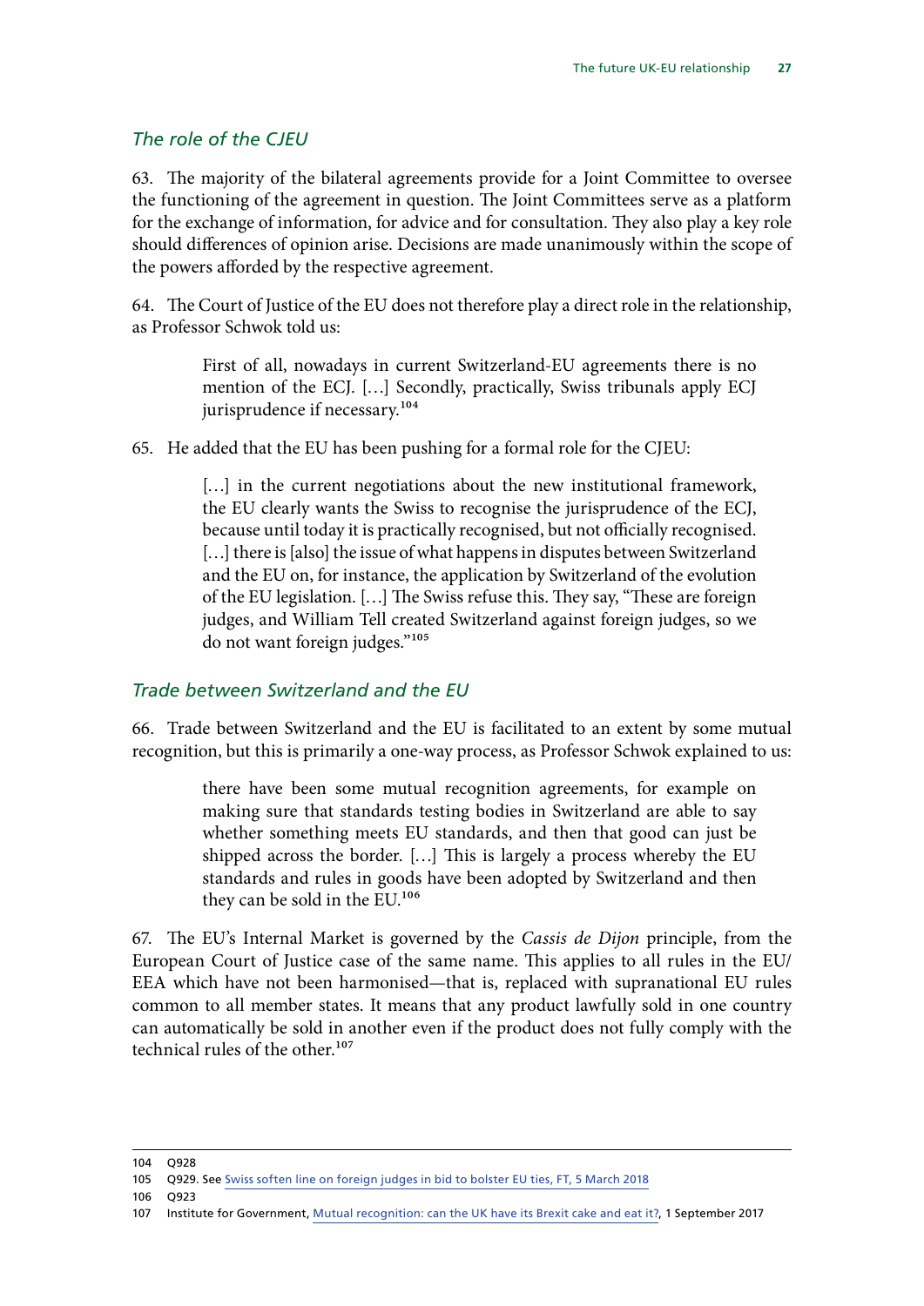### *The role of the CJEU*

63. The majority of the bilateral agreements provide for a Joint Committee to oversee the functioning of the agreement in question. The Joint Committees serve as a platform for the exchange of information, for advice and for consultation. They also play a key role should differences of opinion arise. Decisions are made unanimously within the scope of the powers afforded by the respective agreement.

64. The Court of Justice of the EU does not therefore play a direct role in the relationship, as Professor Schwok told us:

> First of all, nowadays in current Switzerland-EU agreements there is no mention of the ECJ. […] Secondly, practically, Swiss tribunals apply ECJ jurisprudence if necessary.[104]

65. He added that the EU has been pushing for a formal role for the CJEU:

> […] in the current negotiations about the new institutional framework, the EU clearly wants the Swiss to recognise the jurisprudence of the ECJ, because until today it is practically recognised, but not officially recognised. […] there is [also] the issue of what happens in disputes between Switzerland and the EU on, for instance, the application by Switzerland of the evolution of the EU legislation. […] The Swiss refuse this. They say, "These are foreign judges, and William Tell created Switzerland against foreign judges, so we do not want foreign judges."[105]

### *Trade between Switzerland and the EU*

66. Trade between Switzerland and the EU is facilitated to an extent by some mutual recognition, but this is primarily a one-way process, as Professor Schwok explained to us:

> there have been some mutual recognition agreements, for example on making sure that standards testing bodies in Switzerland are able to say whether something meets EU standards, and then that good can just be shipped across the border. […] This is largely a process whereby the EU standards and rules in goods have been adopted by Switzerland and then they can be sold in the EU.[106]

67. The EU's Internal Market is governed by the *Cassis de Dijon* principle, from the European Court of Justice case of the same name. This applies to all rules in the EU/EEA which have not been harmonised—that is, replaced with supranational EU rules common to all member states. It means that any product lawfully sold in one country can automatically be sold in another even if the product does not fully comply with the technical rules of the other.[107]

---

104 Q928

105 Q929. See Swiss soften line on foreign judges in bid to bolster EU ties, FT, 5 March 2018

106 Q923

107 Institute for Government, Mutual recognition: can the UK have its Brexit cake and eat it?, 1 September 2017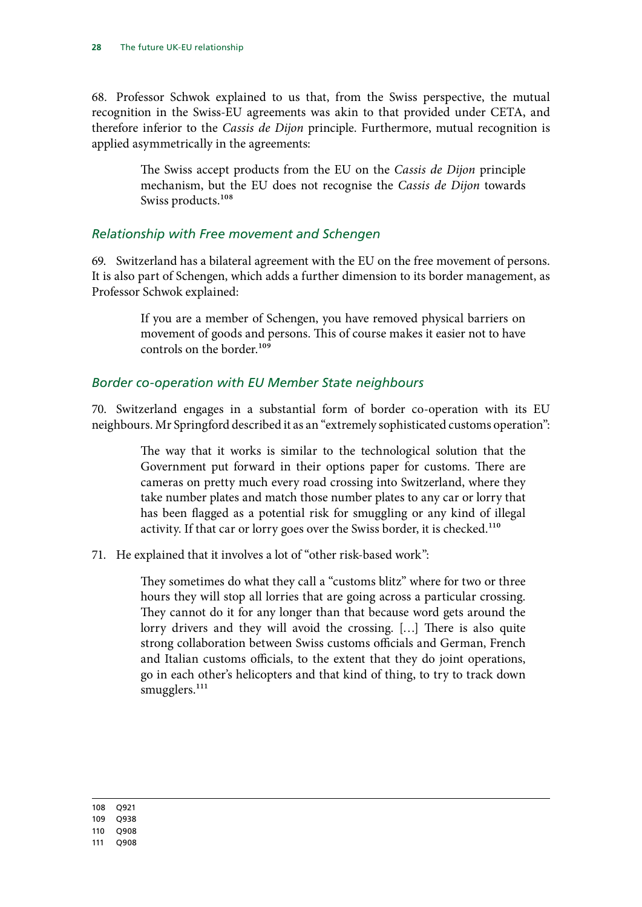68. Professor Schwok explained to us that, from the Swiss perspective, the mutual recognition in the Swiss-EU agreements was akin to that provided under CETA, and therefore inferior to the *Cassis de Dijon* principle. Furthermore, mutual recognition is applied asymmetrically in the agreements:

> The Swiss accept products from the EU on the *Cassis de Dijon* principle mechanism, but the EU does not recognise the *Cassis de Dijon* towards Swiss products.[108]

### *Relationship with Free movement and Schengen*

69. Switzerland has a bilateral agreement with the EU on the free movement of persons. It is also part of Schengen, which adds a further dimension to its border management, as Professor Schwok explained:

> If you are a member of Schengen, you have removed physical barriers on movement of goods and persons. This of course makes it easier not to have controls on the border.[109]

### *Border co-operation with EU Member State neighbours*

70. Switzerland engages in a substantial form of border co-operation with its EU neighbours. Mr Springford described it as an "extremely sophisticated customs operation":

> The way that it works is similar to the technological solution that the Government put forward in their options paper for customs. There are cameras on pretty much every road crossing into Switzerland, where they take number plates and match those number plates to any car or lorry that has been flagged as a potential risk for smuggling or any kind of illegal activity. If that car or lorry goes over the Swiss border, it is checked.[110]

71. He explained that it involves a lot of "other risk-based work":

> They sometimes do what they call a "customs blitz" where for two or three hours they will stop all lorries that are going across a particular crossing. They cannot do it for any longer than that because word gets around the lorry drivers and they will avoid the crossing. [...] There is also quite strong collaboration between Swiss customs officials and German, French and Italian customs officials, to the extent that they do joint operations, go in each other's helicopters and that kind of thing, to try to track down smugglers.[111]

---

108 Q921
109 Q938
110 Q908
111 Q908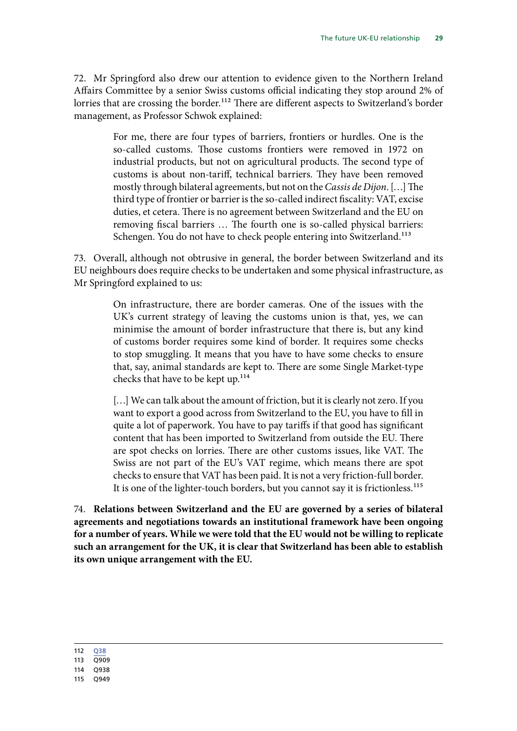72. Mr Springford also drew our attention to evidence given to the Northern Ireland Affairs Committee by a senior Swiss customs official indicating they stop around 2% of lorries that are crossing the border.[112] There are different aspects to Switzerland's border management, as Professor Schwok explained:

> For me, there are four types of barriers, frontiers or hurdles. One is the so-called customs. Those customs frontiers were removed in 1972 on industrial products, but not on agricultural products. The second type of customs is about non-tariff, technical barriers. They have been removed mostly through bilateral agreements, but not on the *Cassis de Dijon*. […] The third type of frontier or barrier is the so-called indirect fiscality: VAT, excise duties, et cetera. There is no agreement between Switzerland and the EU on removing fiscal barriers … The fourth one is so-called physical barriers: Schengen. You do not have to check people entering into Switzerland.[113]

73. Overall, although not obtrusive in general, the border between Switzerland and its EU neighbours does require checks to be undertaken and some physical infrastructure, as Mr Springford explained to us:

> On infrastructure, there are border cameras. One of the issues with the UK's current strategy of leaving the customs union is that, yes, we can minimise the amount of border infrastructure that there is, but any kind of customs border requires some kind of border. It requires some checks to stop smuggling. It means that you have to have some checks to ensure that, say, animal standards are kept to. There are some Single Market-type checks that have to be kept up.[114]
>
> […] We can talk about the amount of friction, but it is clearly not zero. If you want to export a good across from Switzerland to the EU, you have to fill in quite a lot of paperwork. You have to pay tariffs if that good has significant content that has been imported to Switzerland from outside the EU. There are spot checks on lorries. There are other customs issues, like VAT. The Swiss are not part of the EU's VAT regime, which means there are spot checks to ensure that VAT has been paid. It is not a very friction-full border. It is one of the lighter-touch borders, but you cannot say it is frictionless.[115]

74. **Relations between Switzerland and the EU are governed by a series of bilateral agreements and negotiations towards an institutional framework have been ongoing for a number of years. While we were told that the EU would not be willing to replicate such an arrangement for the UK, it is clear that Switzerland has been able to establish its own unique arrangement with the EU.**

---

112 Q38

113 Q909

114 Q938

115 Q949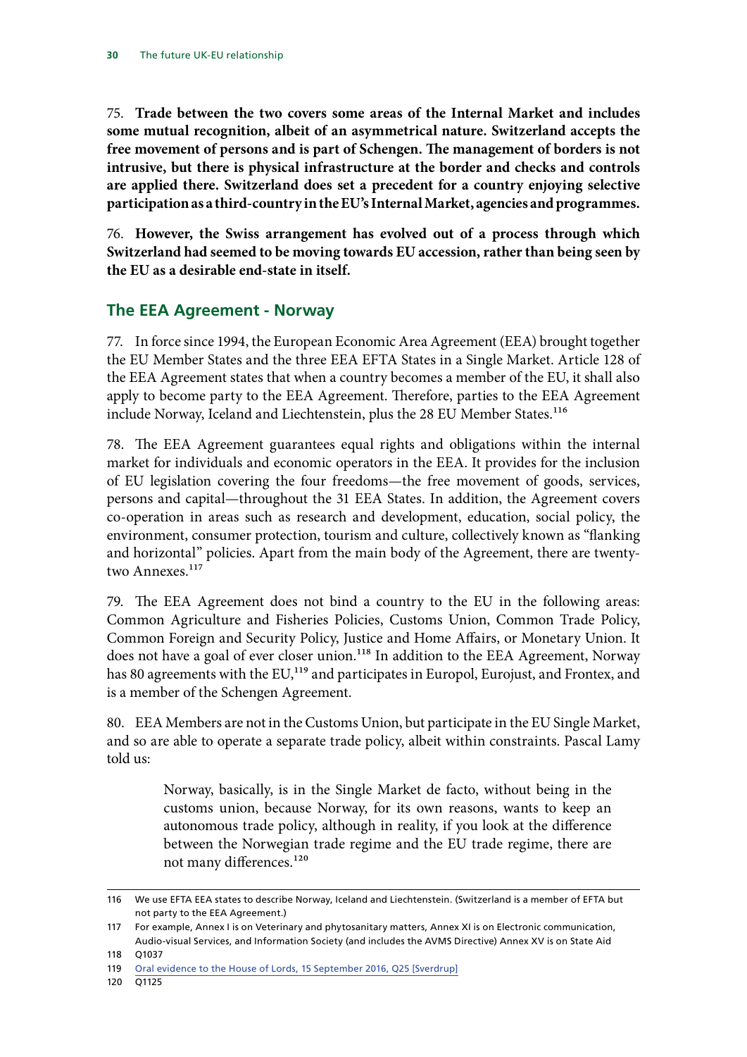75. **Trade between the two covers some areas of the Internal Market and includes some mutual recognition, albeit of an asymmetrical nature. Switzerland accepts the free movement of persons and is part of Schengen. The management of borders is not intrusive, but there is physical infrastructure at the border and checks and controls are applied there. Switzerland does set a precedent for a country enjoying selective participation as a third-country in the EU's Internal Market, agencies and programmes.**

76. **However, the Swiss arrangement has evolved out of a process through which Switzerland had seemed to be moving towards EU accession, rather than being seen by the EU as a desirable end-state in itself.**

## The EEA Agreement - Norway

77. In force since 1994, the European Economic Area Agreement (EEA) brought together the EU Member States and the three EEA EFTA States in a Single Market. Article 128 of the EEA Agreement states that when a country becomes a member of the EU, it shall also apply to become party to the EEA Agreement. Therefore, parties to the EEA Agreement include Norway, Iceland and Liechtenstein, plus the 28 EU Member States.[116]

78. The EEA Agreement guarantees equal rights and obligations within the internal market for individuals and economic operators in the EEA. It provides for the inclusion of EU legislation covering the four freedoms—the free movement of goods, services, persons and capital—throughout the 31 EEA States. In addition, the Agreement covers co-operation in areas such as research and development, education, social policy, the environment, consumer protection, tourism and culture, collectively known as "flanking and horizontal" policies. Apart from the main body of the Agreement, there are twenty-two Annexes.[117]

79. The EEA Agreement does not bind a country to the EU in the following areas: Common Agriculture and Fisheries Policies, Customs Union, Common Trade Policy, Common Foreign and Security Policy, Justice and Home Affairs, or Monetary Union. It does not have a goal of ever closer union.[118] In addition to the EEA Agreement, Norway has 80 agreements with the EU,[119] and participates in Europol, Eurojust, and Frontex, and is a member of the Schengen Agreement.

80. EEA Members are not in the Customs Union, but participate in the EU Single Market, and so are able to operate a separate trade policy, albeit within constraints. Pascal Lamy told us:

> Norway, basically, is in the Single Market de facto, without being in the customs union, because Norway, for its own reasons, wants to keep an autonomous trade policy, although in reality, if you look at the difference between the Norwegian trade regime and the EU trade regime, there are not many differences.[120]

---

116 We use EFTA EEA states to describe Norway, Iceland and Liechtenstein. (Switzerland is a member of EFTA but not party to the EEA Agreement.)

117 For example, Annex I is on Veterinary and phytosanitary matters, Annex XI is on Electronic communication, Audio-visual Services, and Information Society (and includes the AVMS Directive) Annex XV is on State Aid

118 Q1037

119 Oral evidence to the House of Lords, 15 September 2016, Q25 [Sverdrup]

120 Q1125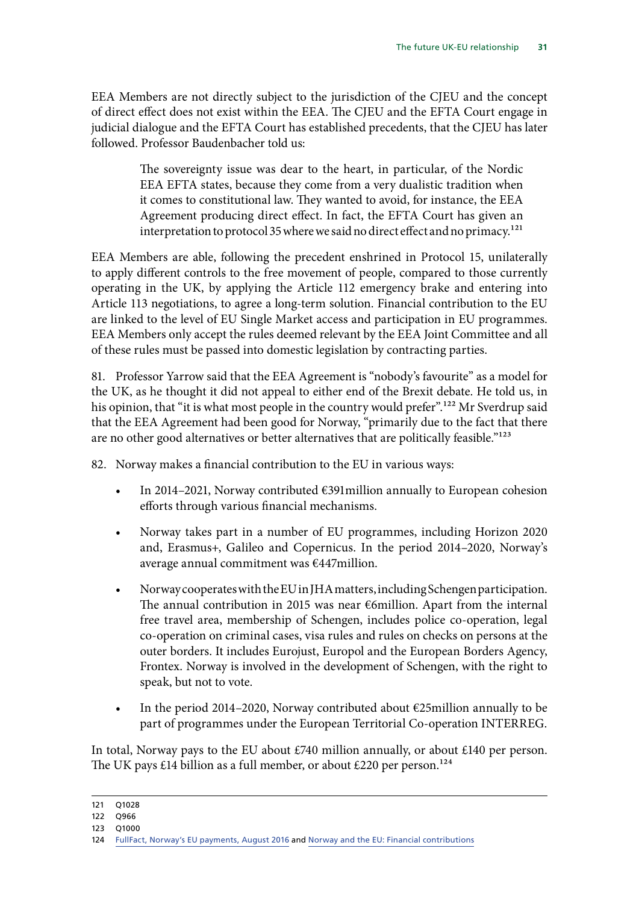EEA Members are not directly subject to the jurisdiction of the CJEU and the concept of direct effect does not exist within the EEA. The CJEU and the EFTA Court engage in judicial dialogue and the EFTA Court has established precedents, that the CJEU has later followed. Professor Baudenbacher told us:

> The sovereignty issue was dear to the heart, in particular, of the Nordic EEA EFTA states, because they come from a very dualistic tradition when it comes to constitutional law. They wanted to avoid, for instance, the EEA Agreement producing direct effect. In fact, the EFTA Court has given an interpretation to protocol 35 where we said no direct effect and no primacy.[121]

EEA Members are able, following the precedent enshrined in Protocol 15, unilaterally to apply different controls to the free movement of people, compared to those currently operating in the UK, by applying the Article 112 emergency brake and entering into Article 113 negotiations, to agree a long-term solution. Financial contribution to the EU are linked to the level of EU Single Market access and participation in EU programmes. EEA Members only accept the rules deemed relevant by the EEA Joint Committee and all of these rules must be passed into domestic legislation by contracting parties.

81. Professor Yarrow said that the EEA Agreement is "nobody's favourite" as a model for the UK, as he thought it did not appeal to either end of the Brexit debate. He told us, in his opinion, that "it is what most people in the country would prefer".[122] Mr Sverdrup said that the EEA Agreement had been good for Norway, "primarily due to the fact that there are no other good alternatives or better alternatives that are politically feasible."[123]

82. Norway makes a financial contribution to the EU in various ways:

- In 2014–2021, Norway contributed €391million annually to European cohesion efforts through various financial mechanisms.
- Norway takes part in a number of EU programmes, including Horizon 2020 and, Erasmus+, Galileo and Copernicus. In the period 2014–2020, Norway's average annual commitment was €447million.
- Norway cooperates with the EU in JHA matters, including Schengen participation. The annual contribution in 2015 was near €6million. Apart from the internal free travel area, membership of Schengen, includes police co-operation, legal co-operation on criminal cases, visa rules and rules on checks on persons at the outer borders. It includes Eurojust, Europol and the European Borders Agency, Frontex. Norway is involved in the development of Schengen, with the right to speak, but not to vote.
- In the period 2014–2020, Norway contributed about €25million annually to be part of programmes under the European Territorial Co-operation INTERREG.

In total, Norway pays to the EU about £740 million annually, or about £140 per person. The UK pays £14 billion as a full member, or about £220 per person.[124]

---

121 Q1028

122 Q966

123 Q1000

124 FullFact, Norway's EU payments, August 2016 and Norway and the EU: Financial contributions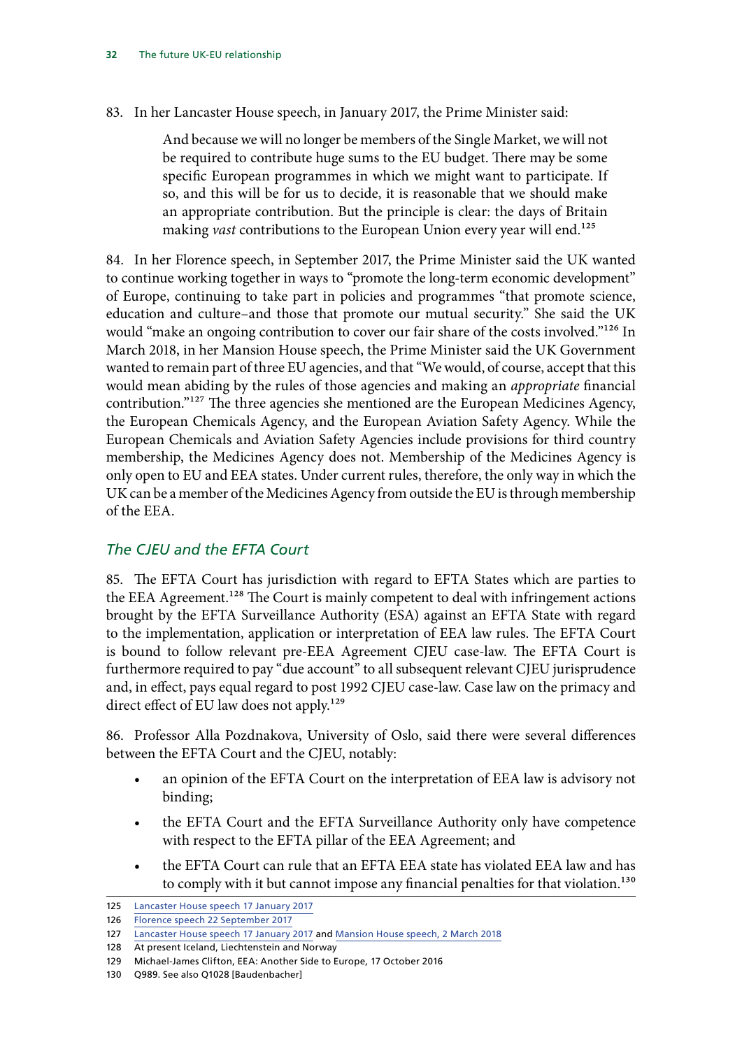83. In her Lancaster House speech, in January 2017, the Prime Minister said:

> And because we will no longer be members of the Single Market, we will not be required to contribute huge sums to the EU budget. There may be some specific European programmes in which we might want to participate. If so, and this will be for us to decide, it is reasonable that we should make an appropriate contribution. But the principle is clear: the days of Britain making *vast* contributions to the European Union every year will end.[125]

84. In her Florence speech, in September 2017, the Prime Minister said the UK wanted to continue working together in ways to "promote the long-term economic development" of Europe, continuing to take part in policies and programmes "that promote science, education and culture–and those that promote our mutual security." She said the UK would "make an ongoing contribution to cover our fair share of the costs involved."[126] In March 2018, in her Mansion House speech, the Prime Minister said the UK Government wanted to remain part of three EU agencies, and that "We would, of course, accept that this would mean abiding by the rules of those agencies and making an *appropriate* financial contribution."[127] The three agencies she mentioned are the European Medicines Agency, the European Chemicals Agency, and the European Aviation Safety Agency. While the European Chemicals and Aviation Safety Agencies include provisions for third country membership, the Medicines Agency does not. Membership of the Medicines Agency is only open to EU and EEA states. Under current rules, therefore, the only way in which the UK can be a member of the Medicines Agency from outside the EU is through membership of the EEA.

### *The CJEU and the EFTA Court*

85. The EFTA Court has jurisdiction with regard to EFTA States which are parties to the EEA Agreement.[128] The Court is mainly competent to deal with infringement actions brought by the EFTA Surveillance Authority (ESA) against an EFTA State with regard to the implementation, application or interpretation of EEA law rules. The EFTA Court is bound to follow relevant pre-EEA Agreement CJEU case-law. The EFTA Court is furthermore required to pay "due account" to all subsequent relevant CJEU jurisprudence and, in effect, pays equal regard to post 1992 CJEU case-law. Case law on the primacy and direct effect of EU law does not apply.[129]

86. Professor Alla Pozdnakova, University of Oslo, said there were several differences between the EFTA Court and the CJEU, notably:

- an opinion of the EFTA Court on the interpretation of EEA law is advisory not binding;
- the EFTA Court and the EFTA Surveillance Authority only have competence with respect to the EFTA pillar of the EEA Agreement; and
- the EFTA Court can rule that an EFTA EEA state has violated EEA law and has to comply with it but cannot impose any financial penalties for that violation.[130]

---

125 Lancaster House speech 17 January 2017

126 Florence speech 22 September 2017

127 Lancaster House speech 17 January 2017 and Mansion House speech, 2 March 2018

128 At present Iceland, Liechtenstein and Norway

129 Michael-James Clifton, EEA: Another Side to Europe, 17 October 2016

130 Q989. See also Q1028 [Baudenbacher]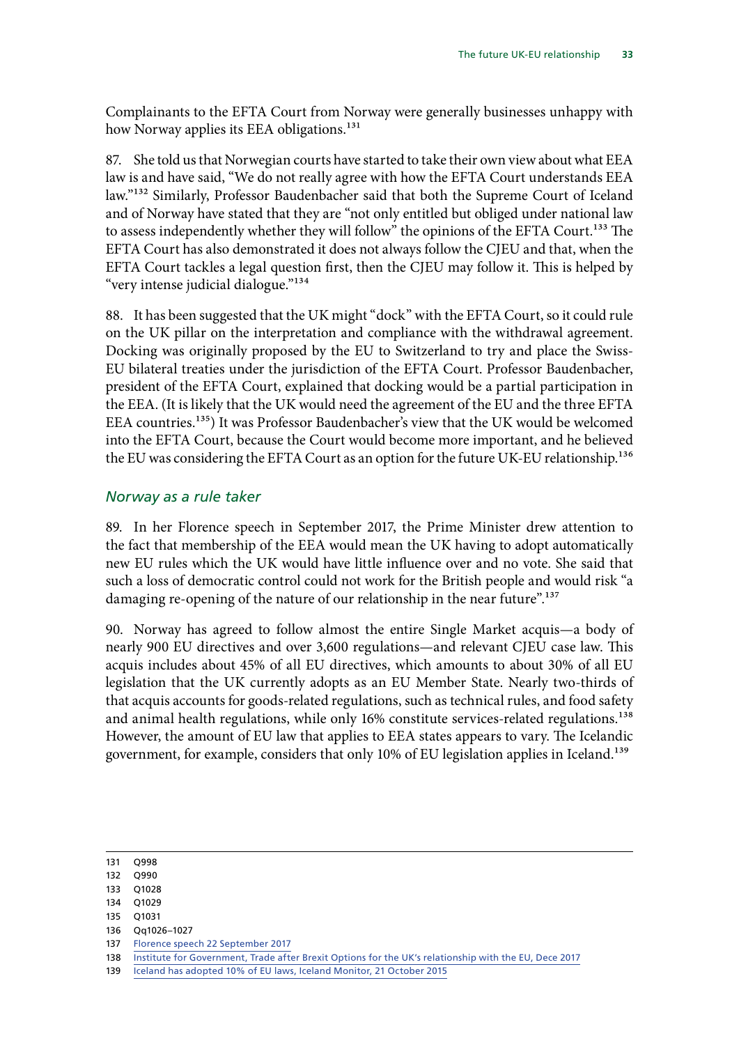Complainants to the EFTA Court from Norway were generally businesses unhappy with how Norway applies its EEA obligations.[131]

87. She told us that Norwegian courts have started to take their own view about what EEA law is and have said, "We do not really agree with how the EFTA Court understands EEA law."[132] Similarly, Professor Baudenbacher said that both the Supreme Court of Iceland and of Norway have stated that they are "not only entitled but obliged under national law to assess independently whether they will follow" the opinions of the EFTA Court.[133] The EFTA Court has also demonstrated it does not always follow the CJEU and that, when the EFTA Court tackles a legal question first, then the CJEU may follow it. This is helped by "very intense judicial dialogue."[134]

88. It has been suggested that the UK might "dock" with the EFTA Court, so it could rule on the UK pillar on the interpretation and compliance with the withdrawal agreement. Docking was originally proposed by the EU to Switzerland to try and place the Swiss-EU bilateral treaties under the jurisdiction of the EFTA Court. Professor Baudenbacher, president of the EFTA Court, explained that docking would be a partial participation in the EEA. (It is likely that the UK would need the agreement of the EU and the three EFTA EEA countries.[135]) It was Professor Baudenbacher's view that the UK would be welcomed into the EFTA Court, because the Court would become more important, and he believed the EU was considering the EFTA Court as an option for the future UK-EU relationship.[136]

### *Norway as a rule taker*

89. In her Florence speech in September 2017, the Prime Minister drew attention to the fact that membership of the EEA would mean the UK having to adopt automatically new EU rules which the UK would have little influence over and no vote. She said that such a loss of democratic control could not work for the British people and would risk "a damaging re-opening of the nature of our relationship in the near future".[137]

90. Norway has agreed to follow almost the entire Single Market acquis—a body of nearly 900 EU directives and over 3,600 regulations—and relevant CJEU case law. This acquis includes about 45% of all EU directives, which amounts to about 30% of all EU legislation that the UK currently adopts as an EU Member State. Nearly two-thirds of that acquis accounts for goods-related regulations, such as technical rules, and food safety and animal health regulations, while only 16% constitute services-related regulations.[138] However, the amount of EU law that applies to EEA states appears to vary. The Icelandic government, for example, considers that only 10% of EU legislation applies in Iceland.[139]

---

131 Q998

132 Q990

133 Q1028

134 Q1029

135 Q1031

136 Qq1026–1027

137 Florence speech 22 September 2017

138 Institute for Government, Trade after Brexit Options for the UK's relationship with the EU, Dece 2017

139 Iceland has adopted 10% of EU laws, Iceland Monitor, 21 October 2015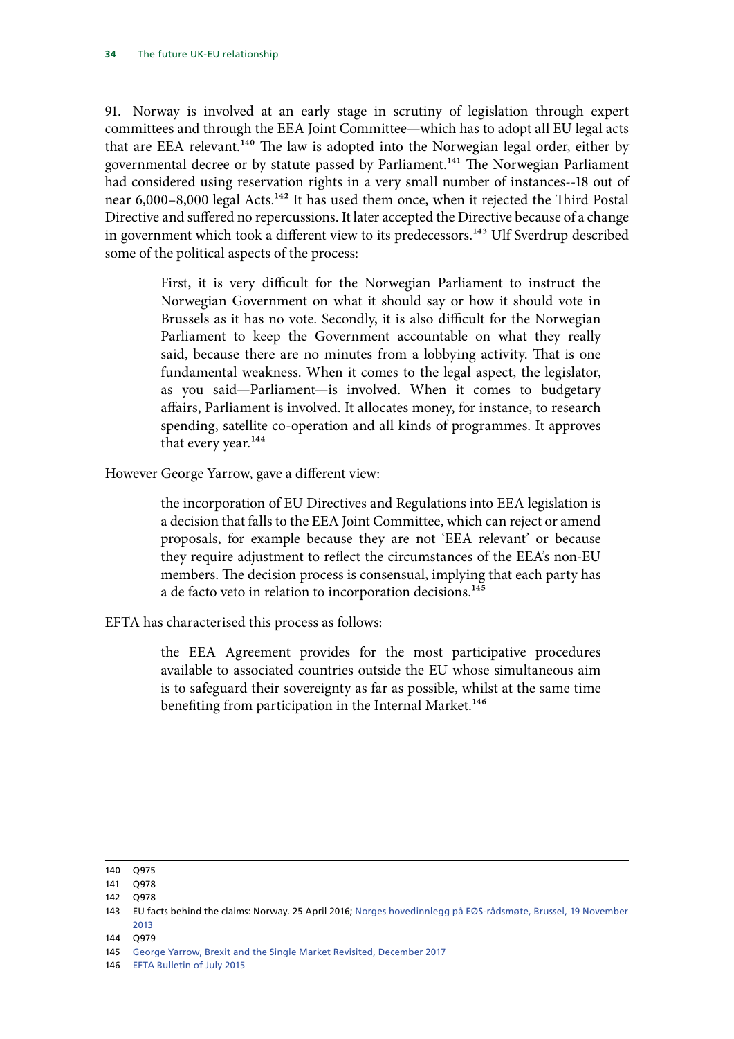91. Norway is involved at an early stage in scrutiny of legislation through expert committees and through the EEA Joint Committee—which has to adopt all EU legal acts that are EEA relevant.[140] The law is adopted into the Norwegian legal order, either by governmental decree or by statute passed by Parliament.[141] The Norwegian Parliament had considered using reservation rights in a very small number of instances--18 out of near 6,000–8,000 legal Acts.[142] It has used them once, when it rejected the Third Postal Directive and suffered no repercussions. It later accepted the Directive because of a change in government which took a different view to its predecessors.[143] Ulf Sverdrup described some of the political aspects of the process:

> First, it is very difficult for the Norwegian Parliament to instruct the Norwegian Government on what it should say or how it should vote in Brussels as it has no vote. Secondly, it is also difficult for the Norwegian Parliament to keep the Government accountable on what they really said, because there are no minutes from a lobbying activity. That is one fundamental weakness. When it comes to the legal aspect, the legislator, as you said—Parliament—is involved. When it comes to budgetary affairs, Parliament is involved. It allocates money, for instance, to research spending, satellite co-operation and all kinds of programmes. It approves that every year.[144]

However George Yarrow, gave a different view:

> the incorporation of EU Directives and Regulations into EEA legislation is a decision that falls to the EEA Joint Committee, which can reject or amend proposals, for example because they are not 'EEA relevant' or because they require adjustment to reflect the circumstances of the EEA's non-EU members. The decision process is consensual, implying that each party has a de facto veto in relation to incorporation decisions.[145]

EFTA has characterised this process as follows:

> the EEA Agreement provides for the most participative procedures available to associated countries outside the EU whose simultaneous aim is to safeguard their sovereignty as far as possible, whilst at the same time benefiting from participation in the Internal Market.[146]

---

140 Q975

141 Q978

142 Q978

143 EU facts behind the claims: Norway. 25 April 2016; Norges hovedinnlegg på EØS-rådsmøte, Brussel, 19 November 2013

144 Q979

145 George Yarrow, Brexit and the Single Market Revisited, December 2017

146 EFTA Bulletin of July 2015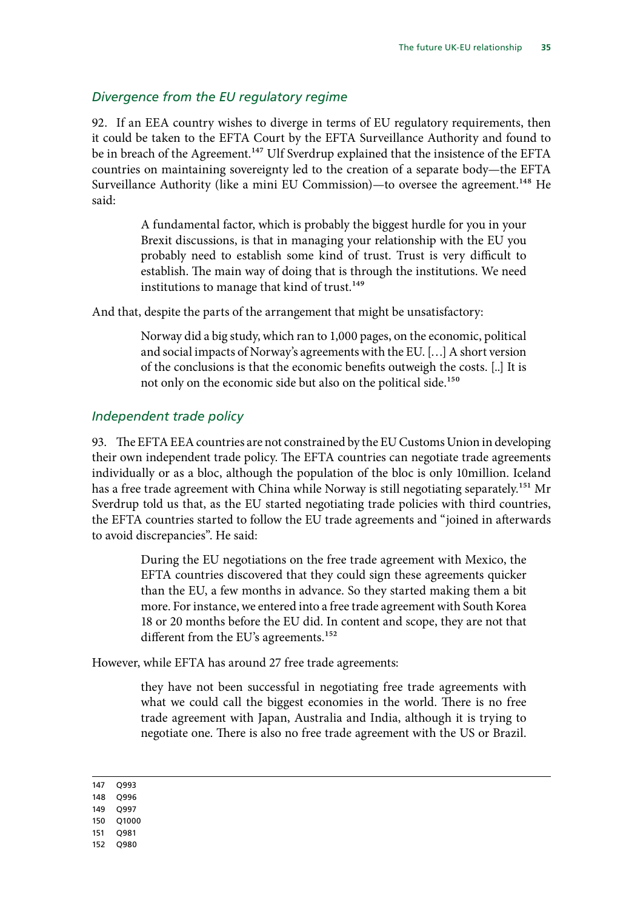### *Divergence from the EU regulatory regime*

92. If an EEA country wishes to diverge in terms of EU regulatory requirements, then it could be taken to the EFTA Court by the EFTA Surveillance Authority and found to be in breach of the Agreement.[147] Ulf Sverdrup explained that the insistence of the EFTA countries on maintaining sovereignty led to the creation of a separate body—the EFTA Surveillance Authority (like a mini EU Commission)—to oversee the agreement.[148] He said:

> A fundamental factor, which is probably the biggest hurdle for you in your Brexit discussions, is that in managing your relationship with the EU you probably need to establish some kind of trust. Trust is very difficult to establish. The main way of doing that is through the institutions. We need institutions to manage that kind of trust.[149]

And that, despite the parts of the arrangement that might be unsatisfactory:

> Norway did a big study, which ran to 1,000 pages, on the economic, political and social impacts of Norway's agreements with the EU. […] A short version of the conclusions is that the economic benefits outweigh the costs. [..] It is not only on the economic side but also on the political side.[150]

### *Independent trade policy*

93. The EFTA EEA countries are not constrained by the EU Customs Union in developing their own independent trade policy. The EFTA countries can negotiate trade agreements individually or as a bloc, although the population of the bloc is only 10million. Iceland has a free trade agreement with China while Norway is still negotiating separately.[151] Mr Sverdrup told us that, as the EU started negotiating trade policies with third countries, the EFTA countries started to follow the EU trade agreements and "joined in afterwards to avoid discrepancies". He said:

> During the EU negotiations on the free trade agreement with Mexico, the EFTA countries discovered that they could sign these agreements quicker than the EU, a few months in advance. So they started making them a bit more. For instance, we entered into a free trade agreement with South Korea 18 or 20 months before the EU did. In content and scope, they are not that different from the EU's agreements.[152]

However, while EFTA has around 27 free trade agreements:

> they have not been successful in negotiating free trade agreements with what we could call the biggest economies in the world. There is no free trade agreement with Japan, Australia and India, although it is trying to negotiate one. There is also no free trade agreement with the US or Brazil.

---

147 Q993
148 Q996
149 Q997
150 Q1000
151 Q981
152 Q980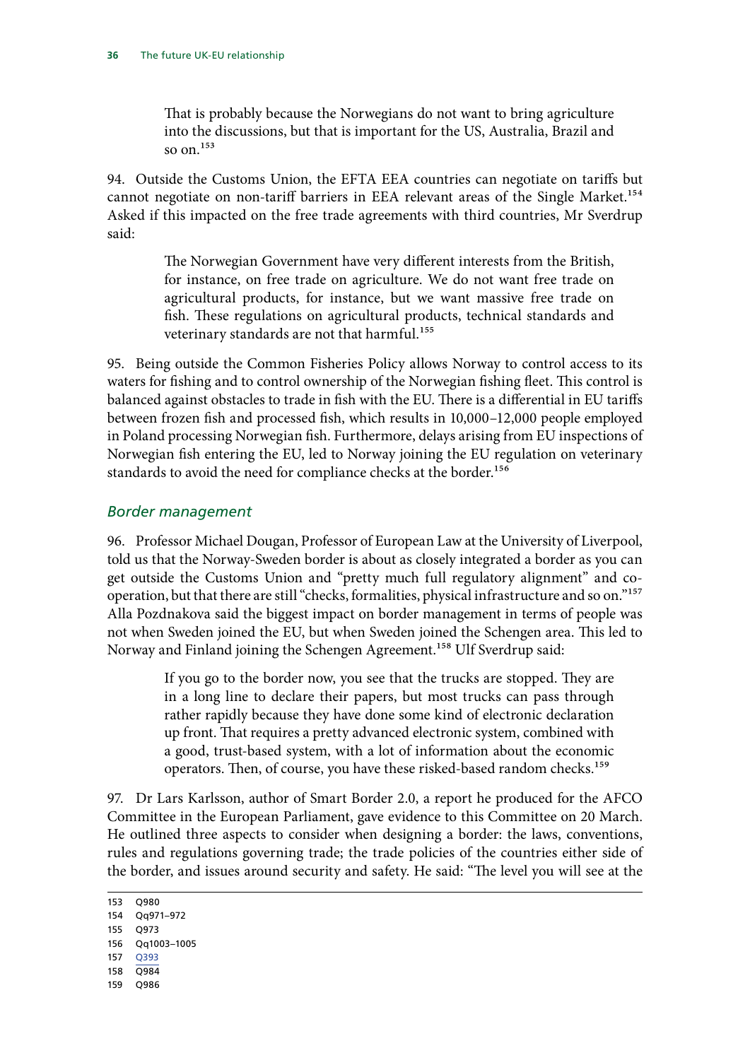> That is probably because the Norwegians do not want to bring agriculture into the discussions, but that is important for the US, Australia, Brazil and so on.[153]

94. Outside the Customs Union, the EFTA EEA countries can negotiate on tariffs but cannot negotiate on non-tariff barriers in EEA relevant areas of the Single Market.[154] Asked if this impacted on the free trade agreements with third countries, Mr Sverdrup said:

> The Norwegian Government have very different interests from the British, for instance, on free trade on agriculture. We do not want free trade on agricultural products, for instance, but we want massive free trade on fish. These regulations on agricultural products, technical standards and veterinary standards are not that harmful.[155]

95. Being outside the Common Fisheries Policy allows Norway to control access to its waters for fishing and to control ownership of the Norwegian fishing fleet. This control is balanced against obstacles to trade in fish with the EU. There is a differential in EU tariffs between frozen fish and processed fish, which results in 10,000–12,000 people employed in Poland processing Norwegian fish. Furthermore, delays arising from EU inspections of Norwegian fish entering the EU, led to Norway joining the EU regulation on veterinary standards to avoid the need for compliance checks at the border.[156]

### *Border management*

96. Professor Michael Dougan, Professor of European Law at the University of Liverpool, told us that the Norway-Sweden border is about as closely integrated a border as you can get outside the Customs Union and "pretty much full regulatory alignment" and co-operation, but that there are still "checks, formalities, physical infrastructure and so on."[157] Alla Pozdnakova said the biggest impact on border management in terms of people was not when Sweden joined the EU, but when Sweden joined the Schengen area. This led to Norway and Finland joining the Schengen Agreement.[158] Ulf Sverdrup said:

> If you go to the border now, you see that the trucks are stopped. They are in a long line to declare their papers, but most trucks can pass through rather rapidly because they have done some kind of electronic declaration up front. That requires a pretty advanced electronic system, combined with a good, trust-based system, with a lot of information about the economic operators. Then, of course, you have these risked-based random checks.[159]

97. Dr Lars Karlsson, author of Smart Border 2.0, a report he produced for the AFCO Committee in the European Parliament, gave evidence to this Committee on 20 March. He outlined three aspects to consider when designing a border: the laws, conventions, rules and regulations governing trade; the trade policies of the countries either side of the border, and issues around security and safety. He said: "The level you will see at the

---

153 Q980
154 Qq971–972
155 Q973
156 Qq1003–1005
157 Q393
158 Q984
159 Q986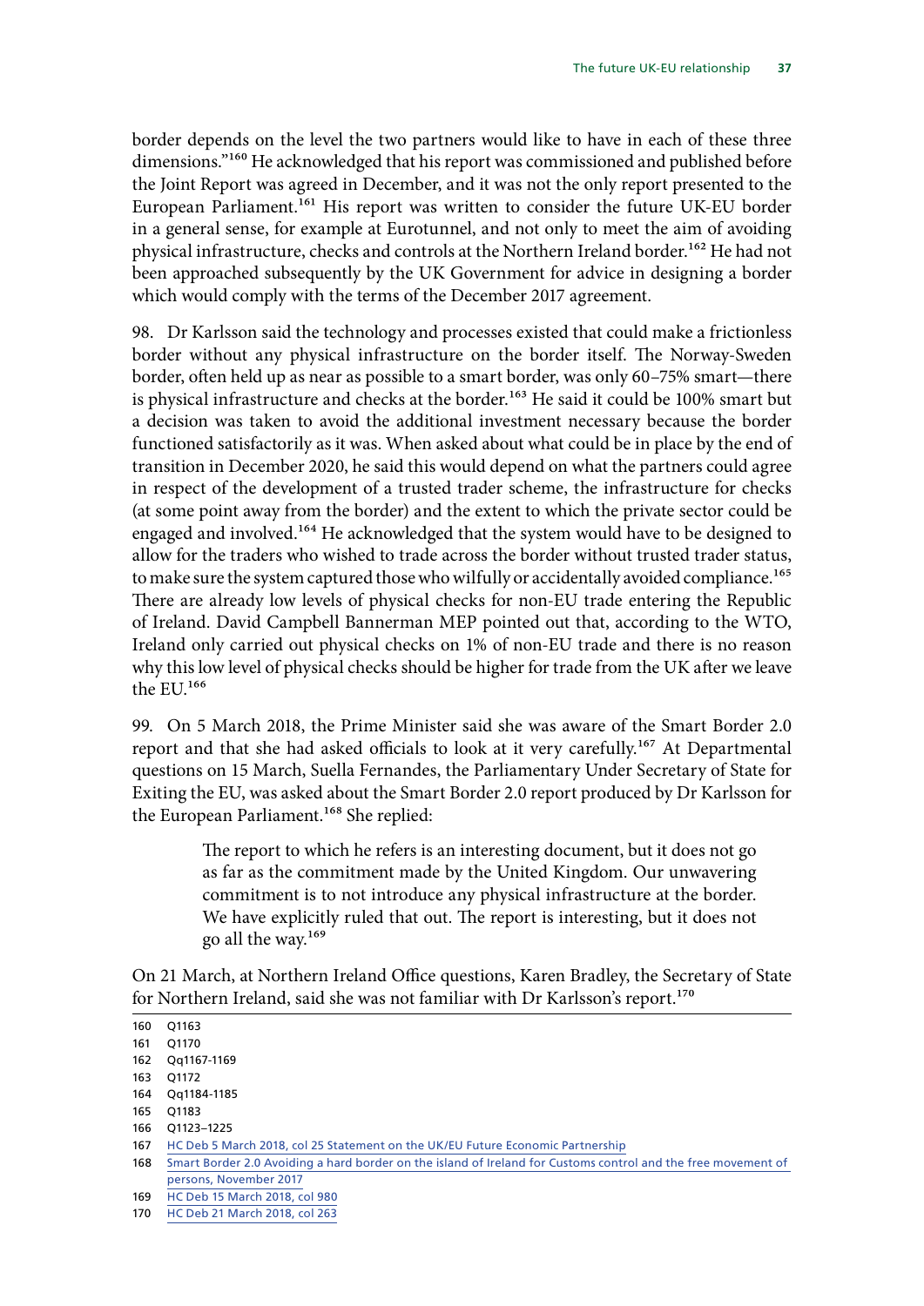border depends on the level the two partners would like to have in each of these three dimensions."[160] He acknowledged that his report was commissioned and published before the Joint Report was agreed in December, and it was not the only report presented to the European Parliament.[161] His report was written to consider the future UK-EU border in a general sense, for example at Eurotunnel, and not only to meet the aim of avoiding physical infrastructure, checks and controls at the Northern Ireland border.[162] He had not been approached subsequently by the UK Government for advice in designing a border which would comply with the terms of the December 2017 agreement.

98. Dr Karlsson said the technology and processes existed that could make a frictionless border without any physical infrastructure on the border itself. The Norway-Sweden border, often held up as near as possible to a smart border, was only 60–75% smart—there is physical infrastructure and checks at the border.[163] He said it could be 100% smart but a decision was taken to avoid the additional investment necessary because the border functioned satisfactorily as it was. When asked about what could be in place by the end of transition in December 2020, he said this would depend on what the partners could agree in respect of the development of a trusted trader scheme, the infrastructure for checks (at some point away from the border) and the extent to which the private sector could be engaged and involved.[164] He acknowledged that the system would have to be designed to allow for the traders who wished to trade across the border without trusted trader status, to make sure the system captured those who wilfully or accidentally avoided compliance.[165] There are already low levels of physical checks for non-EU trade entering the Republic of Ireland. David Campbell Bannerman MEP pointed out that, according to the WTO, Ireland only carried out physical checks on 1% of non-EU trade and there is no reason why this low level of physical checks should be higher for trade from the UK after we leave the EU.[166]

99. On 5 March 2018, the Prime Minister said she was aware of the Smart Border 2.0 report and that she had asked officials to look at it very carefully.[167] At Departmental questions on 15 March, Suella Fernandes, the Parliamentary Under Secretary of State for Exiting the EU, was asked about the Smart Border 2.0 report produced by Dr Karlsson for the European Parliament.[168] She replied:

> The report to which he refers is an interesting document, but it does not go as far as the commitment made by the United Kingdom. Our unwavering commitment is to not introduce any physical infrastructure at the border. We have explicitly ruled that out. The report is interesting, but it does not go all the way.[169]

On 21 March, at Northern Ireland Office questions, Karen Bradley, the Secretary of State for Northern Ireland, said she was not familiar with Dr Karlsson's report.[170]

160 Q1163
161 Q1170
162 Qq1167-1169
163 Q1172
164 Qq1184-1185
165 Q1183
166 Q1123–1225
167 HC Deb 5 March 2018, col 25 Statement on the UK/EU Future Economic Partnership
168 Smart Border 2.0 Avoiding a hard border on the island of Ireland for Customs control and the free movement of persons, November 2017
169 HC Deb 15 March 2018, col 980
170 HC Deb 21 March 2018, col 263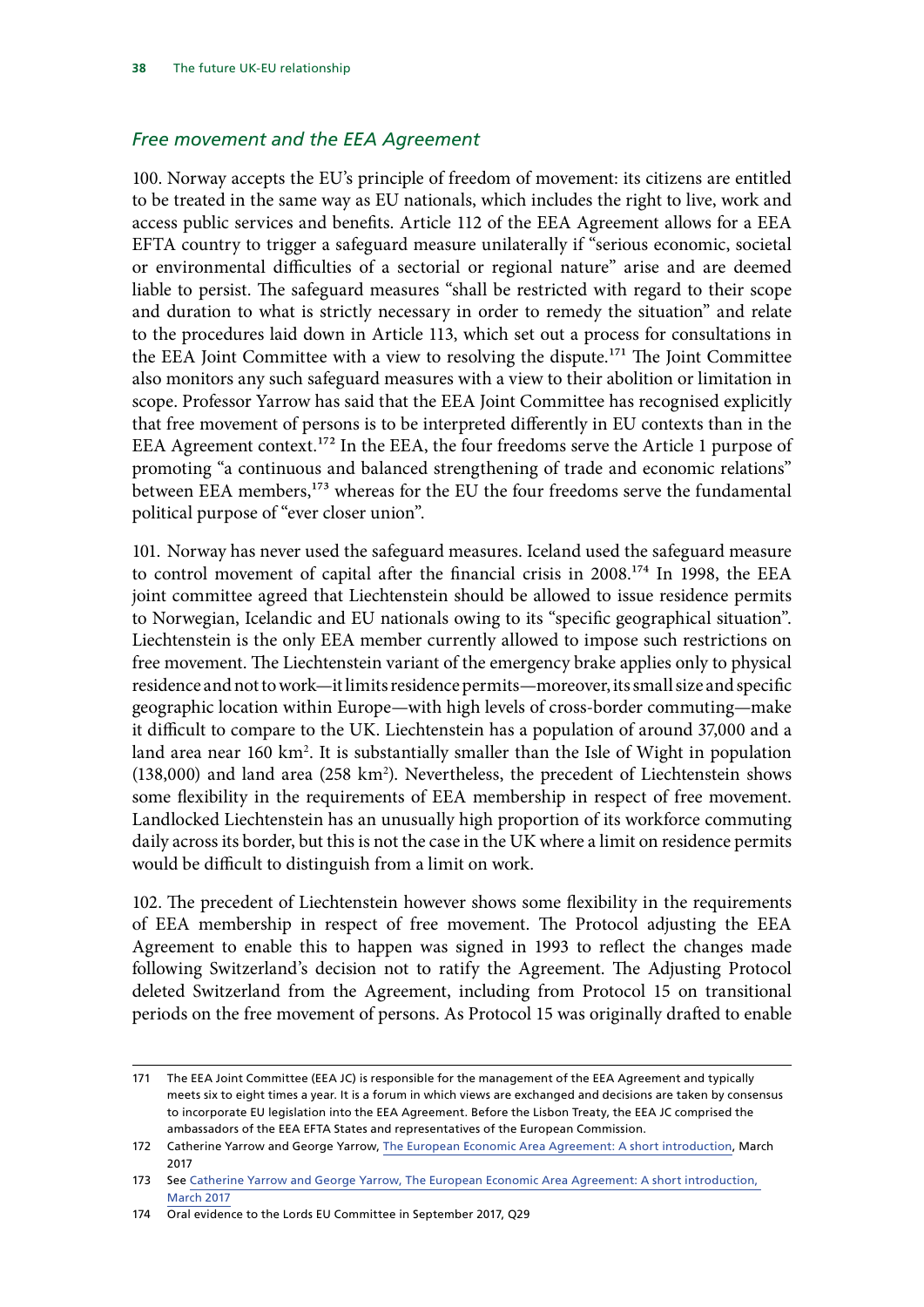### *Free movement and the EEA Agreement*

100. Norway accepts the EU's principle of freedom of movement: its citizens are entitled to be treated in the same way as EU nationals, which includes the right to live, work and access public services and benefits. Article 112 of the EEA Agreement allows for a EEA EFTA country to trigger a safeguard measure unilaterally if "serious economic, societal or environmental difficulties of a sectorial or regional nature" arise and are deemed liable to persist. The safeguard measures "shall be restricted with regard to their scope and duration to what is strictly necessary in order to remedy the situation" and relate to the procedures laid down in Article 113, which set out a process for consultations in the EEA Joint Committee with a view to resolving the dispute.[171] The Joint Committee also monitors any such safeguard measures with a view to their abolition or limitation in scope. Professor Yarrow has said that the EEA Joint Committee has recognised explicitly that free movement of persons is to be interpreted differently in EU contexts than in the EEA Agreement context.[172] In the EEA, the four freedoms serve the Article 1 purpose of promoting "a continuous and balanced strengthening of trade and economic relations" between EEA members,[173] whereas for the EU the four freedoms serve the fundamental political purpose of "ever closer union".

101. Norway has never used the safeguard measures. Iceland used the safeguard measure to control movement of capital after the financial crisis in 2008.[174] In 1998, the EEA joint committee agreed that Liechtenstein should be allowed to issue residence permits to Norwegian, Icelandic and EU nationals owing to its "specific geographical situation". Liechtenstein is the only EEA member currently allowed to impose such restrictions on free movement. The Liechtenstein variant of the emergency brake applies only to physical residence and not to work—it limits residence permits—moreover, its small size and specific geographic location within Europe—with high levels of cross-border commuting—make it difficult to compare to the UK. Liechtenstein has a population of around 37,000 and a land area near 160 km$^2$. It is substantially smaller than the Isle of Wight in population (138,000) and land area (258 km$^2$). Nevertheless, the precedent of Liechtenstein shows some flexibility in the requirements of EEA membership in respect of free movement. Landlocked Liechtenstein has an unusually high proportion of its workforce commuting daily across its border, but this is not the case in the UK where a limit on residence permits would be difficult to distinguish from a limit on work.

102. The precedent of Liechtenstein however shows some flexibility in the requirements of EEA membership in respect of free movement. The Protocol adjusting the EEA Agreement to enable this to happen was signed in 1993 to reflect the changes made following Switzerland's decision not to ratify the Agreement. The Adjusting Protocol deleted Switzerland from the Agreement, including from Protocol 15 on transitional periods on the free movement of persons. As Protocol 15 was originally drafted to enable

---

171 The EEA Joint Committee (EEA JC) is responsible for the management of the EEA Agreement and typically meets six to eight times a year. It is a forum in which views are exchanged and decisions are taken by consensus to incorporate EU legislation into the EEA Agreement. Before the Lisbon Treaty, the EEA JC comprised the ambassadors of the EEA EFTA States and representatives of the European Commission.

172 Catherine Yarrow and George Yarrow, The European Economic Area Agreement: A short introduction, March 2017

173 See Catherine Yarrow and George Yarrow, The European Economic Area Agreement: A short introduction, March 2017

174 Oral evidence to the Lords EU Committee in September 2017, Q29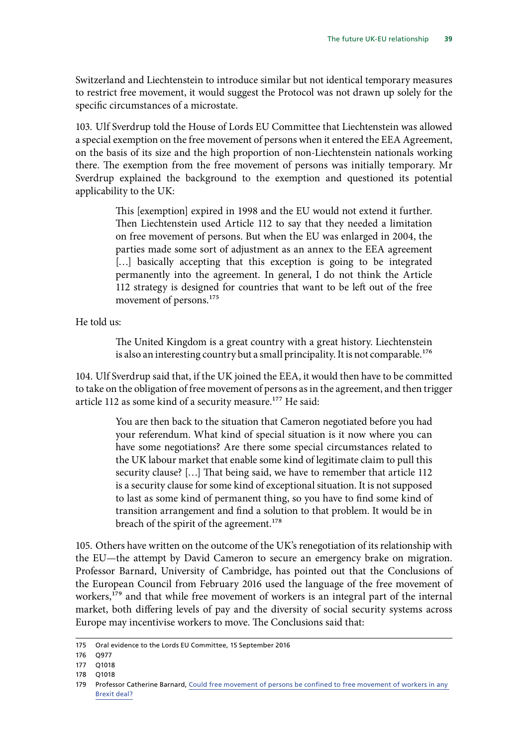Switzerland and Liechtenstein to introduce similar but not identical temporary measures to restrict free movement, it would suggest the Protocol was not drawn up solely for the specific circumstances of a microstate.

103. Ulf Sverdrup told the House of Lords EU Committee that Liechtenstein was allowed a special exemption on the free movement of persons when it entered the EEA Agreement, on the basis of its size and the high proportion of non-Liechtenstein nationals working there. The exemption from the free movement of persons was initially temporary. Mr Sverdrup explained the background to the exemption and questioned its potential applicability to the UK:

> This [exemption] expired in 1998 and the EU would not extend it further. Then Liechtenstein used Article 112 to say that they needed a limitation on free movement of persons. But when the EU was enlarged in 2004, the parties made some sort of adjustment as an annex to the EEA agreement […] basically accepting that this exception is going to be integrated permanently into the agreement. In general, I do not think the Article 112 strategy is designed for countries that want to be left out of the free movement of persons.[175]

He told us:

> The United Kingdom is a great country with a great history. Liechtenstein is also an interesting country but a small principality. It is not comparable.[176]

104. Ulf Sverdrup said that, if the UK joined the EEA, it would then have to be committed to take on the obligation of free movement of persons as in the agreement, and then trigger article 112 as some kind of a security measure.[177] He said:

> You are then back to the situation that Cameron negotiated before you had your referendum. What kind of special situation is it now where you can have some negotiations? Are there some special circumstances related to the UK labour market that enable some kind of legitimate claim to pull this security clause? […] That being said, we have to remember that article 112 is a security clause for some kind of exceptional situation. It is not supposed to last as some kind of permanent thing, so you have to find some kind of transition arrangement and find a solution to that problem. It would be in breach of the spirit of the agreement.[178]

105. Others have written on the outcome of the UK's renegotiation of its relationship with the EU—the attempt by David Cameron to secure an emergency brake on migration. Professor Barnard, University of Cambridge, has pointed out that the Conclusions of the European Council from February 2016 used the language of the free movement of workers,[179] and that while free movement of workers is an integral part of the internal market, both differing levels of pay and the diversity of social security systems across Europe may incentivise workers to move. The Conclusions said that:

---

175 Oral evidence to the Lords EU Committee, 15 September 2016

176 Q977

177 Q1018

178 Q1018

179 Professor Catherine Barnard, Could free movement of persons be confined to free movement of workers in any Brexit deal?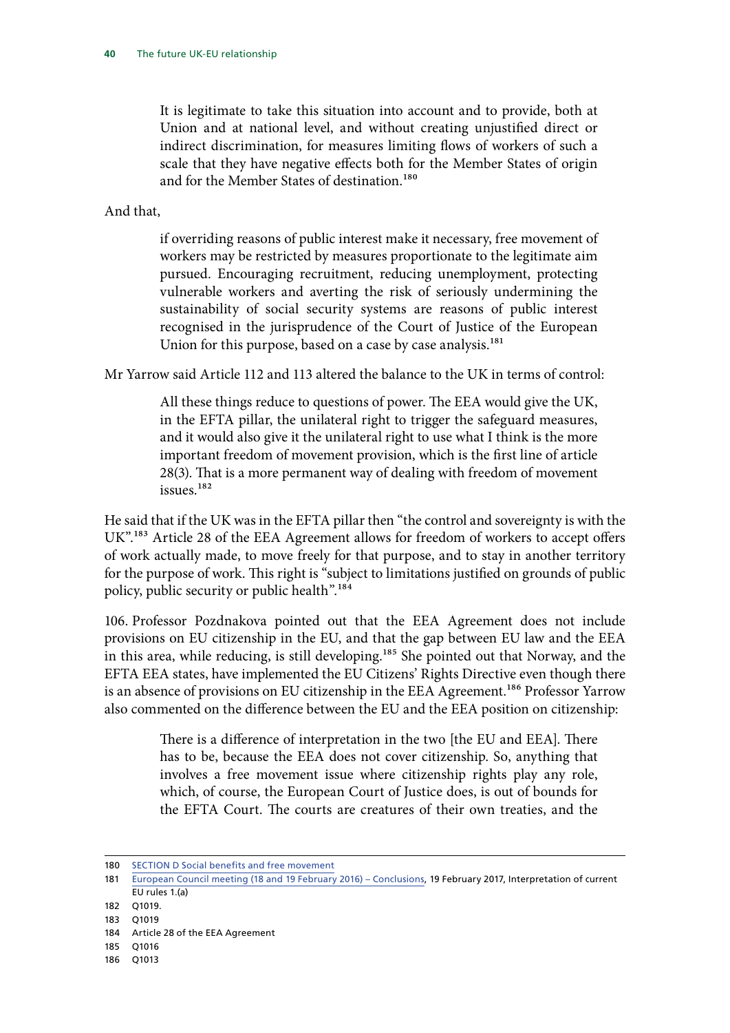> It is legitimate to take this situation into account and to provide, both at Union and at national level, and without creating unjustified direct or indirect discrimination, for measures limiting flows of workers of such a scale that they have negative effects both for the Member States of origin and for the Member States of destination.[180]

And that,

> if overriding reasons of public interest make it necessary, free movement of workers may be restricted by measures proportionate to the legitimate aim pursued. Encouraging recruitment, reducing unemployment, protecting vulnerable workers and averting the risk of seriously undermining the sustainability of social security systems are reasons of public interest recognised in the jurisprudence of the Court of Justice of the European Union for this purpose, based on a case by case analysis.[181]

Mr Yarrow said Article 112 and 113 altered the balance to the UK in terms of control:

> All these things reduce to questions of power. The EEA would give the UK, in the EFTA pillar, the unilateral right to trigger the safeguard measures, and it would also give it the unilateral right to use what I think is the more important freedom of movement provision, which is the first line of article 28(3). That is a more permanent way of dealing with freedom of movement issues.[182]

He said that if the UK was in the EFTA pillar then "the control and sovereignty is with the UK".[183] Article 28 of the EEA Agreement allows for freedom of workers to accept offers of work actually made, to move freely for that purpose, and to stay in another territory for the purpose of work. This right is "subject to limitations justified on grounds of public policy, public security or public health".[184]

106. Professor Pozdnakova pointed out that the EEA Agreement does not include provisions on EU citizenship in the EU, and that the gap between EU law and the EEA in this area, while reducing, is still developing.[185] She pointed out that Norway, and the EFTA EEA states, have implemented the EU Citizens' Rights Directive even though there is an absence of provisions on EU citizenship in the EEA Agreement.[186] Professor Yarrow also commented on the difference between the EU and the EEA position on citizenship:

> There is a difference of interpretation in the two [the EU and EEA]. There has to be, because the EEA does not cover citizenship. So, anything that involves a free movement issue where citizenship rights play any role, which, of course, the European Court of Justice does, is out of bounds for the EFTA Court. The courts are creatures of their own treaties, and the

---

180 SECTION D Social benefits and free movement

181 European Council meeting (18 and 19 February 2016) – Conclusions, 19 February 2017, Interpretation of current EU rules 1.(a)

182 Q1019.

183 Q1019

184 Article 28 of the EEA Agreement

185 Q1016

186 Q1013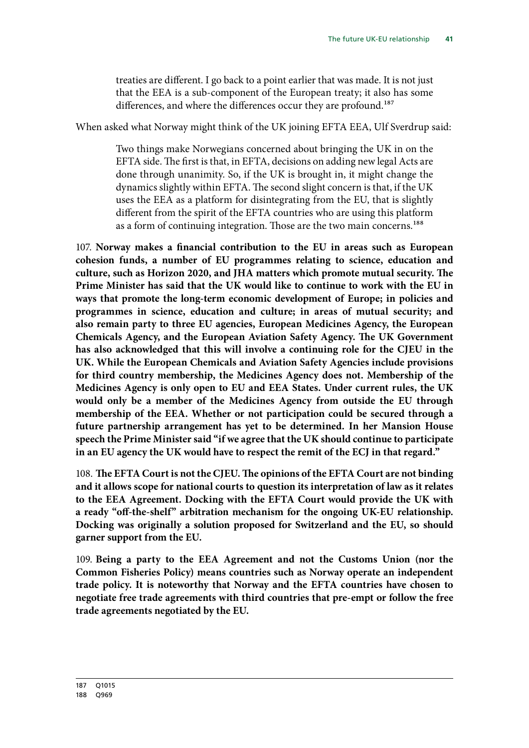> treaties are different. I go back to a point earlier that was made. It is not just that the EEA is a sub-component of the European treaty; it also has some differences, and where the differences occur they are profound.[187]

When asked what Norway might think of the UK joining EFTA EEA, Ulf Sverdrup said:

> Two things make Norwegians concerned about bringing the UK in on the EFTA side. The first is that, in EFTA, decisions on adding new legal Acts are done through unanimity. So, if the UK is brought in, it might change the dynamics slightly within EFTA. The second slight concern is that, if the UK uses the EEA as a platform for disintegrating from the EU, that is slightly different from the spirit of the EFTA countries who are using this platform as a form of continuing integration. Those are the two main concerns.[188]

107. **Norway makes a financial contribution to the EU in areas such as European cohesion funds, a number of EU programmes relating to science, education and culture, such as Horizon 2020, and JHA matters which promote mutual security. The Prime Minister has said that the UK would like to continue to work with the EU in ways that promote the long-term economic development of Europe; in policies and programmes in science, education and culture; in areas of mutual security; and also remain party to three EU agencies, European Medicines Agency, the European Chemicals Agency, and the European Aviation Safety Agency. The UK Government has also acknowledged that this will involve a continuing role for the CJEU in the UK. While the European Chemicals and Aviation Safety Agencies include provisions for third country membership, the Medicines Agency does not. Membership of the Medicines Agency is only open to EU and EEA States. Under current rules, the UK would only be a member of the Medicines Agency from outside the EU through membership of the EEA. Whether or not participation could be secured through a future partnership arrangement has yet to be determined. In her Mansion House speech the Prime Minister said "if we agree that the UK should continue to participate in an EU agency the UK would have to respect the remit of the ECJ in that regard."**

108. **The EFTA Court is not the CJEU. The opinions of the EFTA Court are not binding and it allows scope for national courts to question its interpretation of law as it relates to the EEA Agreement. Docking with the EFTA Court would provide the UK with a ready "off-the-shelf" arbitration mechanism for the ongoing UK-EU relationship. Docking was originally a solution proposed for Switzerland and the EU, so should garner support from the EU.**

109. **Being a party to the EEA Agreement and not the Customs Union (nor the Common Fisheries Policy) means countries such as Norway operate an independent trade policy. It is noteworthy that Norway and the EFTA countries have chosen to negotiate free trade agreements with third countries that pre-empt or follow the free trade agreements negotiated by the EU.**

---

187 Q1015
188 Q969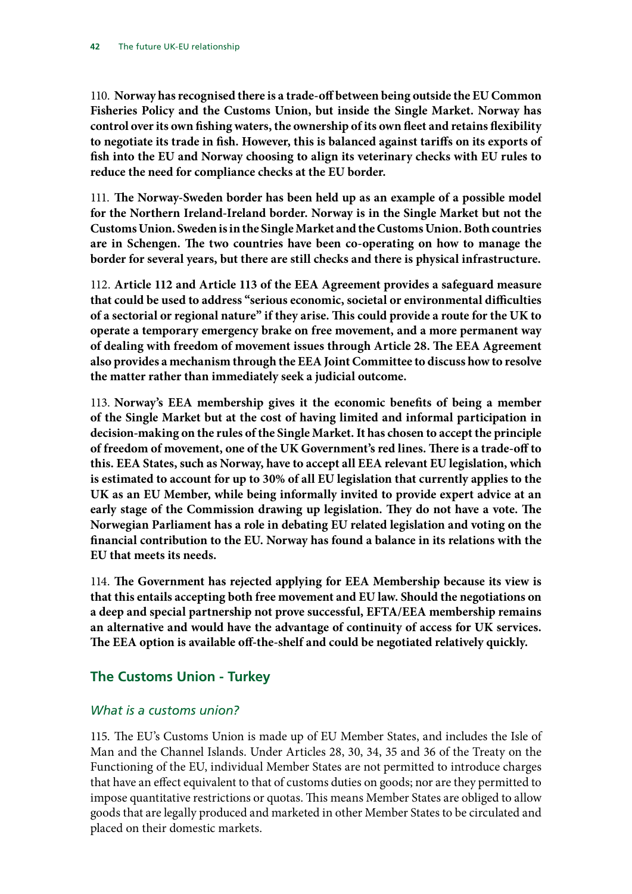110. **Norway has recognised there is a trade-off between being outside the EU Common Fisheries Policy and the Customs Union, but inside the Single Market. Norway has control over its own fishing waters, the ownership of its own fleet and retains flexibility to negotiate its trade in fish. However, this is balanced against tariffs on its exports of fish into the EU and Norway choosing to align its veterinary checks with EU rules to reduce the need for compliance checks at the EU border.**

111. **The Norway-Sweden border has been held up as an example of a possible model for the Northern Ireland-Ireland border. Norway is in the Single Market but not the Customs Union. Sweden is in the Single Market and the Customs Union. Both countries are in Schengen. The two countries have been co-operating on how to manage the border for several years, but there are still checks and there is physical infrastructure.**

112. **Article 112 and Article 113 of the EEA Agreement provides a safeguard measure that could be used to address "serious economic, societal or environmental difficulties of a sectorial or regional nature" if they arise. This could provide a route for the UK to operate a temporary emergency brake on free movement, and a more permanent way of dealing with freedom of movement issues through Article 28. The EEA Agreement also provides a mechanism through the EEA Joint Committee to discuss how to resolve the matter rather than immediately seek a judicial outcome.**

113. **Norway's EEA membership gives it the economic benefits of being a member of the Single Market but at the cost of having limited and informal participation in decision-making on the rules of the Single Market. It has chosen to accept the principle of freedom of movement, one of the UK Government's red lines. There is a trade-off to this. EEA States, such as Norway, have to accept all EEA relevant EU legislation, which is estimated to account for up to 30% of all EU legislation that currently applies to the UK as an EU Member, while being informally invited to provide expert advice at an early stage of the Commission drawing up legislation. They do not have a vote. The Norwegian Parliament has a role in debating EU related legislation and voting on the financial contribution to the EU. Norway has found a balance in its relations with the EU that meets its needs.**

114. **The Government has rejected applying for EEA Membership because its view is that this entails accepting both free movement and EU law. Should the negotiations on a deep and special partnership not prove successful, EFTA/EEA membership remains an alternative and would have the advantage of continuity of access for UK services. The EEA option is available off-the-shelf and could be negotiated relatively quickly.**

## The Customs Union - Turkey

### *What is a customs union?*

115. The EU's Customs Union is made up of EU Member States, and includes the Isle of Man and the Channel Islands. Under Articles 28, 30, 34, 35 and 36 of the Treaty on the Functioning of the EU, individual Member States are not permitted to introduce charges that have an effect equivalent to that of customs duties on goods; nor are they permitted to impose quantitative restrictions or quotas. This means Member States are obliged to allow goods that are legally produced and marketed in other Member States to be circulated and placed on their domestic markets.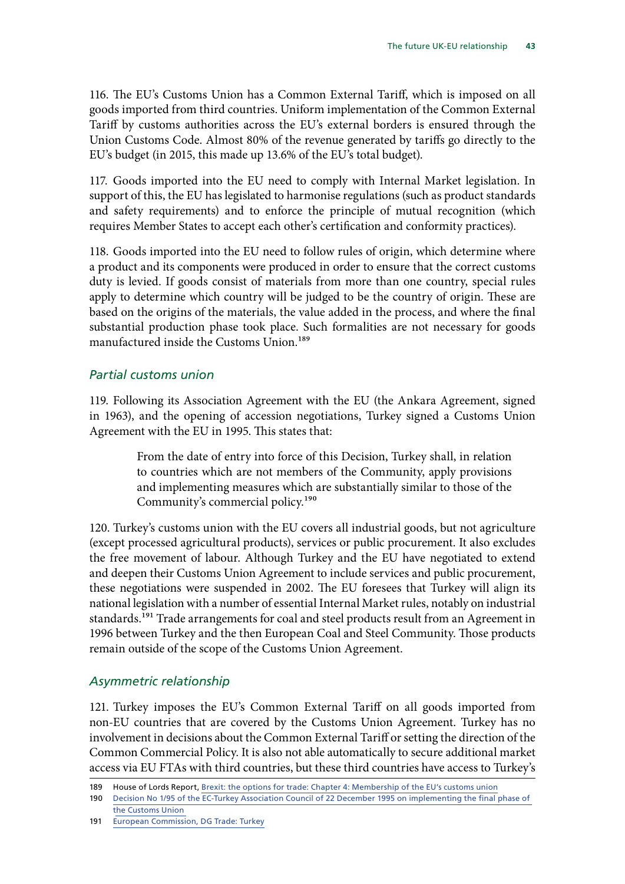116. The EU's Customs Union has a Common External Tariff, which is imposed on all goods imported from third countries. Uniform implementation of the Common External Tariff by customs authorities across the EU's external borders is ensured through the Union Customs Code. Almost 80% of the revenue generated by tariffs go directly to the EU's budget (in 2015, this made up 13.6% of the EU's total budget).

117. Goods imported into the EU need to comply with Internal Market legislation. In support of this, the EU has legislated to harmonise regulations (such as product standards and safety requirements) and to enforce the principle of mutual recognition (which requires Member States to accept each other's certification and conformity practices).

118. Goods imported into the EU need to follow rules of origin, which determine where a product and its components were produced in order to ensure that the correct customs duty is levied. If goods consist of materials from more than one country, special rules apply to determine which country will be judged to be the country of origin. These are based on the origins of the materials, the value added in the process, and where the final substantial production phase took place. Such formalities are not necessary for goods manufactured inside the Customs Union.[189]

### *Partial customs union*

119. Following its Association Agreement with the EU (the Ankara Agreement, signed in 1963), and the opening of accession negotiations, Turkey signed a Customs Union Agreement with the EU in 1995. This states that:

> From the date of entry into force of this Decision, Turkey shall, in relation to countries which are not members of the Community, apply provisions and implementing measures which are substantially similar to those of the Community's commercial policy.[190]

120. Turkey's customs union with the EU covers all industrial goods, but not agriculture (except processed agricultural products), services or public procurement. It also excludes the free movement of labour. Although Turkey and the EU have negotiated to extend and deepen their Customs Union Agreement to include services and public procurement, these negotiations were suspended in 2002. The EU foresees that Turkey will align its national legislation with a number of essential Internal Market rules, notably on industrial standards.[191] Trade arrangements for coal and steel products result from an Agreement in 1996 between Turkey and the then European Coal and Steel Community. Those products remain outside of the scope of the Customs Union Agreement.

### *Asymmetric relationship*

121. Turkey imposes the EU's Common External Tariff on all goods imported from non-EU countries that are covered by the Customs Union Agreement. Turkey has no involvement in decisions about the Common External Tariff or setting the direction of the Common Commercial Policy. It is also not able automatically to secure additional market access via EU FTAs with third countries, but these third countries have access to Turkey's

---

189 House of Lords Report, Brexit: the options for trade: Chapter 4: Membership of the EU's customs union

190 Decision No 1/95 of the EC-Turkey Association Council of 22 December 1995 on implementing the final phase of the Customs Union

191 European Commission, DG Trade: Turkey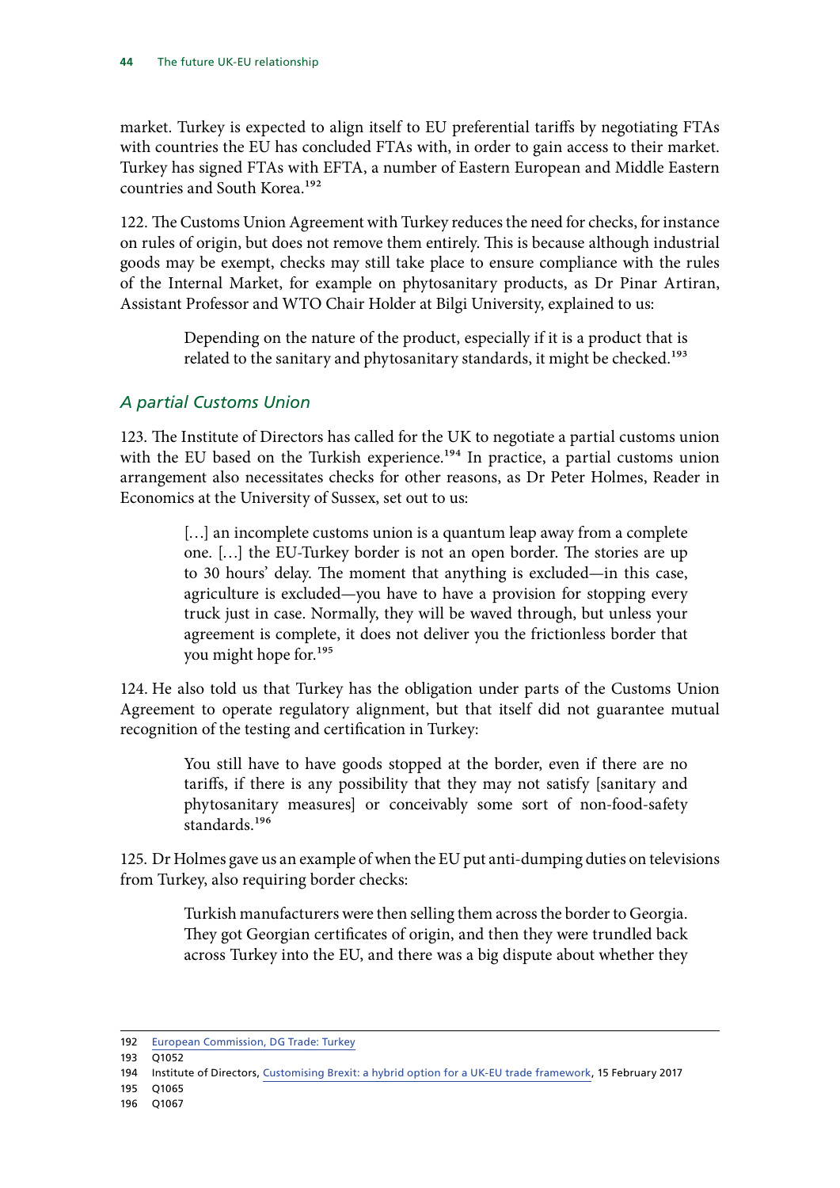market. Turkey is expected to align itself to EU preferential tariffs by negotiating FTAs with countries the EU has concluded FTAs with, in order to gain access to their market. Turkey has signed FTAs with EFTA, a number of Eastern European and Middle Eastern countries and South Korea.[192]

122. The Customs Union Agreement with Turkey reduces the need for checks, for instance on rules of origin, but does not remove them entirely. This is because although industrial goods may be exempt, checks may still take place to ensure compliance with the rules of the Internal Market, for example on phytosanitary products, as Dr Pinar Artiran, Assistant Professor and WTO Chair Holder at Bilgi University, explained to us:

> Depending on the nature of the product, especially if it is a product that is related to the sanitary and phytosanitary standards, it might be checked.[193]

### *A partial Customs Union*

123. The Institute of Directors has called for the UK to negotiate a partial customs union with the EU based on the Turkish experience.[194] In practice, a partial customs union arrangement also necessitates checks for other reasons, as Dr Peter Holmes, Reader in Economics at the University of Sussex, set out to us:

> […] an incomplete customs union is a quantum leap away from a complete one. […] the EU-Turkey border is not an open border. The stories are up to 30 hours' delay. The moment that anything is excluded—in this case, agriculture is excluded—you have to have a provision for stopping every truck just in case. Normally, they will be waved through, but unless your agreement is complete, it does not deliver you the frictionless border that you might hope for.[195]

124. He also told us that Turkey has the obligation under parts of the Customs Union Agreement to operate regulatory alignment, but that itself did not guarantee mutual recognition of the testing and certification in Turkey:

> You still have to have goods stopped at the border, even if there are no tariffs, if there is any possibility that they may not satisfy [sanitary and phytosanitary measures] or conceivably some sort of non-food-safety standards.[196]

125. Dr Holmes gave us an example of when the EU put anti-dumping duties on televisions from Turkey, also requiring border checks:

> Turkish manufacturers were then selling them across the border to Georgia. They got Georgian certificates of origin, and then they were trundled back across Turkey into the EU, and there was a big dispute about whether they

---

192 European Commission, DG Trade: Turkey

193 Q1052

194 Institute of Directors, Customising Brexit: a hybrid option for a UK-EU trade framework, 15 February 2017

195 Q1065

196 Q1067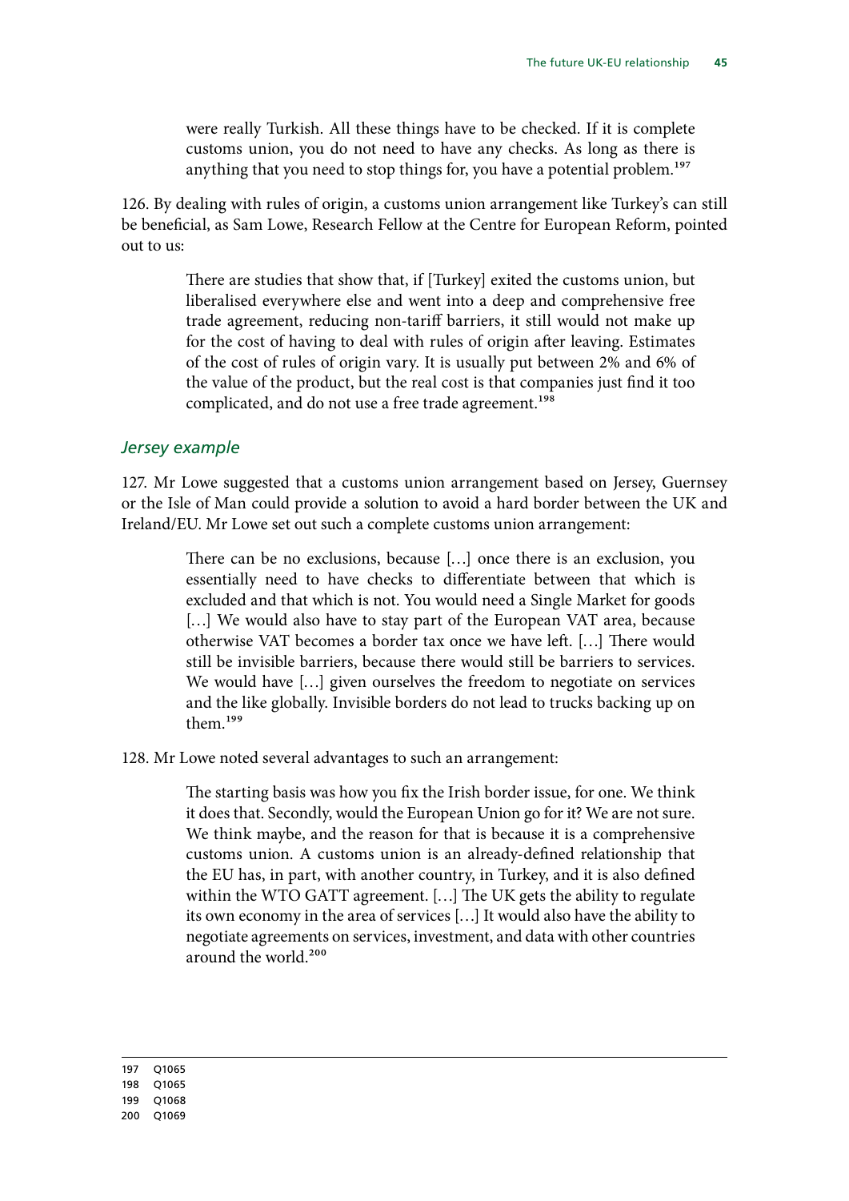were really Turkish. All these things have to be checked. If it is complete customs union, you do not need to have any checks. As long as there is anything that you need to stop things for, you have a potential problem.[197]

126. By dealing with rules of origin, a customs union arrangement like Turkey's can still be beneficial, as Sam Lowe, Research Fellow at the Centre for European Reform, pointed out to us:

> There are studies that show that, if [Turkey] exited the customs union, but liberalised everywhere else and went into a deep and comprehensive free trade agreement, reducing non-tariff barriers, it still would not make up for the cost of having to deal with rules of origin after leaving. Estimates of the cost of rules of origin vary. It is usually put between 2% and 6% of the value of the product, but the real cost is that companies just find it too complicated, and do not use a free trade agreement.[198]

### *Jersey example*

127. Mr Lowe suggested that a customs union arrangement based on Jersey, Guernsey or the Isle of Man could provide a solution to avoid a hard border between the UK and Ireland/EU. Mr Lowe set out such a complete customs union arrangement:

> There can be no exclusions, because […] once there is an exclusion, you essentially need to have checks to differentiate between that which is excluded and that which is not. You would need a Single Market for goods […] We would also have to stay part of the European VAT area, because otherwise VAT becomes a border tax once we have left. […] There would still be invisible barriers, because there would still be barriers to services. We would have […] given ourselves the freedom to negotiate on services and the like globally. Invisible borders do not lead to trucks backing up on them.[199]

128. Mr Lowe noted several advantages to such an arrangement:

> The starting basis was how you fix the Irish border issue, for one. We think it does that. Secondly, would the European Union go for it? We are not sure. We think maybe, and the reason for that is because it is a comprehensive customs union. A customs union is an already-defined relationship that the EU has, in part, with another country, in Turkey, and it is also defined within the WTO GATT agreement. […] The UK gets the ability to regulate its own economy in the area of services […] It would also have the ability to negotiate agreements on services, investment, and data with other countries around the world.[200]

---

197 Q1065
198 Q1065
199 Q1068
200 Q1069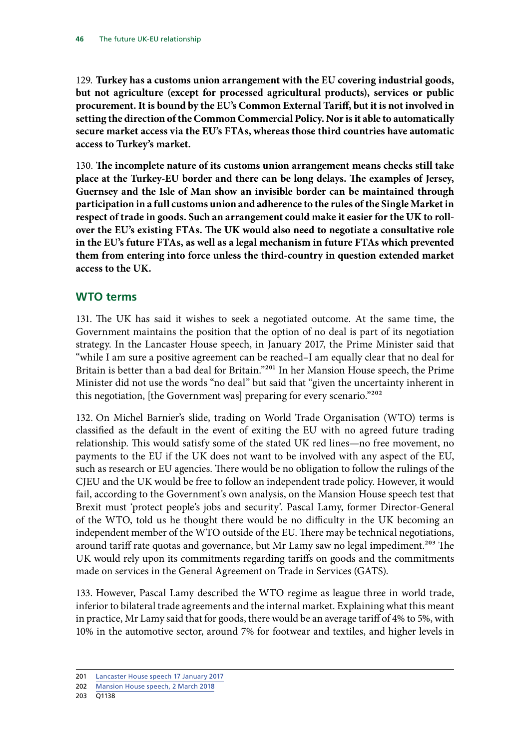129. **Turkey has a customs union arrangement with the EU covering industrial goods, but not agriculture (except for processed agricultural products), services or public procurement. It is bound by the EU's Common External Tariff, but it is not involved in setting the direction of the Common Commercial Policy. Nor is it able to automatically secure market access via the EU's FTAs, whereas those third countries have automatic access to Turkey's market.**

130. **The incomplete nature of its customs union arrangement means checks still take place at the Turkey-EU border and there can be long delays. The examples of Jersey, Guernsey and the Isle of Man show an invisible border can be maintained through participation in a full customs union and adherence to the rules of the Single Market in respect of trade in goods. Such an arrangement could make it easier for the UK to roll-over the EU's existing FTAs. The UK would also need to negotiate a consultative role in the EU's future FTAs, as well as a legal mechanism in future FTAs which prevented them from entering into force unless the third-country in question extended market access to the UK.**

## WTO terms

131. The UK has said it wishes to seek a negotiated outcome. At the same time, the Government maintains the position that the option of no deal is part of its negotiation strategy. In the Lancaster House speech, in January 2017, the Prime Minister said that "while I am sure a positive agreement can be reached–I am equally clear that no deal for Britain is better than a bad deal for Britain."[201] In her Mansion House speech, the Prime Minister did not use the words "no deal" but said that "given the uncertainty inherent in this negotiation, [the Government was] preparing for every scenario."[202]

132. On Michel Barnier's slide, trading on World Trade Organisation (WTO) terms is classified as the default in the event of exiting the EU with no agreed future trading relationship. This would satisfy some of the stated UK red lines—no free movement, no payments to the EU if the UK does not want to be involved with any aspect of the EU, such as research or EU agencies. There would be no obligation to follow the rulings of the CJEU and the UK would be free to follow an independent trade policy. However, it would fail, according to the Government's own analysis, on the Mansion House speech test that Brexit must 'protect people's jobs and security'. Pascal Lamy, former Director-General of the WTO, told us he thought there would be no difficulty in the UK becoming an independent member of the WTO outside of the EU. There may be technical negotiations, around tariff rate quotas and governance, but Mr Lamy saw no legal impediment.[203] The UK would rely upon its commitments regarding tariffs on goods and the commitments made on services in the General Agreement on Trade in Services (GATS).

133. However, Pascal Lamy described the WTO regime as league three in world trade, inferior to bilateral trade agreements and the internal market. Explaining what this meant in practice, Mr Lamy said that for goods, there would be an average tariff of 4% to 5%, with 10% in the automotive sector, around 7% for footwear and textiles, and higher levels in

201 Lancaster House speech 17 January 2017

202 Mansion House speech, 2 March 2018

203 Q1138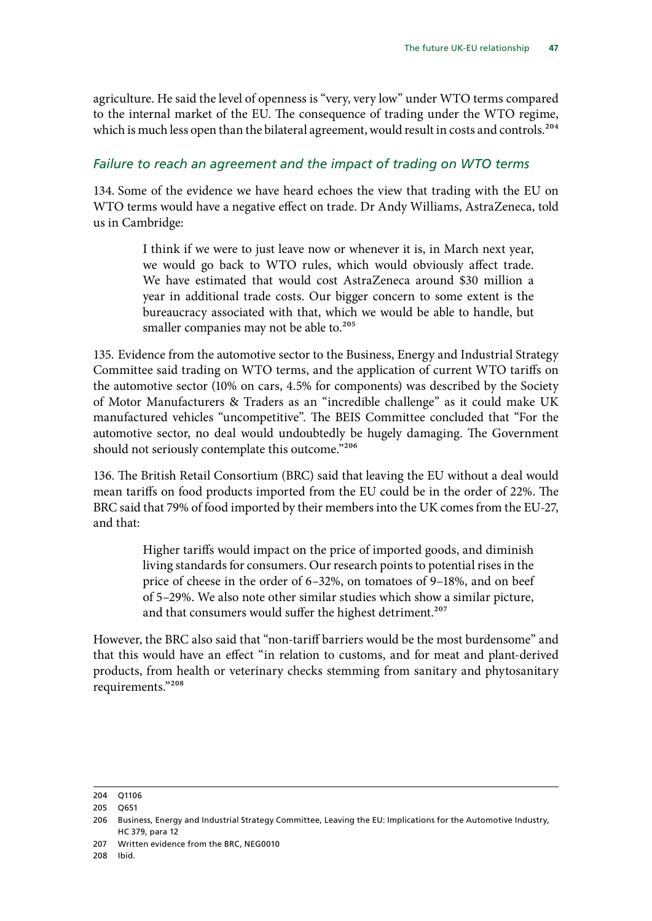agriculture. He said the level of openness is "very, very low" under WTO terms compared to the internal market of the EU. The consequence of trading under the WTO regime, which is much less open than the bilateral agreement, would result in costs and controls.[204]

### *Failure to reach an agreement and the impact of trading on WTO terms*

134. Some of the evidence we have heard echoes the view that trading with the EU on WTO terms would have a negative effect on trade. Dr Andy Williams, AstraZeneca, told us in Cambridge:

> I think if we were to just leave now or whenever it is, in March next year, we would go back to WTO rules, which would obviously affect trade. We have estimated that would cost AstraZeneca around $30 million a year in additional trade costs. Our bigger concern to some extent is the bureaucracy associated with that, which we would be able to handle, but smaller companies may not be able to.[205]

135. Evidence from the automotive sector to the Business, Energy and Industrial Strategy Committee said trading on WTO terms, and the application of current WTO tariffs on the automotive sector (10% on cars, 4.5% for components) was described by the Society of Motor Manufacturers & Traders as an "incredible challenge" as it could make UK manufactured vehicles "uncompetitive". The BEIS Committee concluded that "For the automotive sector, no deal would undoubtedly be hugely damaging. The Government should not seriously contemplate this outcome."[206]

136. The British Retail Consortium (BRC) said that leaving the EU without a deal would mean tariffs on food products imported from the EU could be in the order of 22%. The BRC said that 79% of food imported by their members into the UK comes from the EU-27, and that:

> Higher tariffs would impact on the price of imported goods, and diminish living standards for consumers. Our research points to potential rises in the price of cheese in the order of 6–32%, on tomatoes of 9–18%, and on beef of 5–29%. We also note other similar studies which show a similar picture, and that consumers would suffer the highest detriment.[207]

However, the BRC also said that "non-tariff barriers would be the most burdensome" and that this would have an effect "in relation to customs, and for meat and plant-derived products, from health or veterinary checks stemming from sanitary and phytosanitary requirements."[208]

---

204 Q1106

205 Q651

206 Business, Energy and Industrial Strategy Committee, Leaving the EU: Implications for the Automotive Industry, HC 379, para 12

207 Written evidence from the BRC, NEG0010

208 Ibid.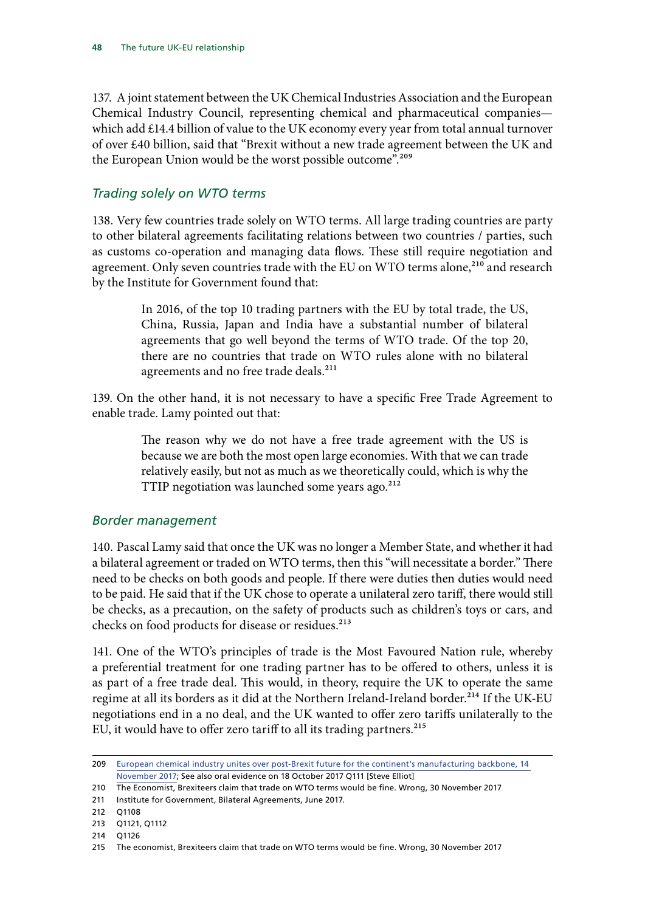137. A joint statement between the UK Chemical Industries Association and the European Chemical Industry Council, representing chemical and pharmaceutical companies—which add £14.4 billion of value to the UK economy every year from total annual turnover of over £40 billion, said that "Brexit without a new trade agreement between the UK and the European Union would be the worst possible outcome".[209]

### *Trading solely on WTO terms*

138. Very few countries trade solely on WTO terms. All large trading countries are party to other bilateral agreements facilitating relations between two countries / parties, such as customs co-operation and managing data flows. These still require negotiation and agreement. Only seven countries trade with the EU on WTO terms alone,[210] and research by the Institute for Government found that:

> In 2016, of the top 10 trading partners with the EU by total trade, the US, China, Russia, Japan and India have a substantial number of bilateral agreements that go well beyond the terms of WTO trade. Of the top 20, there are no countries that trade on WTO rules alone with no bilateral agreements and no free trade deals.[211]

139. On the other hand, it is not necessary to have a specific Free Trade Agreement to enable trade. Lamy pointed out that:

> The reason why we do not have a free trade agreement with the US is because we are both the most open large economies. With that we can trade relatively easily, but not as much as we theoretically could, which is why the TTIP negotiation was launched some years ago.[212]

### *Border management*

140. Pascal Lamy said that once the UK was no longer a Member State, and whether it had a bilateral agreement or traded on WTO terms, then this "will necessitate a border." There need to be checks on both goods and people. If there were duties then duties would need to be paid. He said that if the UK chose to operate a unilateral zero tariff, there would still be checks, as a precaution, on the safety of products such as children's toys or cars, and checks on food products for disease or residues.[213]

141. One of the WTO's principles of trade is the Most Favoured Nation rule, whereby a preferential treatment for one trading partner has to be offered to others, unless it is as part of a free trade deal. This would, in theory, require the UK to operate the same regime at all its borders as it did at the Northern Ireland-Ireland border.[214] If the UK-EU negotiations end in a no deal, and the UK wanted to offer zero tariffs unilaterally to the EU, it would have to offer zero tariff to all its trading partners.[215]

---

209 European chemical industry unites over post-Brexit future for the continent's manufacturing backbone, 14 November 2017; See also oral evidence on 18 October 2017 Q111 [Steve Elliot]

210 The Economist, Brexiteers claim that trade on WTO terms would be fine. Wrong, 30 November 2017

211 Institute for Government, Bilateral Agreements, June 2017.

212 Q1108

213 Q1121, Q1112

214 Q1126

215 The economist, Brexiteers claim that trade on WTO terms would be fine. Wrong, 30 November 2017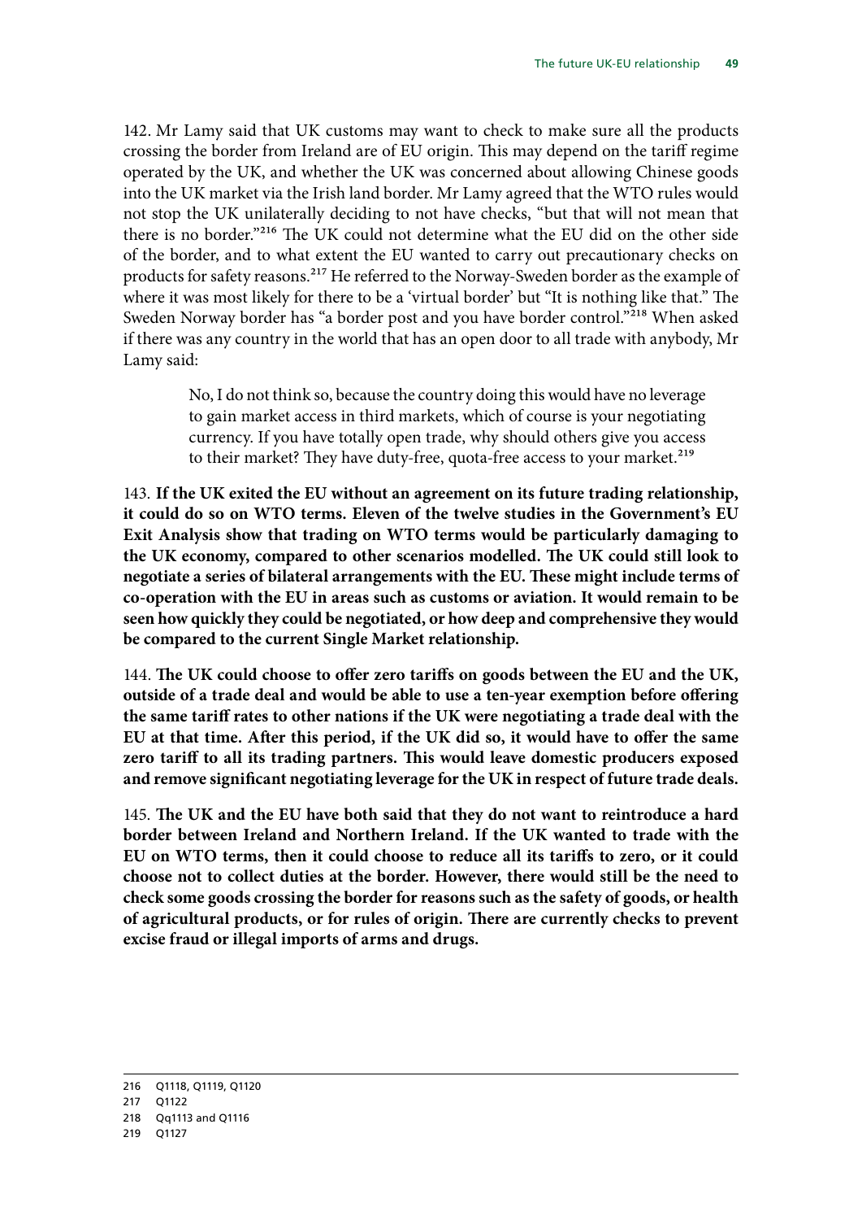142. Mr Lamy said that UK customs may want to check to make sure all the products crossing the border from Ireland are of EU origin. This may depend on the tariff regime operated by the UK, and whether the UK was concerned about allowing Chinese goods into the UK market via the Irish land border. Mr Lamy agreed that the WTO rules would not stop the UK unilaterally deciding to not have checks, "but that will not mean that there is no border."[216] The UK could not determine what the EU did on the other side of the border, and to what extent the EU wanted to carry out precautionary checks on products for safety reasons.[217] He referred to the Norway-Sweden border as the example of where it was most likely for there to be a 'virtual border' but "It is nothing like that." The Sweden Norway border has "a border post and you have border control."[218] When asked if there was any country in the world that has an open door to all trade with anybody, Mr Lamy said:

> No, I do not think so, because the country doing this would have no leverage to gain market access in third markets, which of course is your negotiating currency. If you have totally open trade, why should others give you access to their market? They have duty-free, quota-free access to your market.[219]

143. **If the UK exited the EU without an agreement on its future trading relationship, it could do so on WTO terms. Eleven of the twelve studies in the Government's EU Exit Analysis show that trading on WTO terms would be particularly damaging to the UK economy, compared to other scenarios modelled. The UK could still look to negotiate a series of bilateral arrangements with the EU. These might include terms of co-operation with the EU in areas such as customs or aviation. It would remain to be seen how quickly they could be negotiated, or how deep and comprehensive they would be compared to the current Single Market relationship.**

144. **The UK could choose to offer zero tariffs on goods between the EU and the UK, outside of a trade deal and would be able to use a ten-year exemption before offering the same tariff rates to other nations if the UK were negotiating a trade deal with the EU at that time. After this period, if the UK did so, it would have to offer the same zero tariff to all its trading partners. This would leave domestic producers exposed and remove significant negotiating leverage for the UK in respect of future trade deals.**

145. **The UK and the EU have both said that they do not want to reintroduce a hard border between Ireland and Northern Ireland. If the UK wanted to trade with the EU on WTO terms, then it could choose to reduce all its tariffs to zero, or it could choose not to collect duties at the border. However, there would still be the need to check some goods crossing the border for reasons such as the safety of goods, or health of agricultural products, or for rules of origin. There are currently checks to prevent excise fraud or illegal imports of arms and drugs.**

216 Q1118, Q1119, Q1120
217 Q1122
218 Qq1113 and Q1116
219 Q1127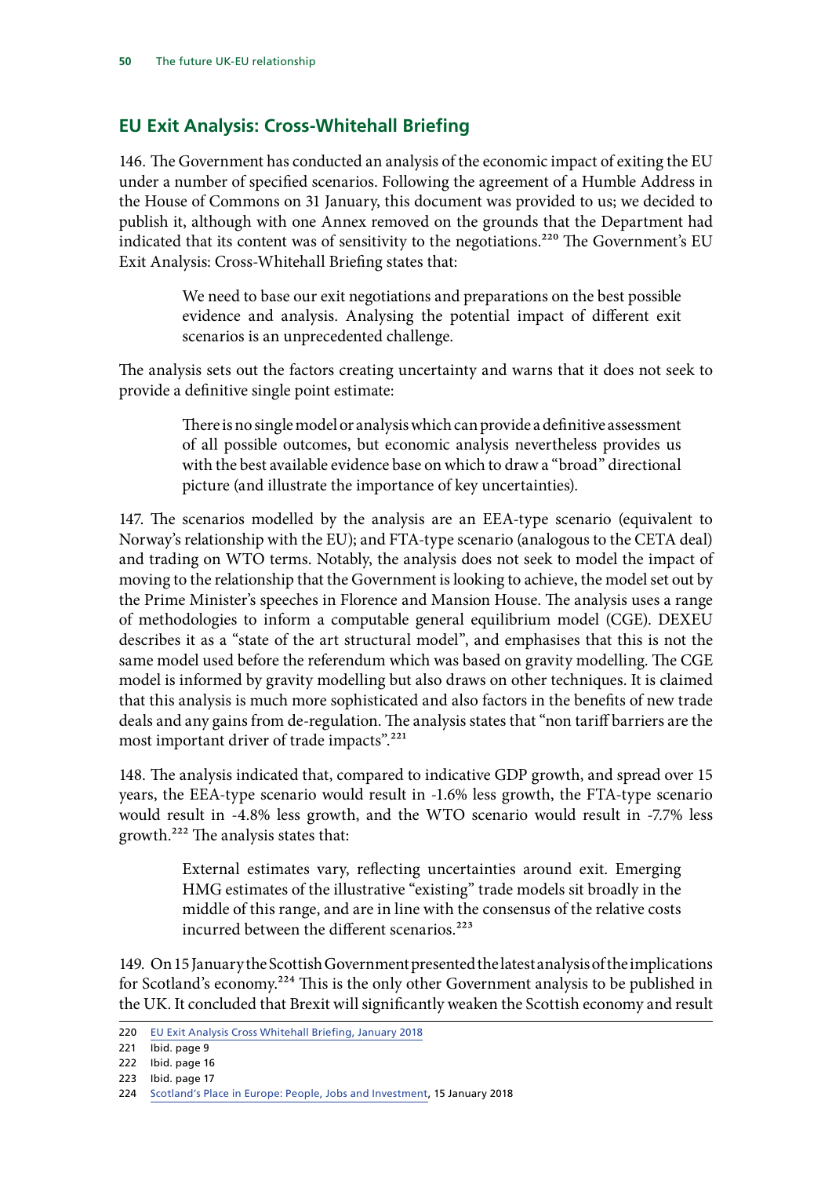## EU Exit Analysis: Cross-Whitehall Briefing

146. The Government has conducted an analysis of the economic impact of exiting the EU under a number of specified scenarios. Following the agreement of a Humble Address in the House of Commons on 31 January, this document was provided to us; we decided to publish it, although with one Annex removed on the grounds that the Department had indicated that its content was of sensitivity to the negotiations.[220] The Government's EU Exit Analysis: Cross-Whitehall Briefing states that:

> We need to base our exit negotiations and preparations on the best possible evidence and analysis. Analysing the potential impact of different exit scenarios is an unprecedented challenge.

The analysis sets out the factors creating uncertainty and warns that it does not seek to provide a definitive single point estimate:

> There is no single model or analysis which can provide a definitive assessment of all possible outcomes, but economic analysis nevertheless provides us with the best available evidence base on which to draw a "broad" directional picture (and illustrate the importance of key uncertainties).

147. The scenarios modelled by the analysis are an EEA-type scenario (equivalent to Norway's relationship with the EU); and FTA-type scenario (analogous to the CETA deal) and trading on WTO terms. Notably, the analysis does not seek to model the impact of moving to the relationship that the Government is looking to achieve, the model set out by the Prime Minister's speeches in Florence and Mansion House. The analysis uses a range of methodologies to inform a computable general equilibrium model (CGE). DEXEU describes it as a "state of the art structural model", and emphasises that this is not the same model used before the referendum which was based on gravity modelling. The CGE model is informed by gravity modelling but also draws on other techniques. It is claimed that this analysis is much more sophisticated and also factors in the benefits of new trade deals and any gains from de-regulation. The analysis states that "non tariff barriers are the most important driver of trade impacts".[221]

148. The analysis indicated that, compared to indicative GDP growth, and spread over 15 years, the EEA-type scenario would result in -1.6% less growth, the FTA-type scenario would result in -4.8% less growth, and the WTO scenario would result in -7.7% less growth.[222] The analysis states that:

> External estimates vary, reflecting uncertainties around exit. Emerging HMG estimates of the illustrative "existing" trade models sit broadly in the middle of this range, and are in line with the consensus of the relative costs incurred between the different scenarios.[223]

149. On 15 January the Scottish Government presented the latest analysis of the implications for Scotland's economy.[224] This is the only other Government analysis to be published in the UK. It concluded that Brexit will significantly weaken the Scottish economy and result

---

220 EU Exit Analysis Cross Whitehall Briefing, January 2018

221 Ibid. page 9

222 Ibid. page 16

223 Ibid. page 17

224 Scotland's Place in Europe: People, Jobs and Investment, 15 January 2018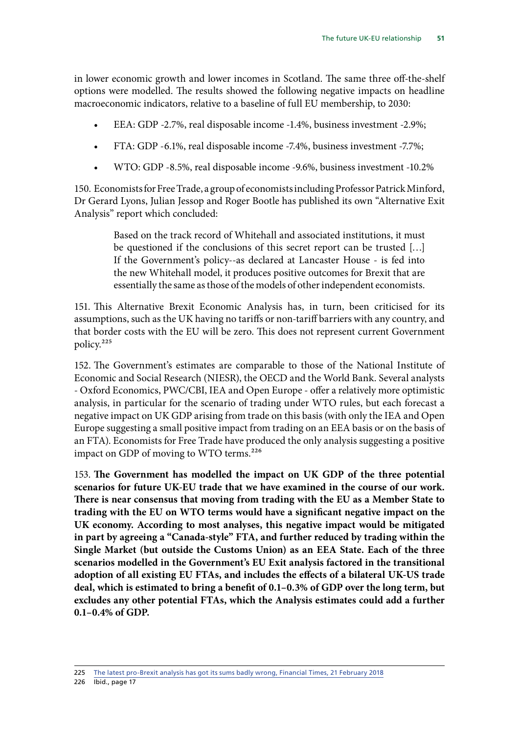in lower economic growth and lower incomes in Scotland. The same three off-the-shelf options were modelled. The results showed the following negative impacts on headline macroeconomic indicators, relative to a baseline of full EU membership, to 2030:

- EEA: GDP -2.7%, real disposable income -1.4%, business investment -2.9%;
- FTA: GDP -6.1%, real disposable income -7.4%, business investment -7.7%;
- WTO: GDP -8.5%, real disposable income -9.6%, business investment -10.2%

150. Economists for Free Trade, a group of economists including Professor Patrick Minford, Dr Gerard Lyons, Julian Jessop and Roger Bootle has published its own "Alternative Exit Analysis" report which concluded:

> Based on the track record of Whitehall and associated institutions, it must be questioned if the conclusions of this secret report can be trusted […] If the Government's policy--as declared at Lancaster House - is fed into the new Whitehall model, it produces positive outcomes for Brexit that are essentially the same as those of the models of other independent economists.

151. This Alternative Brexit Economic Analysis has, in turn, been criticised for its assumptions, such as the UK having no tariffs or non-tariff barriers with any country, and that border costs with the EU will be zero. This does not represent current Government policy.[225]

152. The Government's estimates are comparable to those of the National Institute of Economic and Social Research (NIESR), the OECD and the World Bank. Several analysts - Oxford Economics, PWC/CBI, IEA and Open Europe - offer a relatively more optimistic analysis, in particular for the scenario of trading under WTO rules, but each forecast a negative impact on UK GDP arising from trade on this basis (with only the IEA and Open Europe suggesting a small positive impact from trading on an EEA basis or on the basis of an FTA). Economists for Free Trade have produced the only analysis suggesting a positive impact on GDP of moving to WTO terms.[226]

153. **The Government has modelled the impact on UK GDP of the three potential scenarios for future UK-EU trade that we have examined in the course of our work. There is near consensus that moving from trading with the EU as a Member State to trading with the EU on WTO terms would have a significant negative impact on the UK economy. According to most analyses, this negative impact would be mitigated in part by agreeing a "Canada-style" FTA, and further reduced by trading within the Single Market (but outside the Customs Union) as an EEA State. Each of the three scenarios modelled in the Government's EU Exit analysis factored in the transitional adoption of all existing EU FTAs, and includes the effects of a bilateral UK-US trade deal, which is estimated to bring a benefit of 0.1–0.3% of GDP over the long term, but excludes any other potential FTAs, which the Analysis estimates could add a further 0.1–0.4% of GDP.**

225 The latest pro-Brexit analysis has got its sums badly wrong, Financial Times, 21 February 2018
226 Ibid., page 17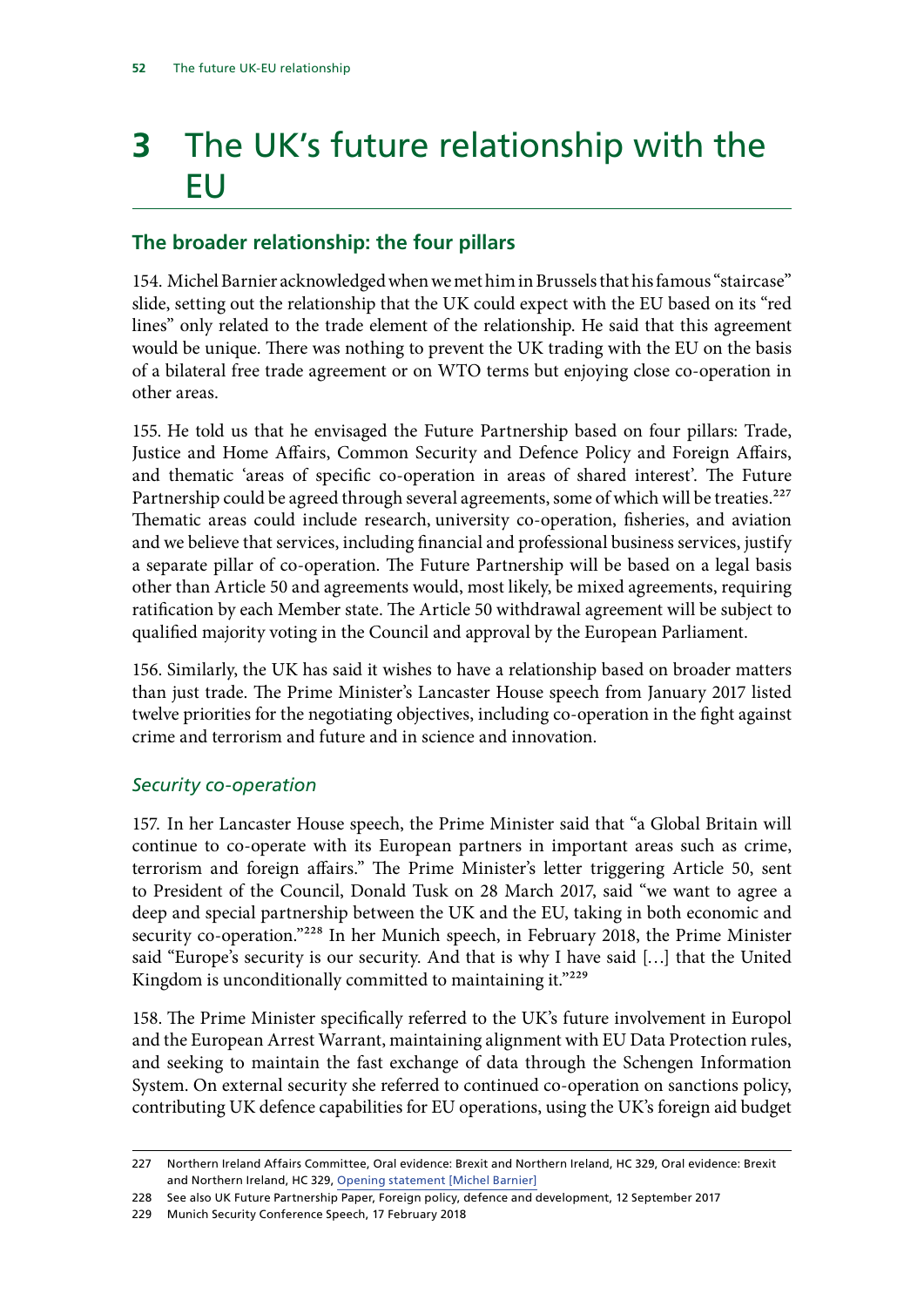# 3 The UK's future relationship with the EU

## The broader relationship: the four pillars

154. Michel Barnier acknowledged when we met him in Brussels that his famous "staircase" slide, setting out the relationship that the UK could expect with the EU based on its "red lines" only related to the trade element of the relationship. He said that this agreement would be unique. There was nothing to prevent the UK trading with the EU on the basis of a bilateral free trade agreement or on WTO terms but enjoying close co-operation in other areas.

155. He told us that he envisaged the Future Partnership based on four pillars: Trade, Justice and Home Affairs, Common Security and Defence Policy and Foreign Affairs, and thematic 'areas of specific co-operation in areas of shared interest'. The Future Partnership could be agreed through several agreements, some of which will be treaties.[227] Thematic areas could include research, university co-operation, fisheries, and aviation and we believe that services, including financial and professional business services, justify a separate pillar of co-operation. The Future Partnership will be based on a legal basis other than Article 50 and agreements would, most likely, be mixed agreements, requiring ratification by each Member state. The Article 50 withdrawal agreement will be subject to qualified majority voting in the Council and approval by the European Parliament.

156. Similarly, the UK has said it wishes to have a relationship based on broader matters than just trade. The Prime Minister's Lancaster House speech from January 2017 listed twelve priorities for the negotiating objectives, including co-operation in the fight against crime and terrorism and future and in science and innovation.

### *Security co-operation*

157. In her Lancaster House speech, the Prime Minister said that "a Global Britain will continue to co-operate with its European partners in important areas such as crime, terrorism and foreign affairs." The Prime Minister's letter triggering Article 50, sent to President of the Council, Donald Tusk on 28 March 2017, said "we want to agree a deep and special partnership between the UK and the EU, taking in both economic and security co-operation."[228] In her Munich speech, in February 2018, the Prime Minister said "Europe's security is our security. And that is why I have said […] that the United Kingdom is unconditionally committed to maintaining it."[229]

158. The Prime Minister specifically referred to the UK's future involvement in Europol and the European Arrest Warrant, maintaining alignment with EU Data Protection rules, and seeking to maintain the fast exchange of data through the Schengen Information System. On external security she referred to continued co-operation on sanctions policy, contributing UK defence capabilities for EU operations, using the UK's foreign aid budget

---

227 Northern Ireland Affairs Committee, Oral evidence: Brexit and Northern Ireland, HC 329, Oral evidence: Brexit and Northern Ireland, HC 329, Opening statement [Michel Barnier]

228 See also UK Future Partnership Paper, Foreign policy, defence and development, 12 September 2017

229 Munich Security Conference Speech, 17 February 2018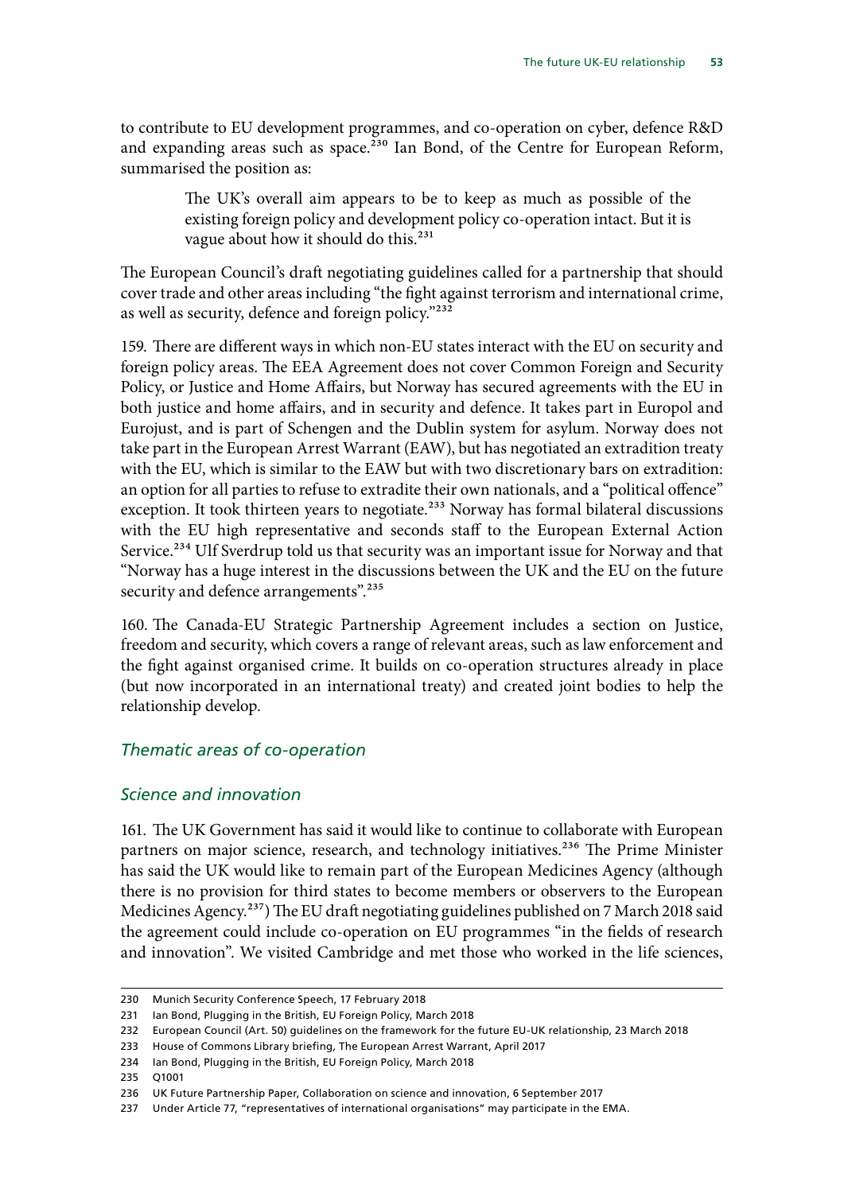to contribute to EU development programmes, and co-operation on cyber, defence R&D and expanding areas such as space.[230] Ian Bond, of the Centre for European Reform, summarised the position as:

> The UK's overall aim appears to be to keep as much as possible of the existing foreign policy and development policy co-operation intact. But it is vague about how it should do this.[231]

The European Council's draft negotiating guidelines called for a partnership that should cover trade and other areas including "the fight against terrorism and international crime, as well as security, defence and foreign policy."[232]

159. There are different ways in which non-EU states interact with the EU on security and foreign policy areas. The EEA Agreement does not cover Common Foreign and Security Policy, or Justice and Home Affairs, but Norway has secured agreements with the EU in both justice and home affairs, and in security and defence. It takes part in Europol and Eurojust, and is part of Schengen and the Dublin system for asylum. Norway does not take part in the European Arrest Warrant (EAW), but has negotiated an extradition treaty with the EU, which is similar to the EAW but with two discretionary bars on extradition: an option for all parties to refuse to extradite their own nationals, and a "political offence" exception. It took thirteen years to negotiate.[233] Norway has formal bilateral discussions with the EU high representative and seconds staff to the European External Action Service.[234] Ulf Sverdrup told us that security was an important issue for Norway and that "Norway has a huge interest in the discussions between the UK and the EU on the future security and defence arrangements".[235]

160. The Canada-EU Strategic Partnership Agreement includes a section on Justice, freedom and security, which covers a range of relevant areas, such as law enforcement and the fight against organised crime. It builds on co-operation structures already in place (but now incorporated in an international treaty) and created joint bodies to help the relationship develop.

### *Thematic areas of co-operation*

### *Science and innovation*

161. The UK Government has said it would like to continue to collaborate with European partners on major science, research, and technology initiatives.[236] The Prime Minister has said the UK would like to remain part of the European Medicines Agency (although there is no provision for third states to become members or observers to the European Medicines Agency.[237]) The EU draft negotiating guidelines published on 7 March 2018 said the agreement could include co-operation on EU programmes "in the fields of research and innovation". We visited Cambridge and met those who worked in the life sciences,

---

230 Munich Security Conference Speech, 17 February 2018

231 Ian Bond, Plugging in the British, EU Foreign Policy, March 2018

232 European Council (Art. 50) guidelines on the framework for the future EU-UK relationship, 23 March 2018

233 House of Commons Library briefing, The European Arrest Warrant, April 2017

234 Ian Bond, Plugging in the British, EU Foreign Policy, March 2018

235 Q1001

236 UK Future Partnership Paper, Collaboration on science and innovation, 6 September 2017

237 Under Article 77, "representatives of international organisations" may participate in the EMA.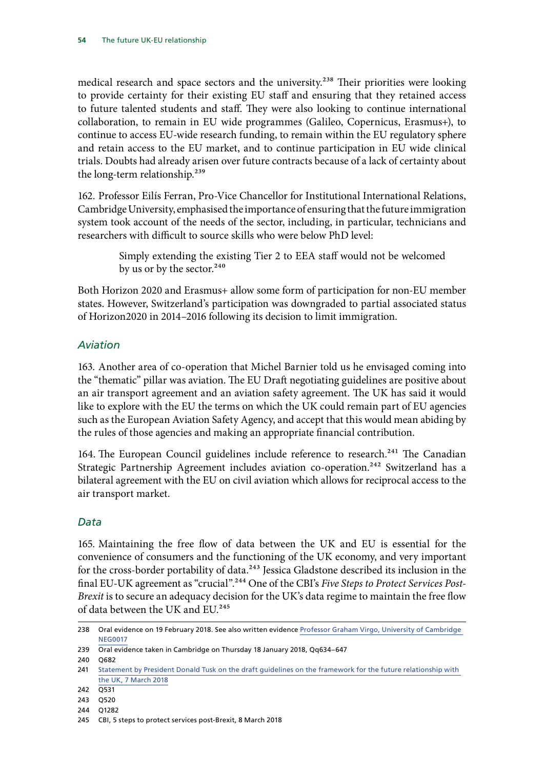medical research and space sectors and the university.[238] Their priorities were looking to provide certainty for their existing EU staff and ensuring that they retained access to future talented students and staff. They were also looking to continue international collaboration, to remain in EU wide programmes (Galileo, Copernicus, Erasmus+), to continue to access EU-wide research funding, to remain within the EU regulatory sphere and retain access to the EU market, and to continue participation in EU wide clinical trials. Doubts had already arisen over future contracts because of a lack of certainty about the long-term relationship.[239]

162. Professor Eilís Ferran, Pro-Vice Chancellor for Institutional International Relations, Cambridge University, emphasised the importance of ensuring that the future immigration system took account of the needs of the sector, including, in particular, technicians and researchers with difficult to source skills who were below PhD level:

> Simply extending the existing Tier 2 to EEA staff would not be welcomed by us or by the sector.[240]

Both Horizon 2020 and Erasmus+ allow some form of participation for non-EU member states. However, Switzerland's participation was downgraded to partial associated status of Horizon2020 in 2014–2016 following its decision to limit immigration.

### *Aviation*

163. Another area of co-operation that Michel Barnier told us he envisaged coming into the "thematic" pillar was aviation. The EU Draft negotiating guidelines are positive about an air transport agreement and an aviation safety agreement. The UK has said it would like to explore with the EU the terms on which the UK could remain part of EU agencies such as the European Aviation Safety Agency, and accept that this would mean abiding by the rules of those agencies and making an appropriate financial contribution.

164. The European Council guidelines include reference to research.[241] The Canadian Strategic Partnership Agreement includes aviation co-operation.[242] Switzerland has a bilateral agreement with the EU on civil aviation which allows for reciprocal access to the air transport market.

### *Data*

165. Maintaining the free flow of data between the UK and EU is essential for the convenience of consumers and the functioning of the UK economy, and very important for the cross-border portability of data.[243] Jessica Gladstone described its inclusion in the final EU-UK agreement as "crucial".[244] One of the CBI's *Five Steps to Protect Services Post-Brexit* is to secure an adequacy decision for the UK's data regime to maintain the free flow of data between the UK and EU.[245]

---

238 Oral evidence on 19 February 2018. See also written evidence Professor Graham Virgo, University of Cambridge NEG0017

239 Oral evidence taken in Cambridge on Thursday 18 January 2018, Qq634–647

240 Q682

241 Statement by President Donald Tusk on the draft guidelines on the framework for the future relationship with the UK, 7 March 2018

242 Q531

243 Q520

244 Q1282

245 CBI, 5 steps to protect services post-Brexit, 8 March 2018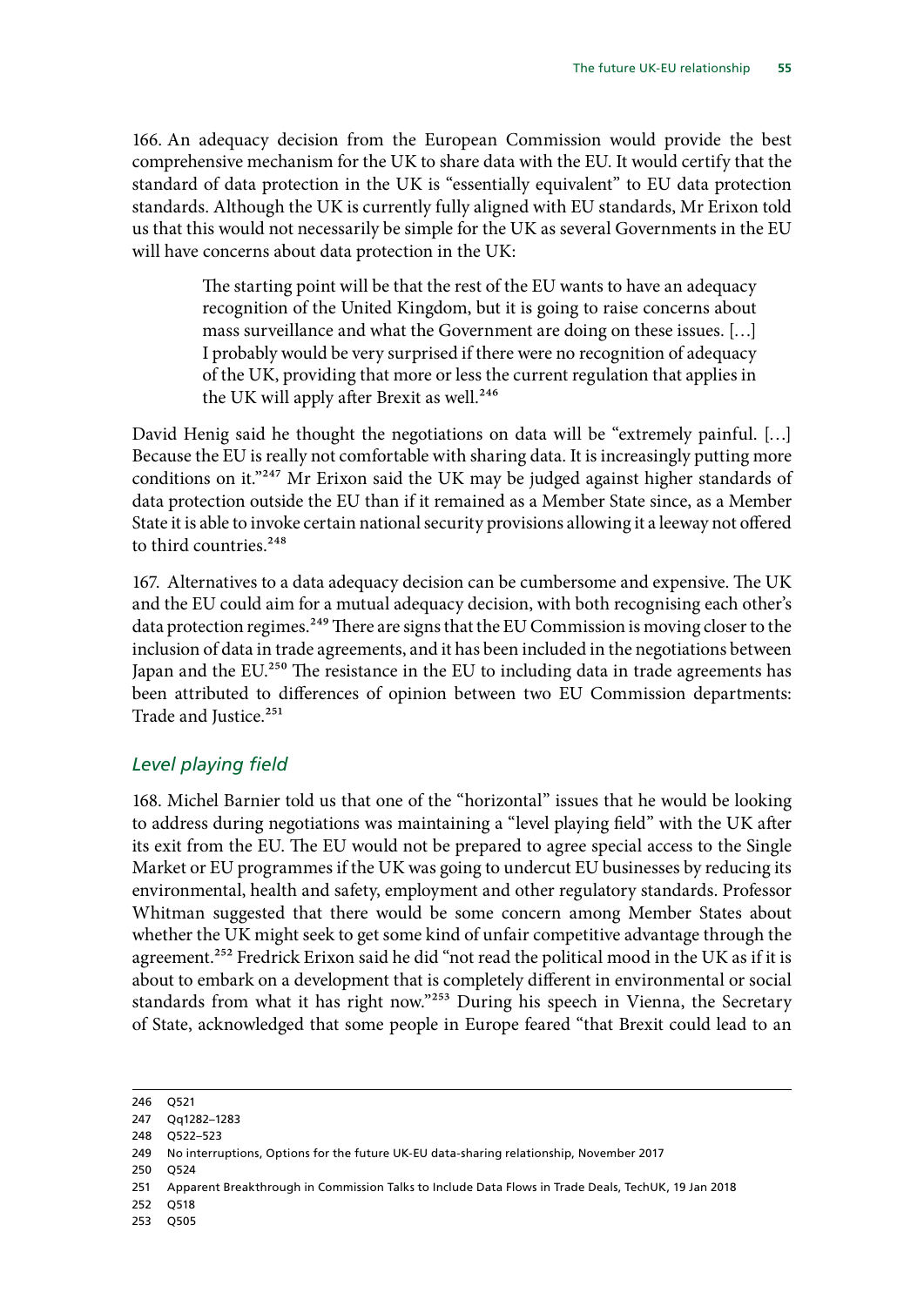166. An adequacy decision from the European Commission would provide the best comprehensive mechanism for the UK to share data with the EU. It would certify that the standard of data protection in the UK is "essentially equivalent" to EU data protection standards. Although the UK is currently fully aligned with EU standards, Mr Erixon told us that this would not necessarily be simple for the UK as several Governments in the EU will have concerns about data protection in the UK:

> The starting point will be that the rest of the EU wants to have an adequacy recognition of the United Kingdom, but it is going to raise concerns about mass surveillance and what the Government are doing on these issues. […] I probably would be very surprised if there were no recognition of adequacy of the UK, providing that more or less the current regulation that applies in the UK will apply after Brexit as well.[246]

David Henig said he thought the negotiations on data will be "extremely painful. […] Because the EU is really not comfortable with sharing data. It is increasingly putting more conditions on it."[247] Mr Erixon said the UK may be judged against higher standards of data protection outside the EU than if it remained as a Member State since, as a Member State it is able to invoke certain national security provisions allowing it a leeway not offered to third countries.[248]

167. Alternatives to a data adequacy decision can be cumbersome and expensive. The UK and the EU could aim for a mutual adequacy decision, with both recognising each other's data protection regimes.[249] There are signs that the EU Commission is moving closer to the inclusion of data in trade agreements, and it has been included in the negotiations between Japan and the EU.[250] The resistance in the EU to including data in trade agreements has been attributed to differences of opinion between two EU Commission departments: Trade and Justice.[251]

### *Level playing field*

168. Michel Barnier told us that one of the "horizontal" issues that he would be looking to address during negotiations was maintaining a "level playing field" with the UK after its exit from the EU. The EU would not be prepared to agree special access to the Single Market or EU programmes if the UK was going to undercut EU businesses by reducing its environmental, health and safety, employment and other regulatory standards. Professor Whitman suggested that there would be some concern among Member States about whether the UK might seek to get some kind of unfair competitive advantage through the agreement.[252] Fredrick Erixon said he did "not read the political mood in the UK as if it is about to embark on a development that is completely different in environmental or social standards from what it has right now."[253] During his speech in Vienna, the Secretary of State, acknowledged that some people in Europe feared "that Brexit could lead to an

---

246 Q521

247 Qq1282–1283

248 Q522–523

249 No interruptions, Options for the future UK-EU data-sharing relationship, November 2017

250 Q524

251 Apparent Breakthrough in Commission Talks to Include Data Flows in Trade Deals, TechUK, 19 Jan 2018

252 Q518

253 Q505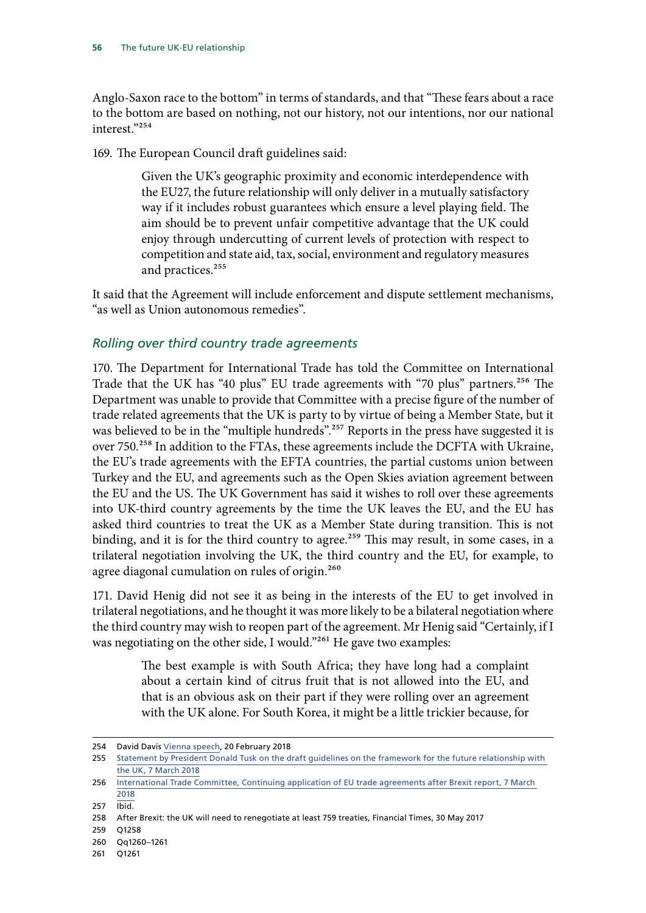Anglo-Saxon race to the bottom" in terms of standards, and that "These fears about a race to the bottom are based on nothing, not our history, not our intentions, nor our national interest."[254]

169. The European Council draft guidelines said:

> Given the UK's geographic proximity and economic interdependence with the EU27, the future relationship will only deliver in a mutually satisfactory way if it includes robust guarantees which ensure a level playing field. The aim should be to prevent unfair competitive advantage that the UK could enjoy through undercutting of current levels of protection with respect to competition and state aid, tax, social, environment and regulatory measures and practices.[255]

It said that the Agreement will include enforcement and dispute settlement mechanisms, "as well as Union autonomous remedies".

### *Rolling over third country trade agreements*

170. The Department for International Trade has told the Committee on International Trade that the UK has "40 plus" EU trade agreements with "70 plus" partners.[256] The Department was unable to provide that Committee with a precise figure of the number of trade related agreements that the UK is party to by virtue of being a Member State, but it was believed to be in the "multiple hundreds".[257] Reports in the press have suggested it is over 750.[258] In addition to the FTAs, these agreements include the DCFTA with Ukraine, the EU's trade agreements with the EFTA countries, the partial customs union between Turkey and the EU, and agreements such as the Open Skies aviation agreement between the EU and the US. The UK Government has said it wishes to roll over these agreements into UK-third country agreements by the time the UK leaves the EU, and the EU has asked third countries to treat the UK as a Member State during transition. This is not binding, and it is for the third country to agree.[259] This may result, in some cases, in a trilateral negotiation involving the UK, the third country and the EU, for example, to agree diagonal cumulation on rules of origin.[260]

171. David Henig did not see it as being in the interests of the EU to get involved in trilateral negotiations, and he thought it was more likely to be a bilateral negotiation where the third country may wish to reopen part of the agreement. Mr Henig said "Certainly, if I was negotiating on the other side, I would."[261] He gave two examples:

> The best example is with South Africa; they have long had a complaint about a certain kind of citrus fruit that is not allowed into the EU, and that is an obvious ask on their part if they were rolling over an agreement with the UK alone. For South Korea, it might be a little trickier because, for

254 David Davis Vienna speech, 20 February 2018

255 Statement by President Donald Tusk on the draft guidelines on the framework for the future relationship with the UK, 7 March 2018

256 International Trade Committee, Continuing application of EU trade agreements after Brexit report, 7 March 2018

257 Ibid.

258 After Brexit: the UK will need to renegotiate at least 759 treaties, Financial Times, 30 May 2017

259 Q1258

260 Qq1260–1261

261 Q1261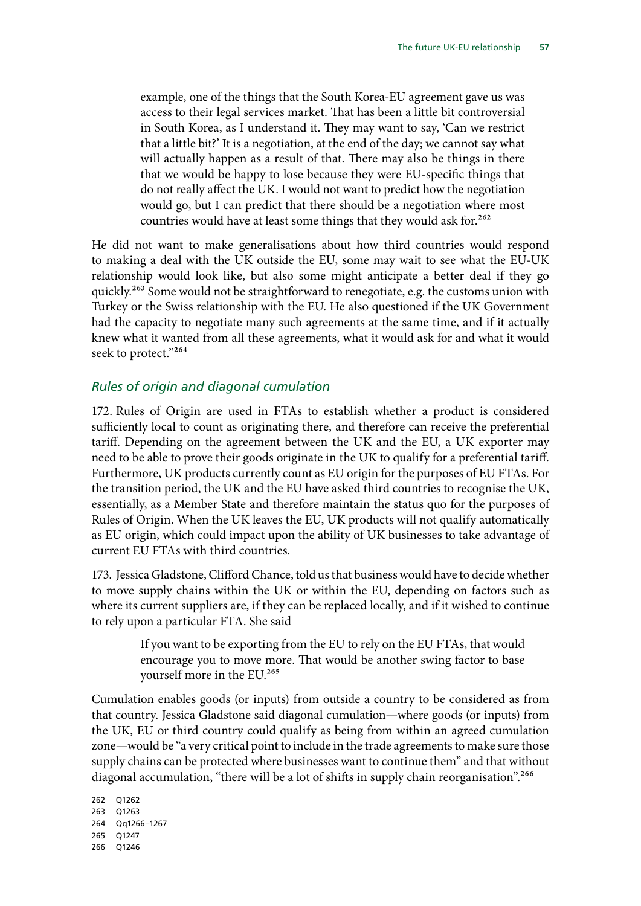> example, one of the things that the South Korea-EU agreement gave us was access to their legal services market. That has been a little bit controversial in South Korea, as I understand it. They may want to say, 'Can we restrict that a little bit?' It is a negotiation, at the end of the day; we cannot say what will actually happen as a result of that. There may also be things in there that we would be happy to lose because they were EU-specific things that do not really affect the UK. I would not want to predict how the negotiation would go, but I can predict that there should be a negotiation where most countries would have at least some things that they would ask for.[262]

He did not want to make generalisations about how third countries would respond to making a deal with the UK outside the EU, some may wait to see what the EU-UK relationship would look like, but also some might anticipate a better deal if they go quickly.[263] Some would not be straightforward to renegotiate, e.g. the customs union with Turkey or the Swiss relationship with the EU. He also questioned if the UK Government had the capacity to negotiate many such agreements at the same time, and if it actually knew what it wanted from all these agreements, what it would ask for and what it would seek to protect."[264]

### *Rules of origin and diagonal cumulation*

172. Rules of Origin are used in FTAs to establish whether a product is considered sufficiently local to count as originating there, and therefore can receive the preferential tariff. Depending on the agreement between the UK and the EU, a UK exporter may need to be able to prove their goods originate in the UK to qualify for a preferential tariff. Furthermore, UK products currently count as EU origin for the purposes of EU FTAs. For the transition period, the UK and the EU have asked third countries to recognise the UK, essentially, as a Member State and therefore maintain the status quo for the purposes of Rules of Origin. When the UK leaves the EU, UK products will not qualify automatically as EU origin, which could impact upon the ability of UK businesses to take advantage of current EU FTAs with third countries.

173. Jessica Gladstone, Clifford Chance, told us that business would have to decide whether to move supply chains within the UK or within the EU, depending on factors such as where its current suppliers are, if they can be replaced locally, and if it wished to continue to rely upon a particular FTA. She said

> If you want to be exporting from the EU to rely on the EU FTAs, that would encourage you to move more. That would be another swing factor to base yourself more in the EU.[265]

Cumulation enables goods (or inputs) from outside a country to be considered as from that country. Jessica Gladstone said diagonal cumulation—where goods (or inputs) from the UK, EU or third country could qualify as being from within an agreed cumulation zone—would be "a very critical point to include in the trade agreements to make sure those supply chains can be protected where businesses want to continue them" and that without diagonal accumulation, "there will be a lot of shifts in supply chain reorganisation".[266]

---

262 Q1262
263 Q1263
264 Qq1266–1267
265 Q1247
266 Q1246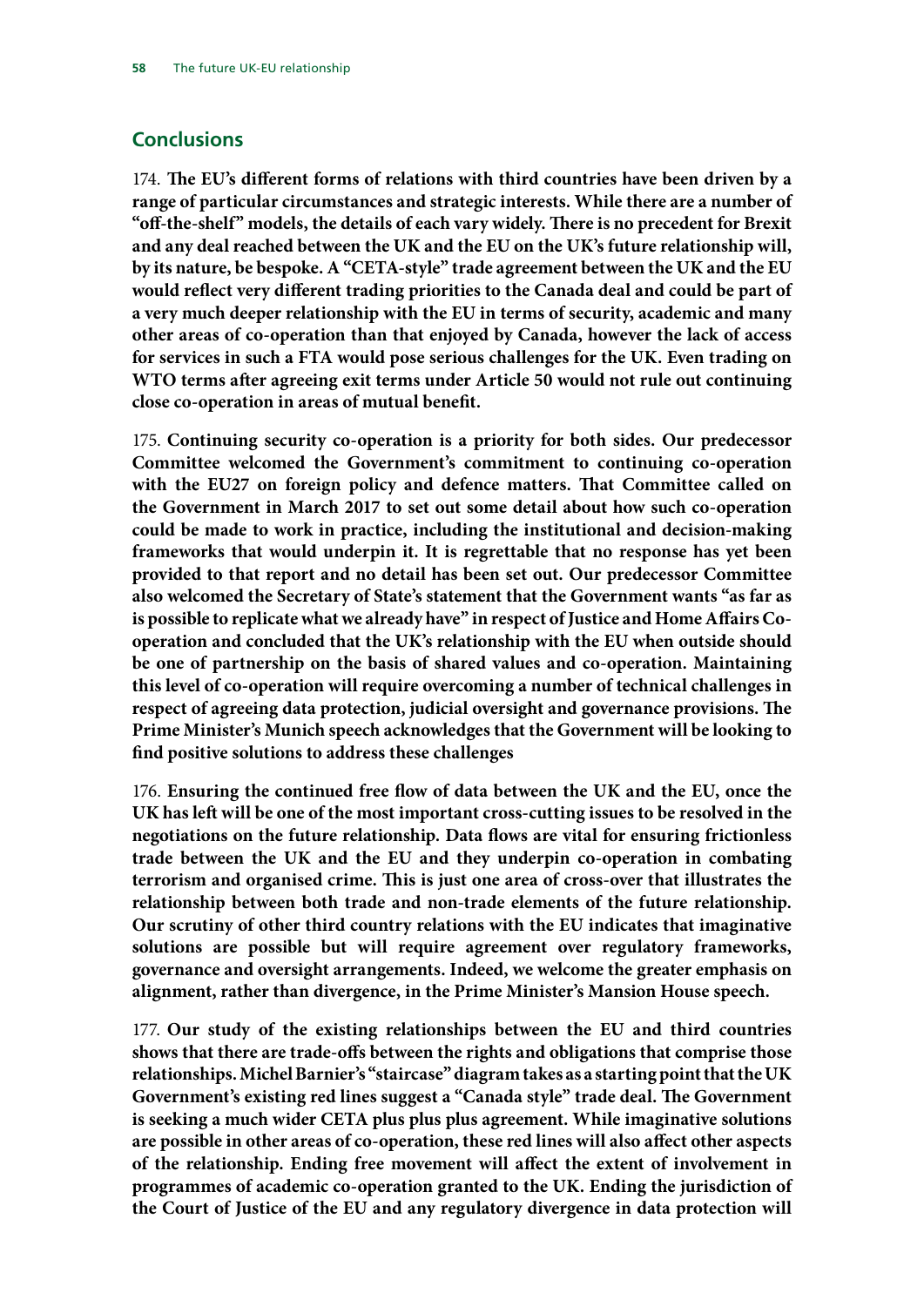## Conclusions

174. **The EU's different forms of relations with third countries have been driven by a range of particular circumstances and strategic interests. While there are a number of "off-the-shelf" models, the details of each vary widely. There is no precedent for Brexit and any deal reached between the UK and the EU on the UK's future relationship will, by its nature, be bespoke. A "CETA-style" trade agreement between the UK and the EU would reflect very different trading priorities to the Canada deal and could be part of a very much deeper relationship with the EU in terms of security, academic and many other areas of co-operation than that enjoyed by Canada, however the lack of access for services in such a FTA would pose serious challenges for the UK. Even trading on WTO terms after agreeing exit terms under Article 50 would not rule out continuing close co-operation in areas of mutual benefit.**

175. **Continuing security co-operation is a priority for both sides. Our predecessor Committee welcomed the Government's commitment to continuing co-operation with the EU27 on foreign policy and defence matters. That Committee called on the Government in March 2017 to set out some detail about how such co-operation could be made to work in practice, including the institutional and decision-making frameworks that would underpin it. It is regrettable that no response has yet been provided to that report and no detail has been set out. Our predecessor Committee also welcomed the Secretary of State's statement that the Government wants "as far as is possible to replicate what we already have" in respect of Justice and Home Affairs Co-operation and concluded that the UK's relationship with the EU when outside should be one of partnership on the basis of shared values and co-operation. Maintaining this level of co-operation will require overcoming a number of technical challenges in respect of agreeing data protection, judicial oversight and governance provisions. The Prime Minister's Munich speech acknowledges that the Government will be looking to find positive solutions to address these challenges**

176. **Ensuring the continued free flow of data between the UK and the EU, once the UK has left will be one of the most important cross-cutting issues to be resolved in the negotiations on the future relationship. Data flows are vital for ensuring frictionless trade between the UK and the EU and they underpin co-operation in combating terrorism and organised crime. This is just one area of cross-over that illustrates the relationship between both trade and non-trade elements of the future relationship. Our scrutiny of other third country relations with the EU indicates that imaginative solutions are possible but will require agreement over regulatory frameworks, governance and oversight arrangements. Indeed, we welcome the greater emphasis on alignment, rather than divergence, in the Prime Minister's Mansion House speech.**

177. **Our study of the existing relationships between the EU and third countries shows that there are trade-offs between the rights and obligations that comprise those relationships. Michel Barnier's "staircase" diagram takes as a starting point that the UK Government's existing red lines suggest a "Canada style" trade deal. The Government is seeking a much wider CETA plus plus plus agreement. While imaginative solutions are possible in other areas of co-operation, these red lines will also affect other aspects of the relationship. Ending free movement will affect the extent of involvement in programmes of academic co-operation granted to the UK. Ending the jurisdiction of the Court of Justice of the EU and any regulatory divergence in data protection will**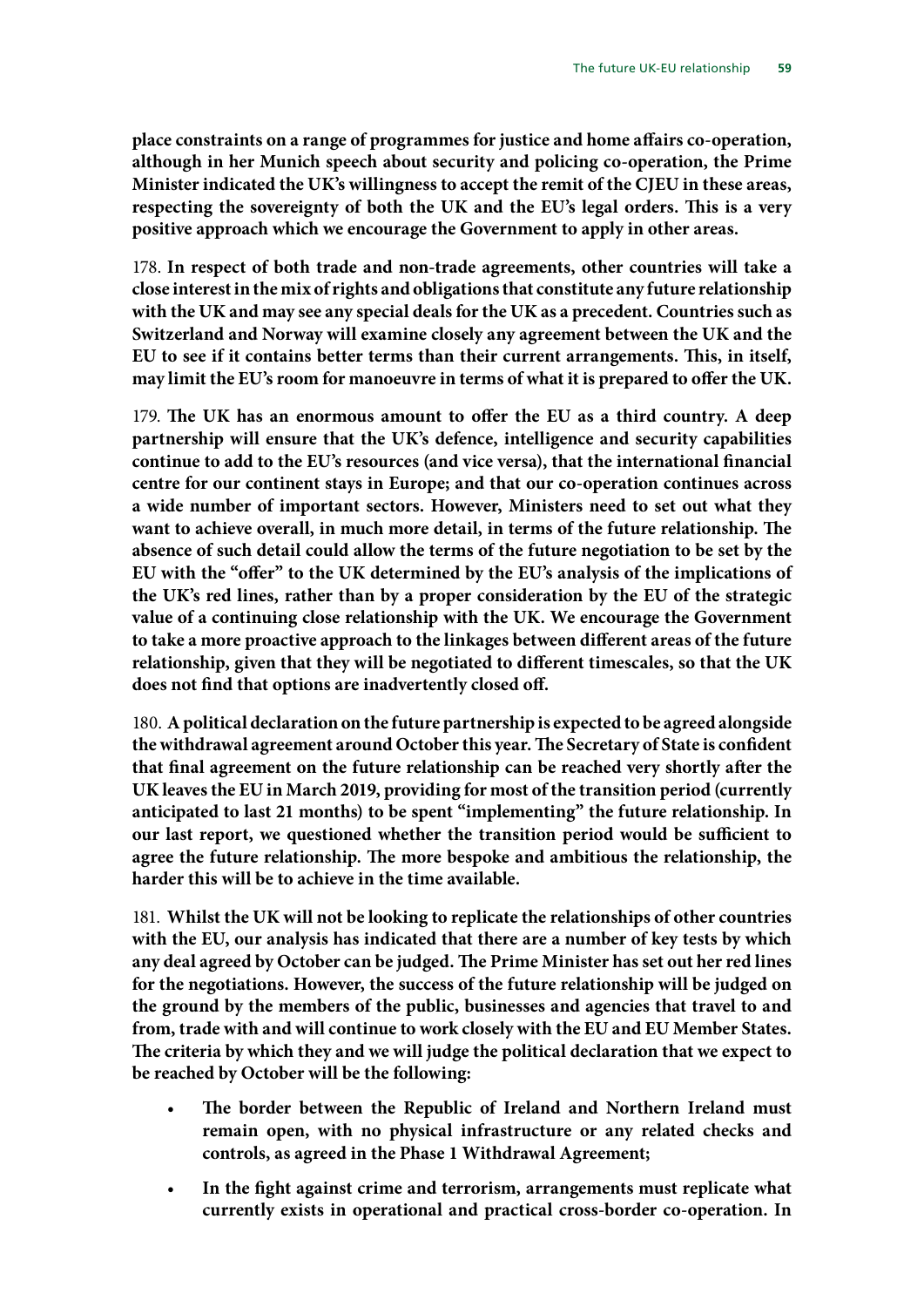**place constraints on a range of programmes for justice and home affairs co-operation, although in her Munich speech about security and policing co-operation, the Prime Minister indicated the UK's willingness to accept the remit of the CJEU in these areas, respecting the sovereignty of both the UK and the EU's legal orders. This is a very positive approach which we encourage the Government to apply in other areas.**

178. **In respect of both trade and non-trade agreements, other countries will take a close interest in the mix of rights and obligations that constitute any future relationship with the UK and may see any special deals for the UK as a precedent. Countries such as Switzerland and Norway will examine closely any agreement between the UK and the EU to see if it contains better terms than their current arrangements. This, in itself, may limit the EU's room for manoeuvre in terms of what it is prepared to offer the UK.**

179. **The UK has an enormous amount to offer the EU as a third country. A deep partnership will ensure that the UK's defence, intelligence and security capabilities continue to add to the EU's resources (and vice versa), that the international financial centre for our continent stays in Europe; and that our co-operation continues across a wide number of important sectors. However, Ministers need to set out what they want to achieve overall, in much more detail, in terms of the future relationship. The absence of such detail could allow the terms of the future negotiation to be set by the EU with the "offer" to the UK determined by the EU's analysis of the implications of the UK's red lines, rather than by a proper consideration by the EU of the strategic value of a continuing close relationship with the UK. We encourage the Government to take a more proactive approach to the linkages between different areas of the future relationship, given that they will be negotiated to different timescales, so that the UK does not find that options are inadvertently closed off.**

180. **A political declaration on the future partnership is expected to be agreed alongside the withdrawal agreement around October this year. The Secretary of State is confident that final agreement on the future relationship can be reached very shortly after the UK leaves the EU in March 2019, providing for most of the transition period (currently anticipated to last 21 months) to be spent "implementing" the future relationship. In our last report, we questioned whether the transition period would be sufficient to agree the future relationship. The more bespoke and ambitious the relationship, the harder this will be to achieve in the time available.**

181. **Whilst the UK will not be looking to replicate the relationships of other countries with the EU, our analysis has indicated that there are a number of key tests by which any deal agreed by October can be judged. The Prime Minister has set out her red lines for the negotiations. However, the success of the future relationship will be judged on the ground by the members of the public, businesses and agencies that travel to and from, trade with and will continue to work closely with the EU and EU Member States. The criteria by which they and we will judge the political declaration that we expect to be reached by October will be the following:**

- **The border between the Republic of Ireland and Northern Ireland must remain open, with no physical infrastructure or any related checks and controls, as agreed in the Phase 1 Withdrawal Agreement;**
- **In the fight against crime and terrorism, arrangements must replicate what currently exists in operational and practical cross-border co-operation. In**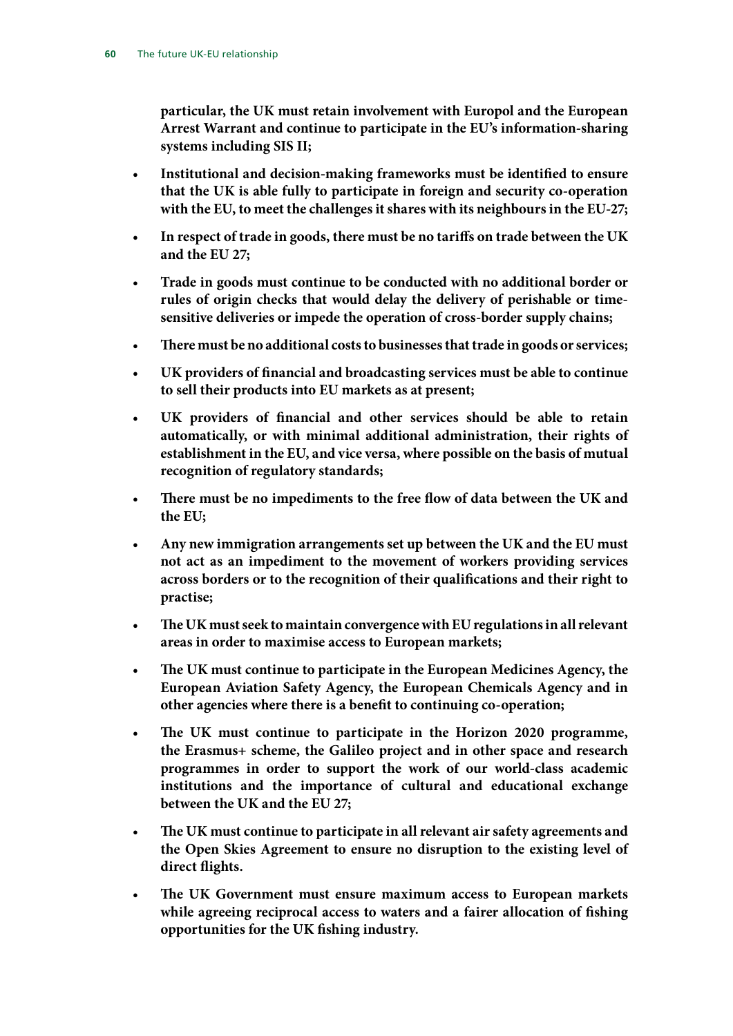**particular, the UK must retain involvement with Europol and the European Arrest Warrant and continue to participate in the EU's information-sharing systems including SIS II;**

- **Institutional and decision-making frameworks must be identified to ensure that the UK is able fully to participate in foreign and security co-operation with the EU, to meet the challenges it shares with its neighbours in the EU-27;**
- **In respect of trade in goods, there must be no tariffs on trade between the UK and the EU 27;**
- **Trade in goods must continue to be conducted with no additional border or rules of origin checks that would delay the delivery of perishable or time-sensitive deliveries or impede the operation of cross-border supply chains;**
- **There must be no additional costs to businesses that trade in goods or services;**
- **UK providers of financial and broadcasting services must be able to continue to sell their products into EU markets as at present;**
- **UK providers of financial and other services should be able to retain automatically, or with minimal additional administration, their rights of establishment in the EU, and vice versa, where possible on the basis of mutual recognition of regulatory standards;**
- **There must be no impediments to the free flow of data between the UK and the EU;**
- **Any new immigration arrangements set up between the UK and the EU must not act as an impediment to the movement of workers providing services across borders or to the recognition of their qualifications and their right to practise;**
- **The UK must seek to maintain convergence with EU regulations in all relevant areas in order to maximise access to European markets;**
- **The UK must continue to participate in the European Medicines Agency, the European Aviation Safety Agency, the European Chemicals Agency and in other agencies where there is a benefit to continuing co-operation;**
- **The UK must continue to participate in the Horizon 2020 programme, the Erasmus+ scheme, the Galileo project and in other space and research programmes in order to support the work of our world-class academic institutions and the importance of cultural and educational exchange between the UK and the EU 27;**
- **The UK must continue to participate in all relevant air safety agreements and the Open Skies Agreement to ensure no disruption to the existing level of direct flights.**
- **The UK Government must ensure maximum access to European markets while agreeing reciprocal access to waters and a fairer allocation of fishing opportunities for the UK fishing industry.**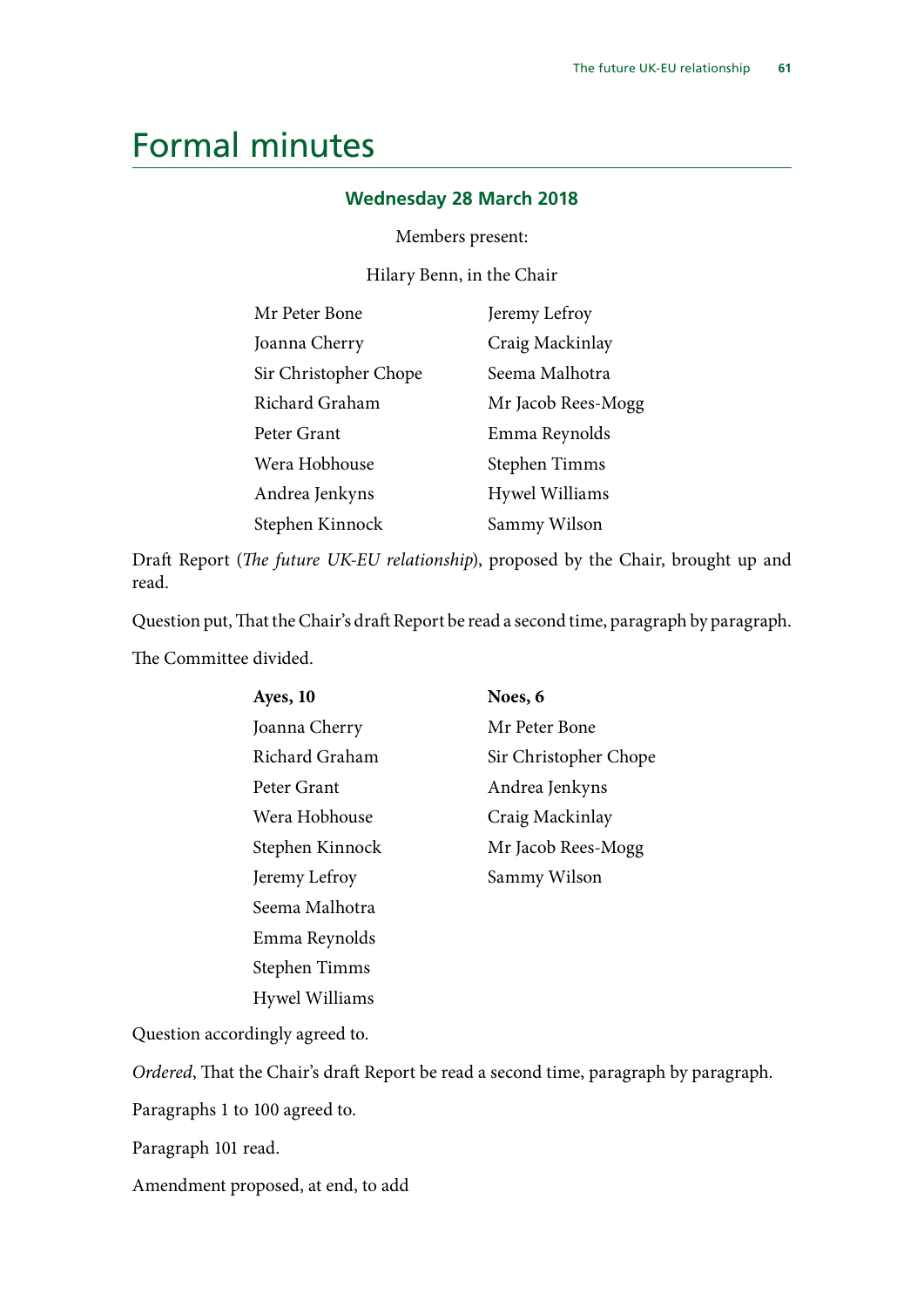# Formal minutes

### Wednesday 28 March 2018

Members present:

Hilary Benn, in the Chair

| | |
|---|---|
| Mr Peter Bone | Jeremy Lefroy |
| Joanna Cherry | Craig Mackinlay |
| Sir Christopher Chope | Seema Malhotra |
| Richard Graham | Mr Jacob Rees-Mogg |
| Peter Grant | Emma Reynolds |
| Wera Hobhouse | Stephen Timms |
| Andrea Jenkyns | Hywel Williams |
| Stephen Kinnock | Sammy Wilson |

Draft Report (*The future UK-EU relationship*), proposed by the Chair, brought up and read.

Question put, That the Chair's draft Report be read a second time, paragraph by paragraph.

The Committee divided.

| **Ayes, 10** | **Noes, 6** |
|---|---|
| Joanna Cherry | Mr Peter Bone |
| Richard Graham | Sir Christopher Chope |
| Peter Grant | Andrea Jenkyns |
| Wera Hobhouse | Craig Mackinlay |
| Stephen Kinnock | Mr Jacob Rees-Mogg |
| Jeremy Lefroy | Sammy Wilson |
| Seema Malhotra | |
| Emma Reynolds | |
| Stephen Timms | |
| Hywel Williams | |

Question accordingly agreed to.

*Ordered*, That the Chair's draft Report be read a second time, paragraph by paragraph.

Paragraphs 1 to 100 agreed to.

Paragraph 101 read.

Amendment proposed, at end, to add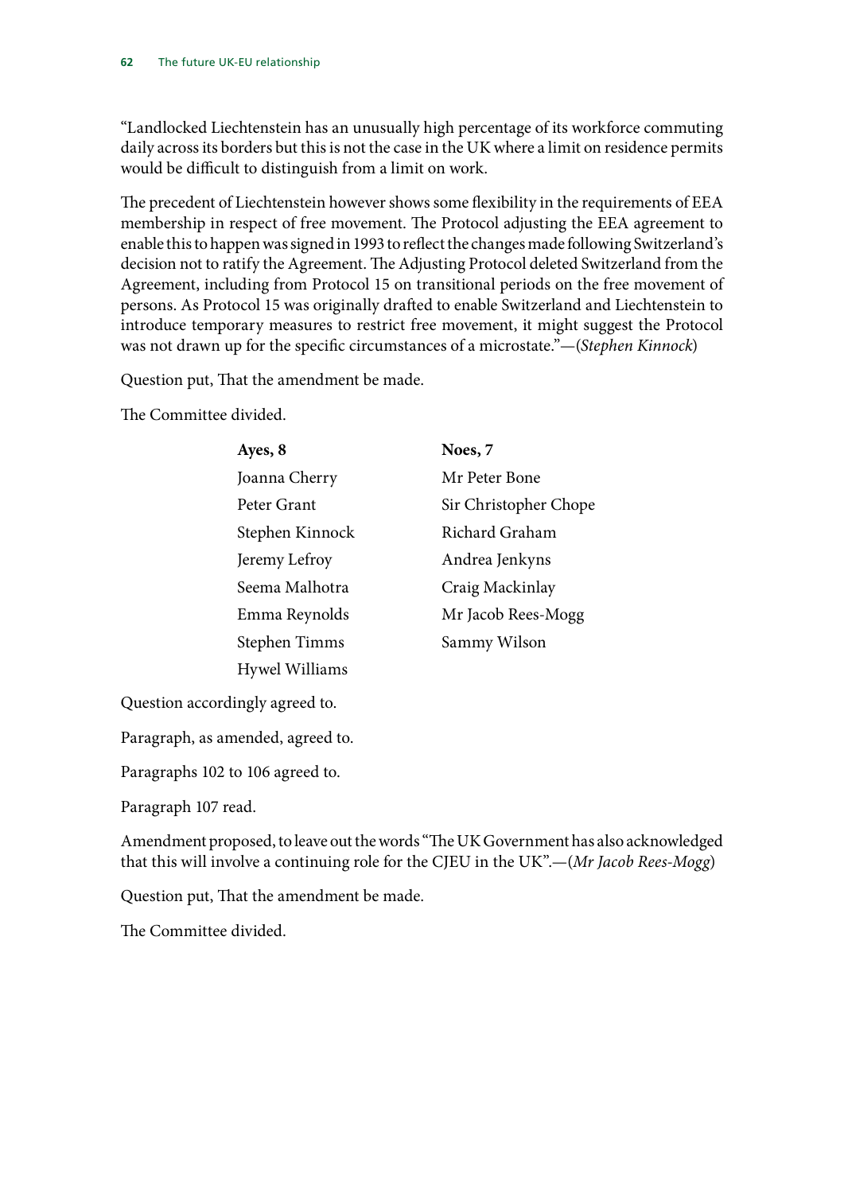"Landlocked Liechtenstein has an unusually high percentage of its workforce commuting daily across its borders but this is not the case in the UK where a limit on residence permits would be difficult to distinguish from a limit on work.

The precedent of Liechtenstein however shows some flexibility in the requirements of EEA membership in respect of free movement. The Protocol adjusting the EEA agreement to enable this to happen was signed in 1993 to reflect the changes made following Switzerland's decision not to ratify the Agreement. The Adjusting Protocol deleted Switzerland from the Agreement, including from Protocol 15 on transitional periods on the free movement of persons. As Protocol 15 was originally drafted to enable Switzerland and Liechtenstein to introduce temporary measures to restrict free movement, it might suggest the Protocol was not drawn up for the specific circumstances of a microstate."—(*Stephen Kinnock*)

Question put, That the amendment be made.

The Committee divided.

| **Ayes, 8** | **Noes, 7** |
|---|---|
| Joanna Cherry | Mr Peter Bone |
| Peter Grant | Sir Christopher Chope |
| Stephen Kinnock | Richard Graham |
| Jeremy Lefroy | Andrea Jenkyns |
| Seema Malhotra | Craig Mackinlay |
| Emma Reynolds | Mr Jacob Rees-Mogg |
| Stephen Timms | Sammy Wilson |
| Hywel Williams | |

Question accordingly agreed to.

Paragraph, as amended, agreed to.

Paragraphs 102 to 106 agreed to.

Paragraph 107 read.

Amendment proposed, to leave out the words "The UK Government has also acknowledged that this will involve a continuing role for the CJEU in the UK".—(*Mr Jacob Rees-Mogg*)

Question put, That the amendment be made.

The Committee divided.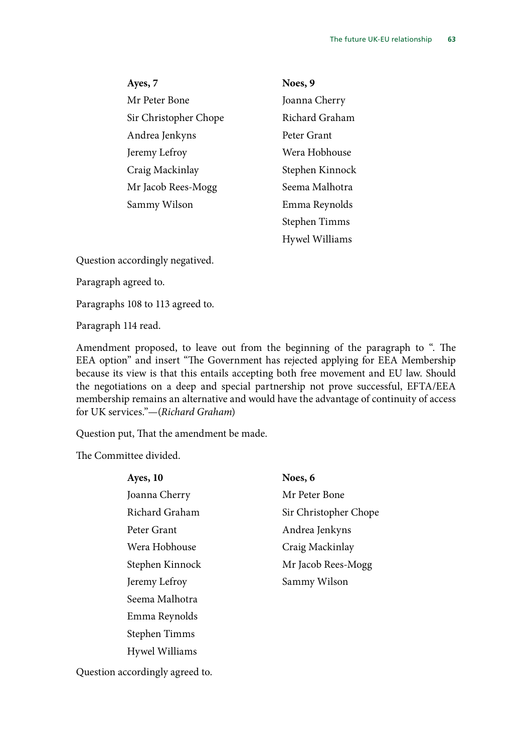| Ayes, 7 | Noes, 9 |
|---|---|
| Mr Peter Bone | Joanna Cherry |
| Sir Christopher Chope | Richard Graham |
| Andrea Jenkyns | Peter Grant |
| Jeremy Lefroy | Wera Hobhouse |
| Craig Mackinlay | Stephen Kinnock |
| Mr Jacob Rees-Mogg | Seema Malhotra |
| Sammy Wilson | Emma Reynolds |
| | Stephen Timms |
| | Hywel Williams |

Question accordingly negatived.

Paragraph agreed to.

Paragraphs 108 to 113 agreed to.

Paragraph 114 read.

Amendment proposed, to leave out from the beginning of the paragraph to ". The EEA option" and insert "The Government has rejected applying for EEA Membership because its view is that this entails accepting both free movement and EU law. Should the negotiations on a deep and special partnership not prove successful, EFTA/EEA membership remains an alternative and would have the advantage of continuity of access for UK services."—(*Richard Graham*)

Question put, That the amendment be made.

The Committee divided.

| Ayes, 10 | Noes, 6 |
|---|---|
| Joanna Cherry | Mr Peter Bone |
| Richard Graham | Sir Christopher Chope |
| Peter Grant | Andrea Jenkyns |
| Wera Hobhouse | Craig Mackinlay |
| Stephen Kinnock | Mr Jacob Rees-Mogg |
| Jeremy Lefroy | Sammy Wilson |
| Seema Malhotra | |
| Emma Reynolds | |
| Stephen Timms | |
| Hywel Williams | |

Question accordingly agreed to.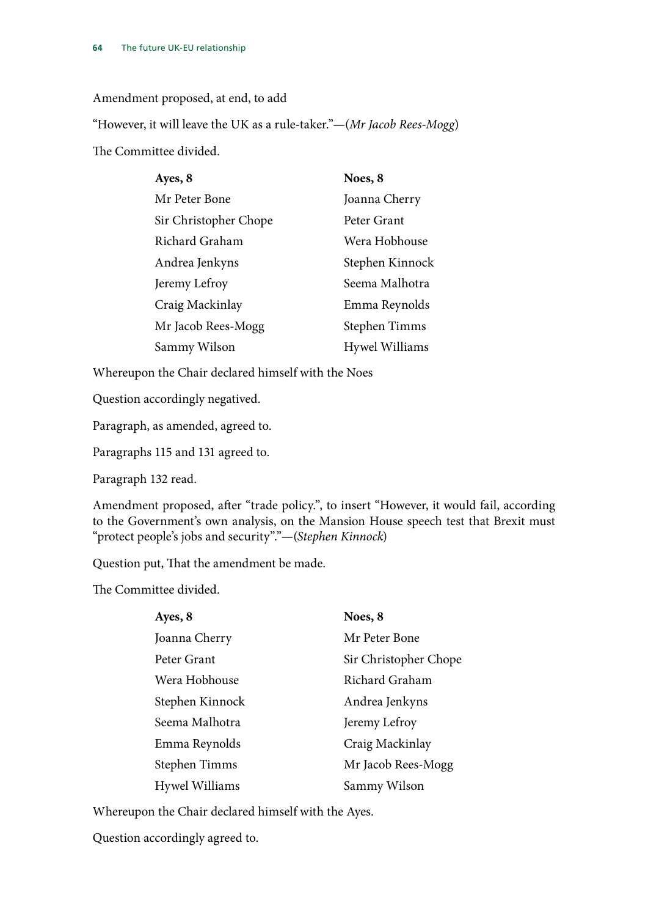Amendment proposed, at end, to add

"However, it will leave the UK as a rule-taker."—(*Mr Jacob Rees-Mogg*)

The Committee divided.

| **Ayes, 8** | **Noes, 8** |
|---|---|
| Mr Peter Bone | Joanna Cherry |
| Sir Christopher Chope | Peter Grant |
| Richard Graham | Wera Hobhouse |
| Andrea Jenkyns | Stephen Kinnock |
| Jeremy Lefroy | Seema Malhotra |
| Craig Mackinlay | Emma Reynolds |
| Mr Jacob Rees-Mogg | Stephen Timms |
| Sammy Wilson | Hywel Williams |

Whereupon the Chair declared himself with the Noes

Question accordingly negatived.

Paragraph, as amended, agreed to.

Paragraphs 115 and 131 agreed to.

Paragraph 132 read.

Amendment proposed, after "trade policy.", to insert "However, it would fail, according to the Government's own analysis, on the Mansion House speech test that Brexit must "protect people's jobs and security"."—(*Stephen Kinnock*)

Question put, That the amendment be made.

The Committee divided.

| **Ayes, 8** | **Noes, 8** |
|---|---|
| Joanna Cherry | Mr Peter Bone |
| Peter Grant | Sir Christopher Chope |
| Wera Hobhouse | Richard Graham |
| Stephen Kinnock | Andrea Jenkyns |
| Seema Malhotra | Jeremy Lefroy |
| Emma Reynolds | Craig Mackinlay |
| Stephen Timms | Mr Jacob Rees-Mogg |
| Hywel Williams | Sammy Wilson |

Whereupon the Chair declared himself with the Ayes.

Question accordingly agreed to.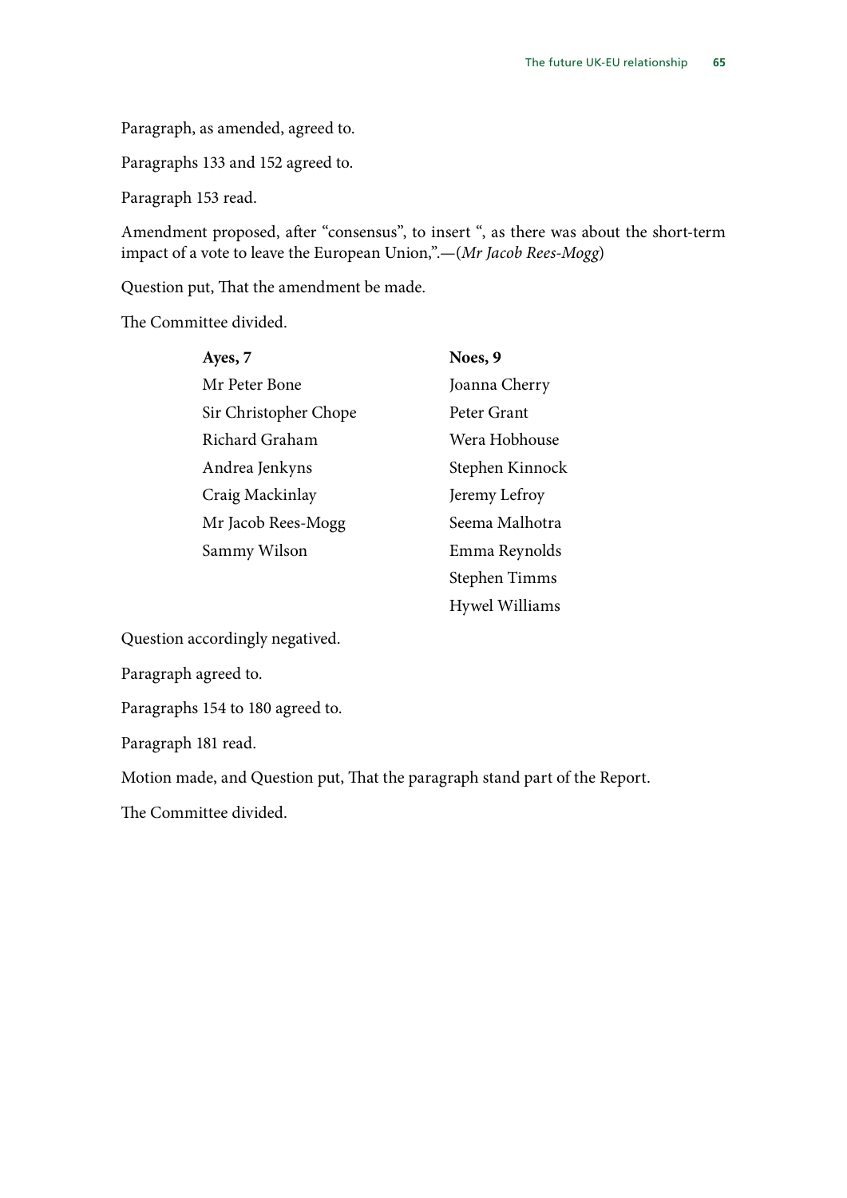Paragraph, as amended, agreed to.

Paragraphs 133 and 152 agreed to.

Paragraph 153 read.

Amendment proposed, after "consensus", to insert ", as there was about the short-term impact of a vote to leave the European Union,".—(*Mr Jacob Rees-Mogg*)

Question put, That the amendment be made.

The Committee divided.

| **Ayes, 7** | **Noes, 9** |
|---|---|
| Mr Peter Bone | Joanna Cherry |
| Sir Christopher Chope | Peter Grant |
| Richard Graham | Wera Hobhouse |
| Andrea Jenkyns | Stephen Kinnock |
| Craig Mackinlay | Jeremy Lefroy |
| Mr Jacob Rees-Mogg | Seema Malhotra |
| Sammy Wilson | Emma Reynolds |
| | Stephen Timms |
| | Hywel Williams |

Question accordingly negatived.

Paragraph agreed to.

Paragraphs 154 to 180 agreed to.

Paragraph 181 read.

Motion made, and Question put, That the paragraph stand part of the Report.

The Committee divided.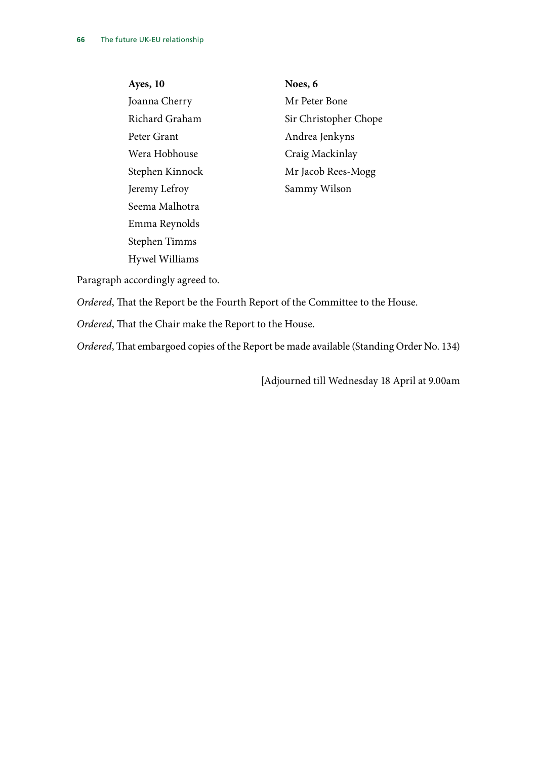| **Ayes, 10** | **Noes, 6** |
|---|---|
| Joanna Cherry | Mr Peter Bone |
| Richard Graham | Sir Christopher Chope |
| Peter Grant | Andrea Jenkyns |
| Wera Hobhouse | Craig Mackinlay |
| Stephen Kinnock | Mr Jacob Rees-Mogg |
| Jeremy Lefroy | Sammy Wilson |
| Seema Malhotra | |
| Emma Reynolds | |
| Stephen Timms | |
| Hywel Williams | |

Paragraph accordingly agreed to.

*Ordered*, That the Report be the Fourth Report of the Committee to the House.

*Ordered*, That the Chair make the Report to the House.

*Ordered*, That embargoed copies of the Report be made available (Standing Order No. 134)

[Adjourned till Wednesday 18 April at 9.00am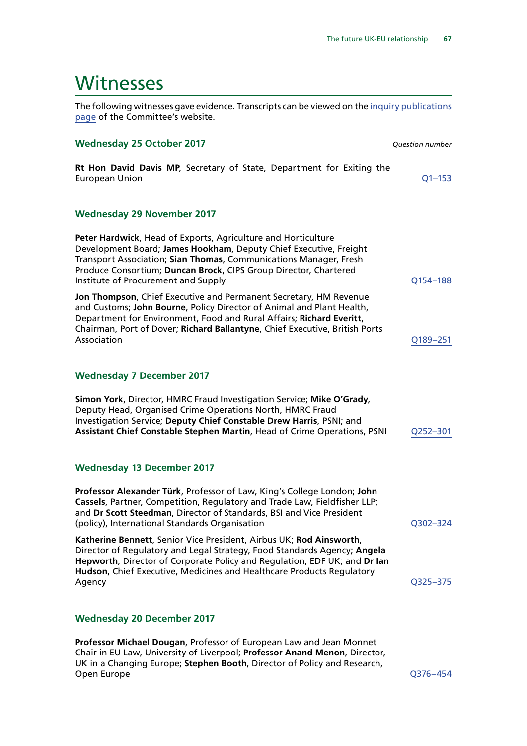# Witnesses

The following witnesses gave evidence. Transcripts can be viewed on the inquiry publications page of the Committee's website.

### Wednesday 25 October 2017

*Question number*

**Rt Hon David Davis MP**, Secretary of State, Department for Exiting the European Union — Q1–153

### Wednesday 29 November 2017

**Peter Hardwick**, Head of Exports, Agriculture and Horticulture Development Board; **James Hookham**, Deputy Chief Executive, Freight Transport Association; **Sian Thomas**, Communications Manager, Fresh Produce Consortium; **Duncan Brock**, CIPS Group Director, Chartered Institute of Procurement and Supply — Q154–188

**Jon Thompson**, Chief Executive and Permanent Secretary, HM Revenue and Customs; **John Bourne**, Policy Director of Animal and Plant Health, Department for Environment, Food and Rural Affairs; **Richard Everitt**, Chairman, Port of Dover; **Richard Ballantyne**, Chief Executive, British Ports Association — Q189–251

### Wednesday 7 December 2017

**Simon York**, Director, HMRC Fraud Investigation Service; **Mike O'Grady**, Deputy Head, Organised Crime Operations North, HMRC Fraud Investigation Service; **Deputy Chief Constable Drew Harris**, PSNI; and **Assistant Chief Constable Stephen Martin**, Head of Crime Operations, PSNI — Q252–301

### Wednesday 13 December 2017

**Professor Alexander Türk**, Professor of Law, King's College London; **John Cassels**, Partner, Competition, Regulatory and Trade Law, Fieldfisher LLP; and **Dr Scott Steedman**, Director of Standards, BSI and Vice President (policy), International Standards Organisation — Q302–324

**Katherine Bennett**, Senior Vice President, Airbus UK; **Rod Ainsworth**, Director of Regulatory and Legal Strategy, Food Standards Agency; **Angela Hepworth**, Director of Corporate Policy and Regulation, EDF UK; and **Dr Ian Hudson**, Chief Executive, Medicines and Healthcare Products Regulatory Agency — Q325–375

### Wednesday 20 December 2017

**Professor Michael Dougan**, Professor of European Law and Jean Monnet Chair in EU Law, University of Liverpool; **Professor Anand Menon**, Director, UK in a Changing Europe; **Stephen Booth**, Director of Policy and Research, Open Europe — Q376–454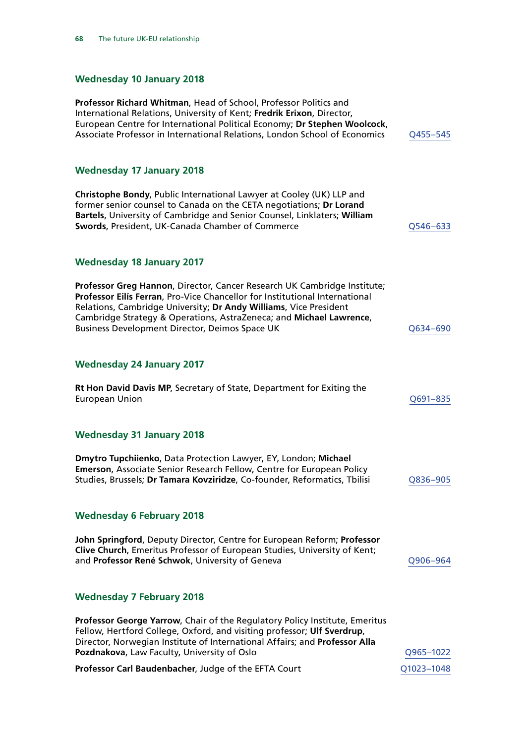### Wednesday 10 January 2018

**Professor Richard Whitman**, Head of School, Professor Politics and International Relations, University of Kent; **Fredrik Erixon**, Director, European Centre for International Political Economy; **Dr Stephen Woolcock**, Associate Professor in International Relations, London School of Economics — Q455–545

### Wednesday 17 January 2018

**Christophe Bondy**, Public International Lawyer at Cooley (UK) LLP and former senior counsel to Canada on the CETA negotiations; **Dr Lorand Bartels**, University of Cambridge and Senior Counsel, Linklaters; **William Swords**, President, UK-Canada Chamber of Commerce — Q546–633

### Wednesday 18 January 2017

**Professor Greg Hannon**, Director, Cancer Research UK Cambridge Institute; **Professor Eilís Ferran**, Pro-Vice Chancellor for Institutional International Relations, Cambridge University; **Dr Andy Williams**, Vice President Cambridge Strategy & Operations, AstraZeneca; and **Michael Lawrence**, Business Development Director, Deimos Space UK — Q634–690

### Wednesday 24 January 2017

**Rt Hon David Davis MP**, Secretary of State, Department for Exiting the European Union — Q691–835

### Wednesday 31 January 2018

**Dmytro Tupchiienko**, Data Protection Lawyer, EY, London; **Michael Emerson**, Associate Senior Research Fellow, Centre for European Policy Studies, Brussels; **Dr Tamara Kovziridze**, Co-founder, Reformatics, Tbilisi — Q836–905

### Wednesday 6 February 2018

**John Springford**, Deputy Director, Centre for European Reform; **Professor Clive Church**, Emeritus Professor of European Studies, University of Kent; and **Professor René Schwok**, University of Geneva — Q906–964

### Wednesday 7 February 2018

**Professor George Yarrow**, Chair of the Regulatory Policy Institute, Emeritus Fellow, Hertford College, Oxford, and visiting professor; **Ulf Sverdrup**, Director, Norwegian Institute of International Affairs; and **Professor Alla Pozdnakova**, Law Faculty, University of Oslo — Q965–1022

**Professor Carl Baudenbacher**, Judge of the EFTA Court — Q1023–1048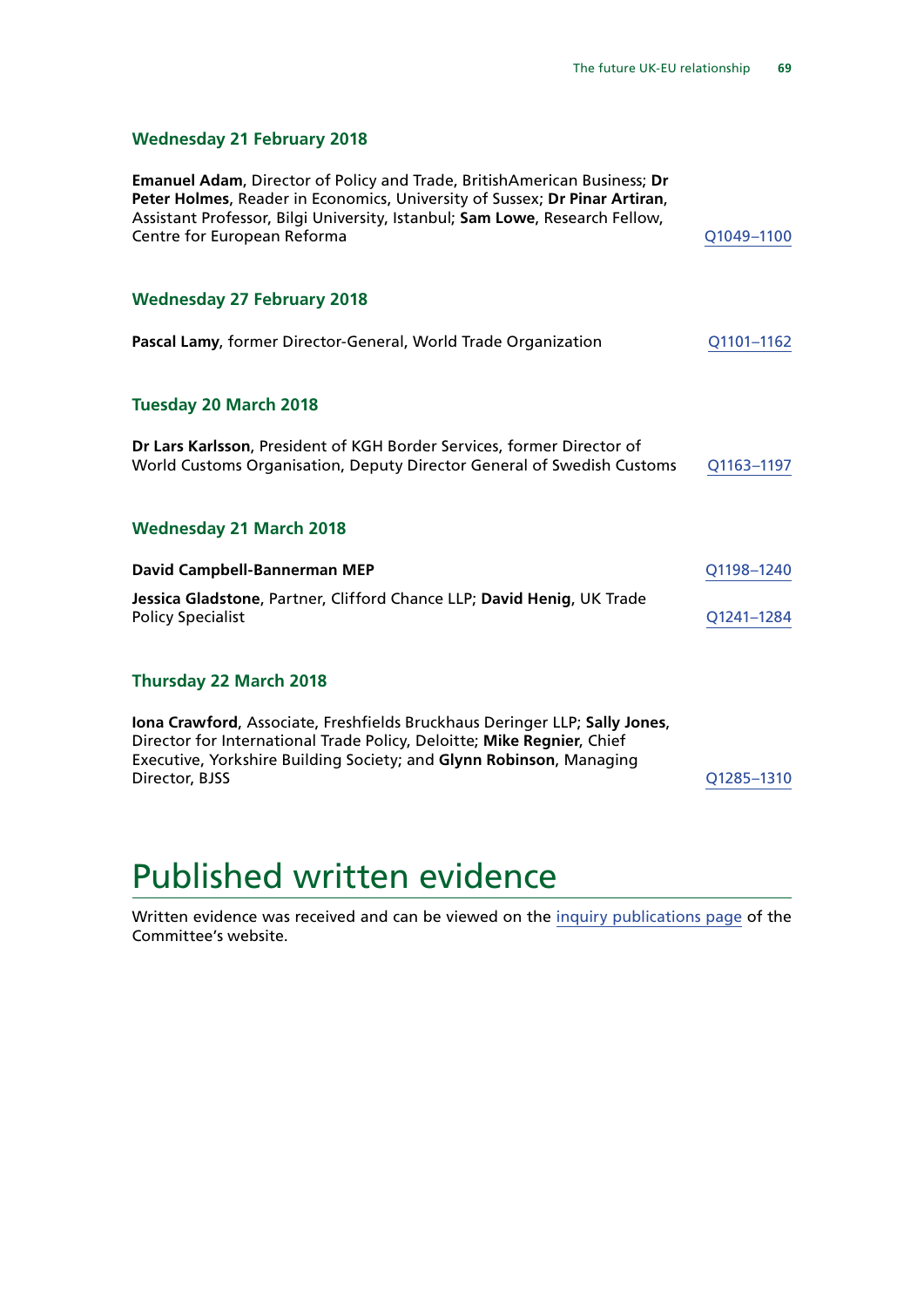### Wednesday 21 February 2018

**Emanuel Adam**, Director of Policy and Trade, BritishAmerican Business; **Dr Peter Holmes**, Reader in Economics, University of Sussex; **Dr Pinar Artiran**, Assistant Professor, Bilgi University, Istanbul; **Sam Lowe**, Research Fellow, Centre for European Reforma — Q1049–1100

### Wednesday 27 February 2018

**Pascal Lamy**, former Director-General, World Trade Organization — Q1101–1162

### Tuesday 20 March 2018

**Dr Lars Karlsson**, President of KGH Border Services, former Director of World Customs Organisation, Deputy Director General of Swedish Customs — Q1163–1197

### Wednesday 21 March 2018

**David Campbell-Bannerman MEP** — Q1198–1240

**Jessica Gladstone**, Partner, Clifford Chance LLP; **David Henig**, UK Trade Policy Specialist — Q1241–1284

### Thursday 22 March 2018

**Iona Crawford**, Associate, Freshfields Bruckhaus Deringer LLP; **Sally Jones**, Director for International Trade Policy, Deloitte; **Mike Regnier**, Chief Executive, Yorkshire Building Society; and **Glynn Robinson**, Managing Director, BJSS — Q1285–1310

# Published written evidence

Written evidence was received and can be viewed on the inquiry publications page of the Committee's website.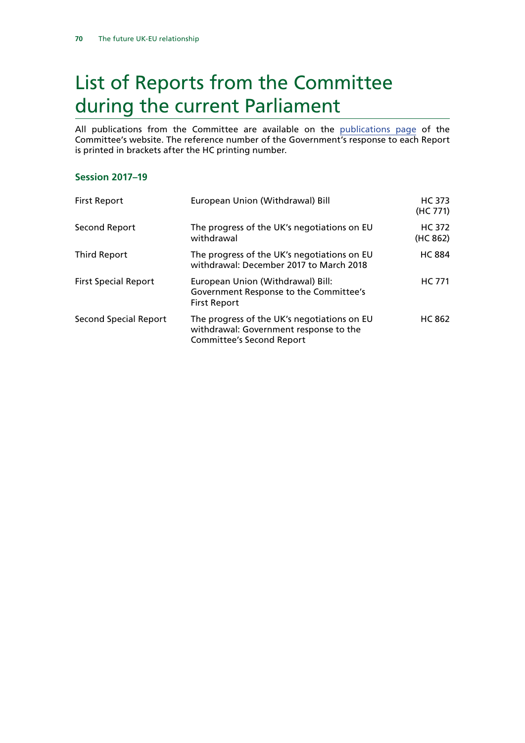# List of Reports from the Committee during the current Parliament

All publications from the Committee are available on the publications page of the Committee's website. The reference number of the Government's response to each Report is printed in brackets after the HC printing number.

### Session 2017–19

| | | |
|---|---|---|
| First Report | European Union (Withdrawal) Bill | HC 373 (HC 771) |
| Second Report | The progress of the UK's negotiations on EU withdrawal | HC 372 (HC 862) |
| Third Report | The progress of the UK's negotiations on EU withdrawal: December 2017 to March 2018 | HC 884 |
| First Special Report | European Union (Withdrawal) Bill: Government Response to the Committee's First Report | HC 771 |
| Second Special Report | The progress of the UK's negotiations on EU withdrawal: Government response to the Committee's Second Report | HC 862 |